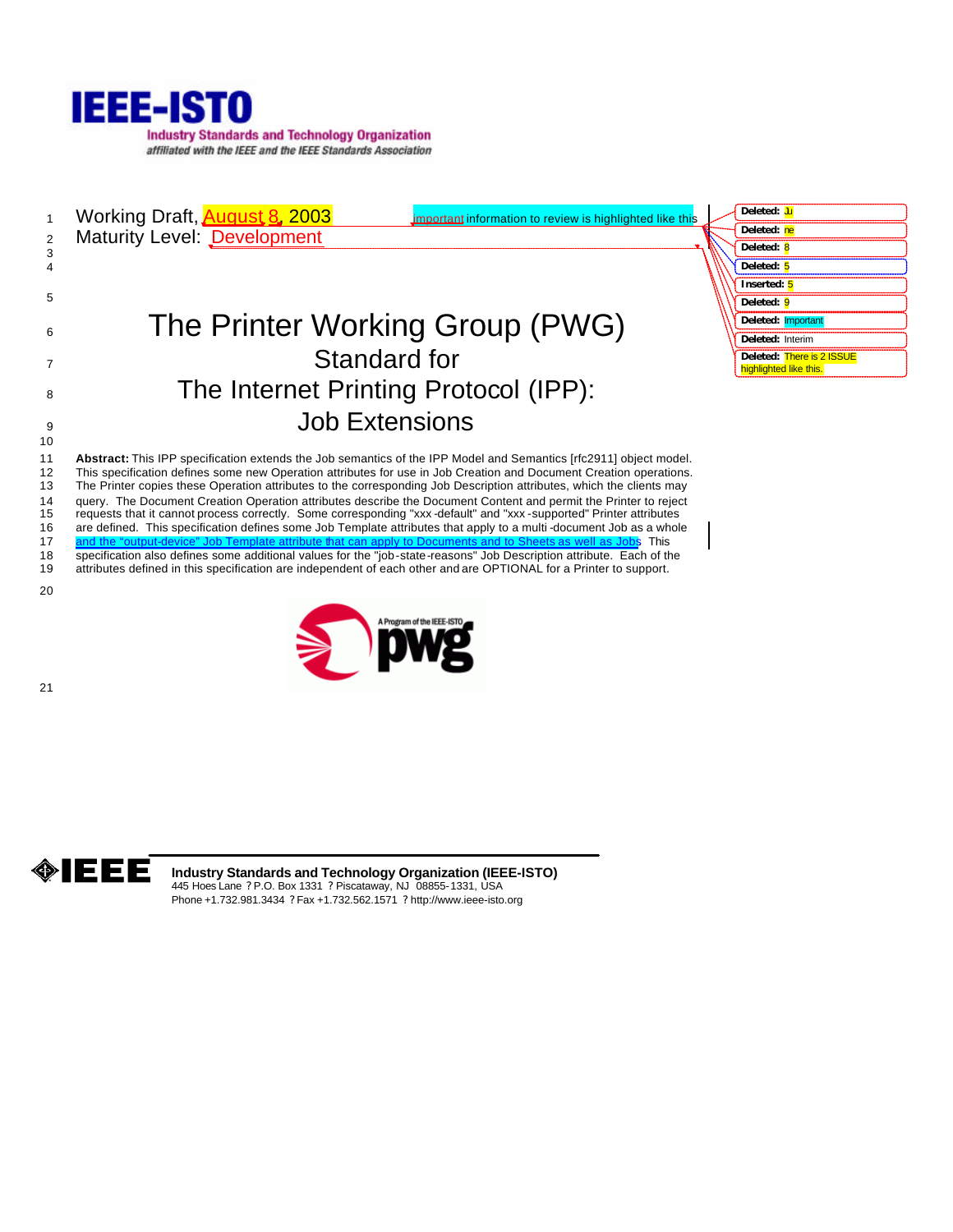IEEE-ISTO

Industry Standards and Technology Organization

*affiliated with the IEEE and the IEEE Standards Association*

Working Draft, August 8, 2003

Maturity Level: Development

Important information to review is highlighted like this

# The Printer Working Group (PWG) Standard for The Internet Printing Protocol (IPP): Job Extensions

**Abstract:** This IPP specification extends the Job semantics of the IPP Model and Semantics [rfc2911] object model. This specification defines some new Operation attributes for use in Job Creation and Document Creation operations. The Printer copies these Operation attributes to the corresponding Job Description attributes, which the clients may query. The Document Creation Operation attributes describe the Document Content and permit the Printer to reject requests that it cannot process correctly. Some corresponding "xxx-default" and "xxx-supported" Printer attributes are defined. This specification defines some Job Template attributes that apply to a multi-document Job as a whole and the "output-device" Job Template attribute that can apply to Documents and to Sheets as well as Jobs. This specification also defines some additional values for the "job-state-reasons" Job Description attribute. Each of the attributes defined in this specification are independent of each other and are OPTIONAL for a Printer to support.

A Program of the IEEE-ISTO pwg

IEEE

**Industry Standards and Technology Organization (IEEE-ISTO)**

445 Hoes Lane ? P.O. Box 1331 ? Piscataway, NJ 08855-1331, USA

Phone +1.732.981.3434 ? Fax +1.732.562.1571 ? http://www.ieee-isto.org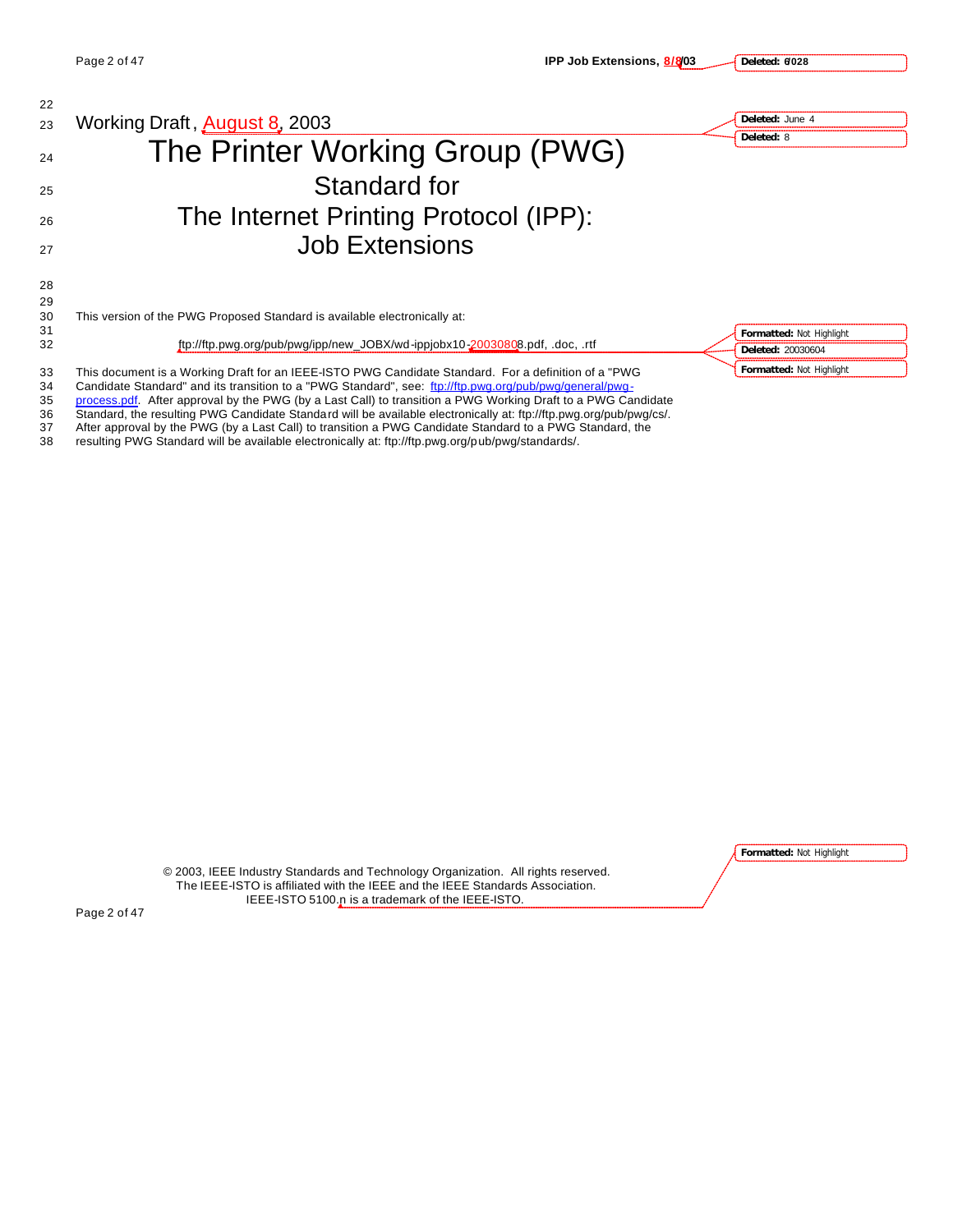Working Draft, August 8, 2003

# The Printer Working Group (PWG)

## Standard for

## The Internet Printing Protocol (IPP): Job Extensions

This version of the PWG Proposed Standard is available electronically at:

ftp://ftp.pwg.org/pub/pwg/ipp/new_JOBX/wd-ippjobx10-20030808.pdf, .doc, .rtf

This document is a Working Draft for an IEEE-ISTO PWG Candidate Standard. For a definition of a "PWG Candidate Standard" and its transition to a "PWG Standard", see: ftp://ftp.pwg.org/pub/pwg/general/pwg-process.pdf. After approval by the PWG (by a Last Call) to transition a PWG Working Draft to a PWG Candidate Standard, the resulting PWG Candidate Standard will be available electronically at: ftp://ftp.pwg.org/pub/pwg/cs/. After approval by the PWG (by a Last Call) to transition a PWG Candidate Standard to a PWG Standard, the resulting PWG Standard will be available electronically at: ftp://ftp.pwg.org/pub/pwg/standards/.

© 2003, IEEE Industry Standards and Technology Organization. All rights reserved.
The IEEE-ISTO is affiliated with the IEEE and the IEEE Standards Association.
IEEE-ISTO 5100.n is a trademark of the IEEE-ISTO.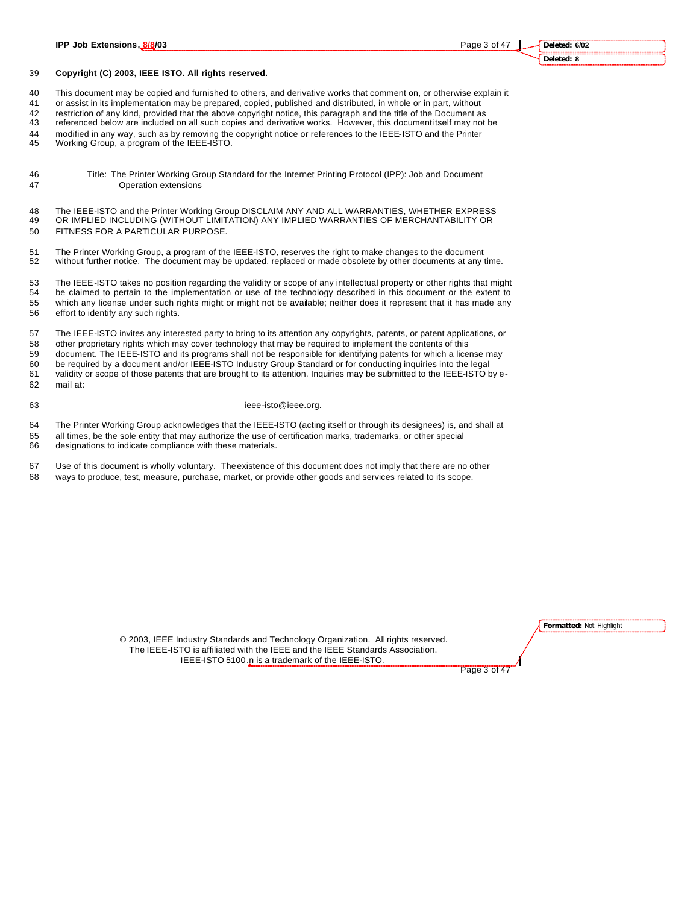**Copyright (C) 2003, IEEE ISTO. All rights reserved.**

This document may be copied and furnished to others, and derivative works that comment on, or otherwise explain it or assist in its implementation may be prepared, copied, published and distributed, in whole or in part, without restriction of any kind, provided that the above copyright notice, this paragraph and the title of the Document as referenced below are included on all such copies and derivative works. However, this document itself may not be modified in any way, such as by removing the copyright notice or references to the IEEE-ISTO and the Printer Working Group, a program of the IEEE-ISTO.

Title: The Printer Working Group Standard for the Internet Printing Protocol (IPP): Job and Document Operation extensions

The IEEE-ISTO and the Printer Working Group DISCLAIM ANY AND ALL WARRANTIES, WHETHER EXPRESS OR IMPLIED INCLUDING (WITHOUT LIMITATION) ANY IMPLIED WARRANTIES OF MERCHANTABILITY OR FITNESS FOR A PARTICULAR PURPOSE.

The Printer Working Group, a program of the IEEE-ISTO, reserves the right to make changes to the document without further notice. The document may be updated, replaced or made obsolete by other documents at any time.

The IEEE-ISTO takes no position regarding the validity or scope of any intellectual property or other rights that might be claimed to pertain to the implementation or use of the technology described in this document or the extent to which any license under such rights might or might not be available; neither does it represent that it has made any effort to identify any such rights.

The IEEE-ISTO invites any interested party to bring to its attention any copyrights, patents, or patent applications, or other proprietary rights which may cover technology that may be required to implement the contents of this document. The IEEE-ISTO and its programs shall not be responsible for identifying patents for which a license may be required by a document and/or IEEE-ISTO Industry Group Standard or for conducting inquiries into the legal validity or scope of those patents that are brought to its attention. Inquiries may be submitted to the IEEE-ISTO by e-mail at:

ieee-isto@ieee.org.

The Printer Working Group acknowledges that the IEEE-ISTO (acting itself or through its designees) is, and shall at all times, be the sole entity that may authorize the use of certification marks, trademarks, or other special designations to indicate compliance with these materials.

Use of this document is wholly voluntary. The existence of this document does not imply that there are no other ways to produce, test, measure, purchase, market, or provide other goods and services related to its scope.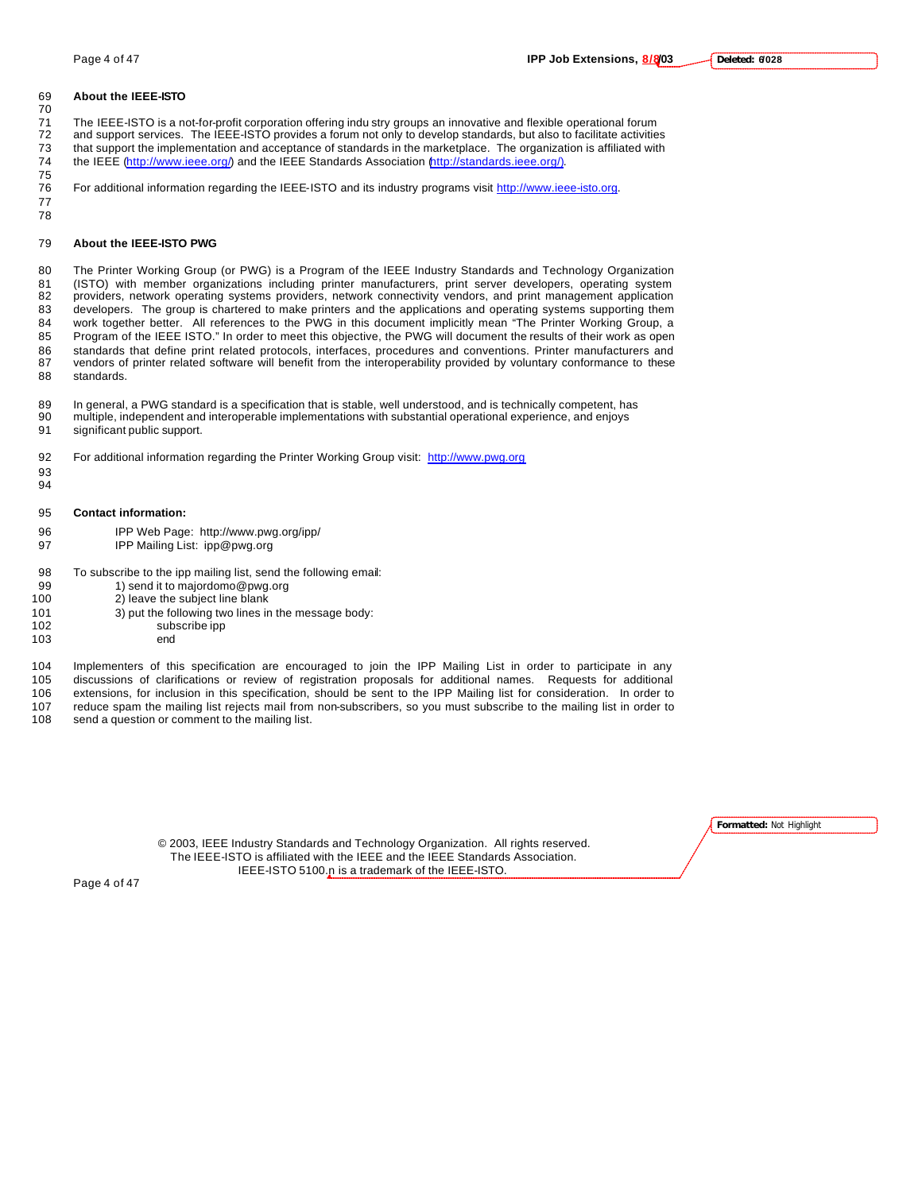## About the IEEE-ISTO

The IEEE-ISTO is a not-for-profit corporation offering industry groups an innovative and flexible operational forum and support services. The IEEE-ISTO provides a forum not only to develop standards, but also to facilitate activities that support the implementation and acceptance of standards in the marketplace. The organization is affiliated with the IEEE (http://www.ieee.org/) and the IEEE Standards Association (http://standards.ieee.org/).

For additional information regarding the IEEE-ISTO and its industry programs visit http://www.ieee-isto.org.

## About the IEEE-ISTO PWG

The Printer Working Group (or PWG) is a Program of the IEEE Industry Standards and Technology Organization (ISTO) with member organizations including printer manufacturers, print server developers, operating system providers, network operating systems providers, network connectivity vendors, and print management application developers. The group is chartered to make printers and the applications and operating systems supporting them work together better. All references to the PWG in this document implicitly mean "The Printer Working Group, a Program of the IEEE ISTO." In order to meet this objective, the PWG will document the results of their work as open standards that define print related protocols, interfaces, procedures and conventions. Printer manufacturers and vendors of printer related software will benefit from the interoperability provided by voluntary conformance to these standards.

In general, a PWG standard is a specification that is stable, well understood, and is technically competent, has multiple, independent and interoperable implementations with substantial operational experience, and enjoys significant public support.

For additional information regarding the Printer Working Group visit: http://www.pwg.org

## Contact information:

IPP Web Page: http://www.pwg.org/ipp/
IPP Mailing List: ipp@pwg.org

To subscribe to the ipp mailing list, send the following email:

1) send it to majordomo@pwg.org
2) leave the subject line blank
3) put the following two lines in the message body:

```
subscribe ipp
end
```

Implementers of this specification are encouraged to join the IPP Mailing List in order to participate in any discussions of clarifications or review of registration proposals for additional names. Requests for additional extensions, for inclusion in this specification, should be sent to the IPP Mailing list for consideration. In order to reduce spam the mailing list rejects mail from non-subscribers, so you must subscribe to the mailing list in order to send a question or comment to the mailing list.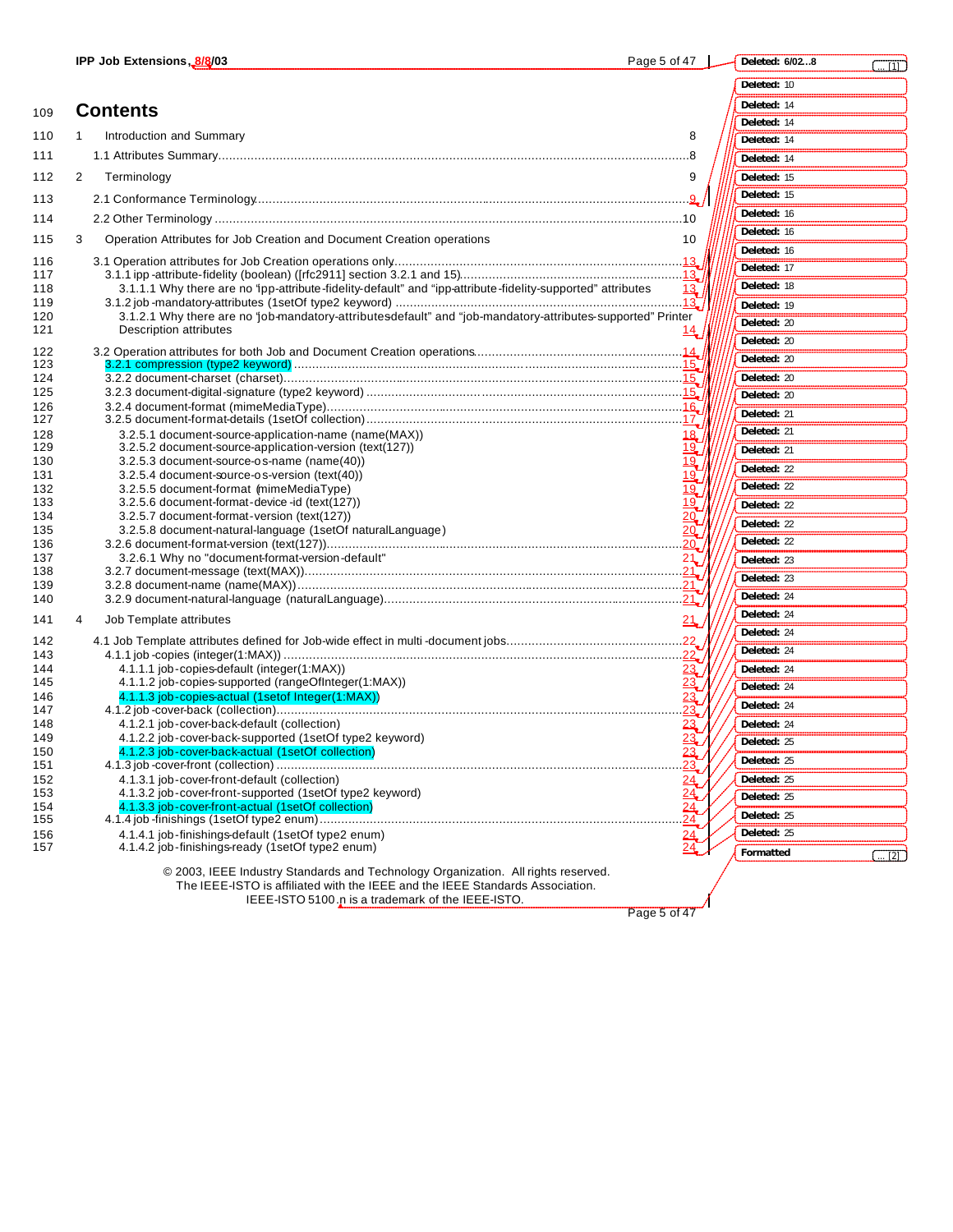# Contents

1 Introduction and Summary 8

1.1 Attributes Summary ........................................ 8

2 Terminology 9

2.1 Conformance Terminology ........................................ 9

2.2 Other Terminology ........................................ 10

3 Operation Attributes for Job Creation and Document Creation operations 10

3.1 Operation attributes for Job Creation operations only ........................................ 13

3.1.1 ipp-attribute-fidelity (boolean) ([rfc2911] section 3.2.1 and 15) ........................................ 13

3.1.1.1 Why there are no "ipp-attribute-fidelity-default" and "ipp-attribute-fidelity-supported" attributes 13

3.1.2 job-mandatory-attributes (1setOf type2 keyword) ........................................ 13

3.1.2.1 Why there are no "job-mandatory-attributes-default" and "job-mandatory-attributes-supported" Printer Description attributes 14

3.2 Operation attributes for both Job and Document Creation operations ........................................ 14

3.2.1 compression (type2 keyword) ........................................ 15

3.2.2 document-charset (charset) ........................................ 15

3.2.3 document-digital-signature (type2 keyword) ........................................ 15

3.2.4 document-format (mimeMediaType) ........................................ 16

3.2.5 document-format-details (1setOf collection) ........................................ 17

3.2.5.1 document-source-application-name (name(MAX)) 18

3.2.5.2 document-source-application-version (text(127)) 19

3.2.5.3 document-source-os-name (name(40)) 19

3.2.5.4 document-source-os-version (text(40)) 19

3.2.5.5 document-format (mimeMediaType) 19

3.2.5.6 document-format-device-id (text(127)) 19

3.2.5.7 document-format-version (text(127)) 20

3.2.5.8 document-natural-language (1setOf naturalLanguage) 20

3.2.6 document-format-version (text(127)) ........................................ 20

3.2.6.1 Why no "document-format-version-default" 21

3.2.7 document-message (text(MAX)) ........................................ 21

3.2.8 document-name (name(MAX)) ........................................ 21

3.2.9 document-natural-language (naturalLanguage) ........................................ 21

4 Job Template attributes 21

4.1 Job Template attributes defined for Job-wide effect in multi-document jobs ........................................ 22

4.1.1 job-copies (integer(1:MAX)) ........................................ 22

4.1.1.1 job-copies-default (integer(1:MAX)) 23

4.1.1.2 job-copies-supported (rangeOfInteger(1:MAX)) 23

4.1.1.3 job-copies-actual (1setof Integer(1:MAX)) 23

4.1.2 job-cover-back (collection) ........................................ 23

4.1.2.1 job-cover-back-default (collection) 23

4.1.2.2 job-cover-back-supported (1setOf type2 keyword) 23

4.1.2.3 job-cover-back-actual (1setOf collection) 23

4.1.3 job-cover-front (collection) ........................................ 23

4.1.3.1 job-cover-front-default (collection) 24

4.1.3.2 job-cover-front-supported (1setOf type2 keyword) 24

4.1.3.3 job-cover-front-actual (1setOf collection) 24

4.1.4 job-finishings (1setOf type2 enum) ........................................ 24

4.1.4.1 job-finishings-default (1setOf type2 enum) 24

4.1.4.2 job-finishings-ready (1setOf type2 enum) 24

© 2003, IEEE Industry Standards and Technology Organization. All rights reserved.
The IEEE-ISTO is affiliated with the IEEE and the IEEE Standards Association.
IEEE-ISTO 5100.n is a trademark of the IEEE-ISTO.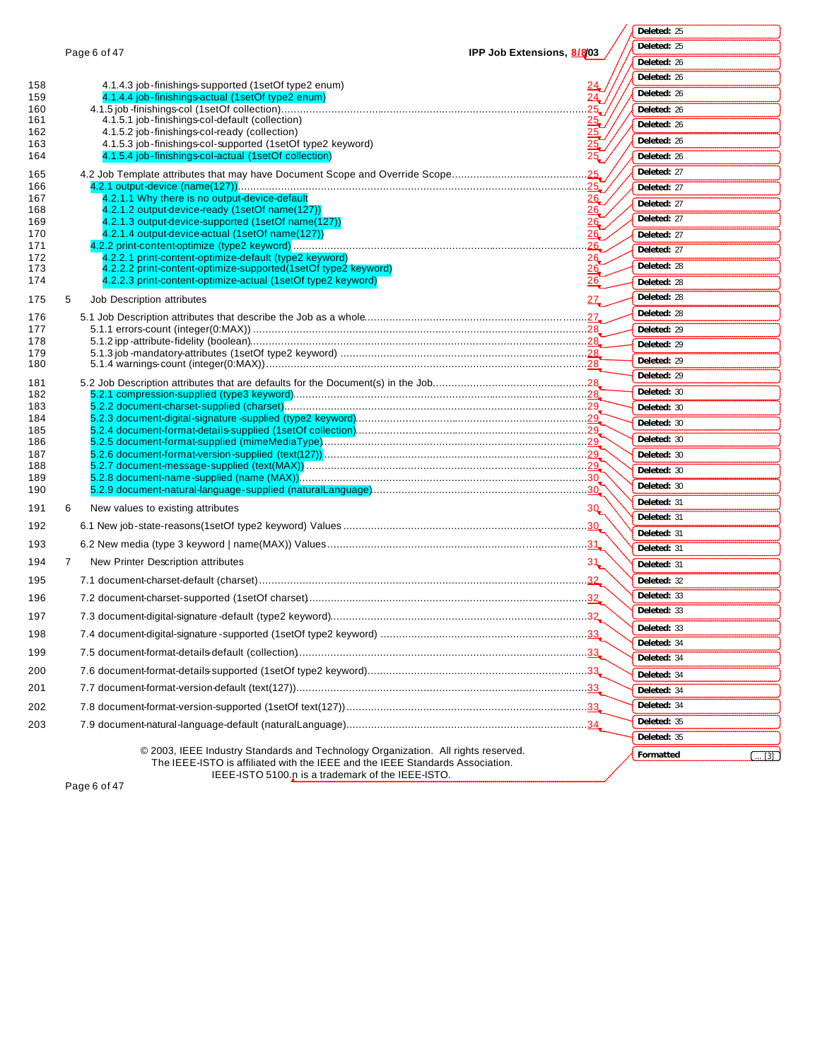158 4.1.4.3 job-finishings-supported (1setOf type2 enum) 24
159 4.1.4.4 job-finishings-actual (1setOf type2 enum) 24
160 4.1.5 job-finishings-col (1setOf collection)........................................25
161 4.1.5.1 job-finishings-col-default (collection) 25
162 4.1.5.2 job-finishings-col-ready (collection) 25
163 4.1.5.3 job-finishings-col-supported (1setOf type2 keyword) 25
164 4.1.5.4 job-finishings-col-actual (1setOf collection) 25

165 4.2 Job Template attributes that may have Document Scope and Override Scope........................25
166 4.2.1 output-device (name(127))........................................25
167 4.2.1.1 Why there is no output-device-default 26
168 4.2.1.2 output-device-ready (1setOf name(127)) 26
169 4.2.1.3 output-device-supported (1setOf name(127)) 26
170 4.2.1.4 output-device-actual (1setOf name(127)) 26
171 4.2.2 print-content-optimize (type2 keyword)........................................26
172 4.2.2.1 print-content-optimize-default (type2 keyword) 26
173 4.2.2.2 print-content-optimize-supported(1setOf type2 keyword) 26
174 4.2.2.3 print-content-optimize-actual (1setOf type2 keyword) 26

175 5 Job Description attributes 27

176 5.1 Job Description attributes that describe the Job as a whole........................................27
177 5.1.1 errors-count (integer(0:MAX))........................................28
178 5.1.2 ipp-attribute-fidelity (boolean)........................................28
179 5.1.3 job-mandatory-attributes (1setOf type2 keyword)........................................28
180 5.1.4 warnings-count (integer(0:MAX))........................................28

181 5.2 Job Description attributes that are defaults for the Document(s) in the Job........................................28
182 5.2.1 compression-supplied (type3 keyword)........................................28
183 5.2.2 document-charset-supplied (charset)........................................29
184 5.2.3 document-digital-signature-supplied (type2 keyword)........................................29
185 5.2.4 document-format-details-supplied (1setOf collection)........................................29
186 5.2.5 document-format-supplied (mimeMediaType)........................................29
187 5.2.6 document-format-version-supplied (text(127))........................................29
188 5.2.7 document-message-supplied (text(MAX))........................................29
189 5.2.8 document-name-supplied (name (MAX))........................................30
190 5.2.9 document-natural-language-supplied (naturalLanguage)........................................30

191 6 New values to existing attributes 30

192 6.1 New job-state-reasons(1setOf type2 keyword) Values........................................30

193 6.2 New media (type 3 keyword | name(MAX)) Values........................................31

194 7 New Printer Description attributes 31

195 7.1 document-charset-default (charset)........................................32

196 7.2 document-charset-supported (1setOf charset)........................................32

197 7.3 document-digital-signature-default (type2 keyword)........................................32

198 7.4 document-digital-signature-supported (1setOf type2 keyword)........................................33

199 7.5 document-format-details-default (collection)........................................33

200 7.6 document-format-details-supported (1setOf type2 keyword)........................................33

201 7.7 document-format-version-default (text(127))........................................33

202 7.8 document-format-version-supported (1setOf text(127))........................................33

203 7.9 document-natural-language-default (naturalLanguage)........................................34

© 2003, IEEE Industry Standards and Technology Organization. All rights reserved.
The IEEE-ISTO is affiliated with the IEEE and the IEEE Standards Association.
IEEE-ISTO 5100.n is a trademark of the IEEE-ISTO.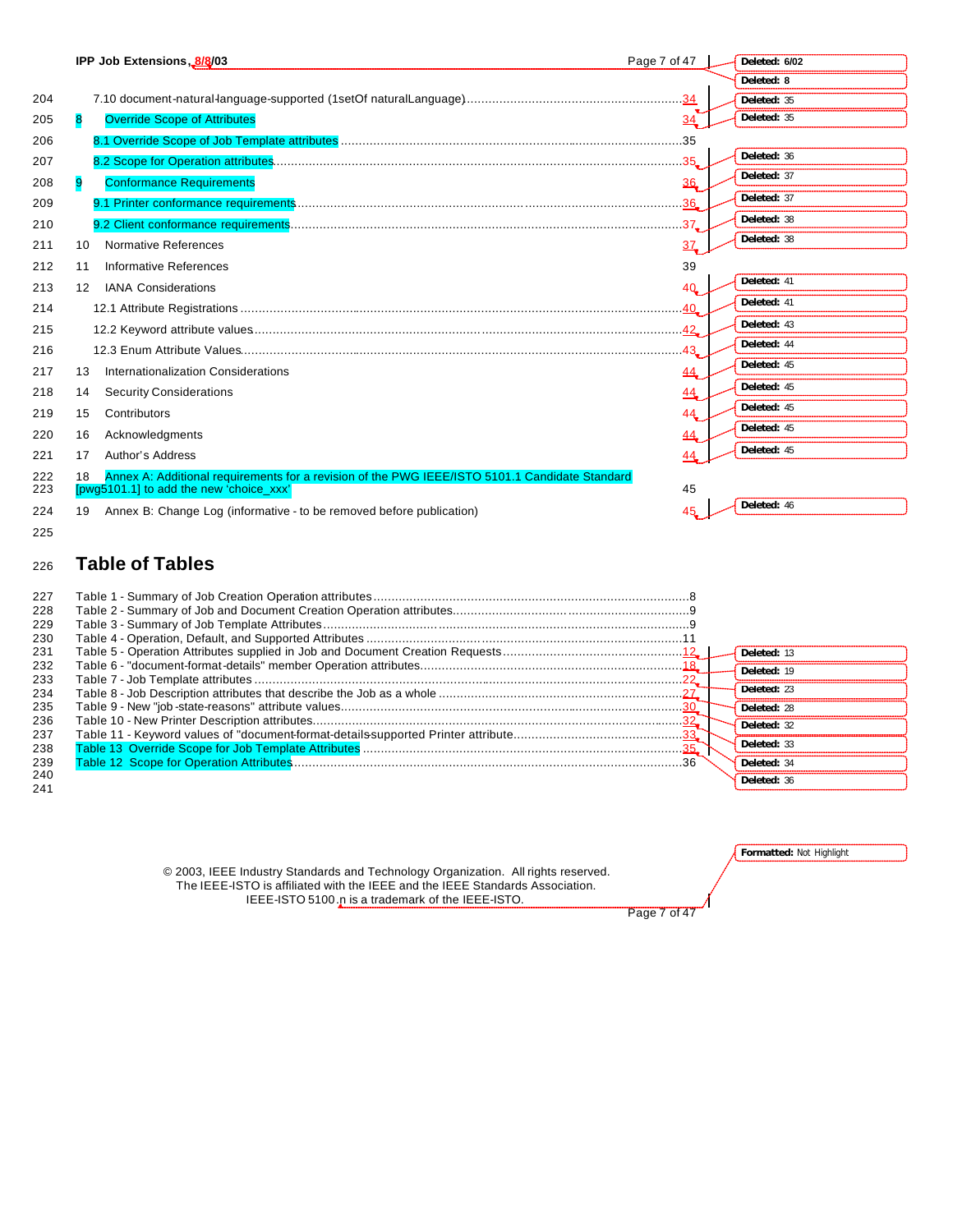7.10 document-natural-language-supported (1setOf naturalLanguage) ....34

8 Override Scope of Attributes ....34

8.1 Override Scope of Job Template attributes ....35

8.2 Scope for Operation attributes ....35

9 Conformance Requirements ....36

9.1 Printer conformance requirements ....36

9.2 Client conformance requirements ....37

10 Normative References ....37

11 Informative References ....39

12 IANA Considerations ....40

12.1 Attribute Registrations ....40

12.2 Keyword attribute values ....42

12.3 Enum Attribute Values ....43

13 Internationalization Considerations ....44

14 Security Considerations ....44

15 Contributors ....44

16 Acknowledgments ....44

17 Author's Address ....44

18 Annex A: Additional requirements for a revision of the PWG IEEE/ISTO 5101.1 Candidate Standard [pwg5101.1] to add the new 'choice_xxx' ....45

19 Annex B: Change Log (informative - to be removed before publication) ....45

## Table of Tables

Table 1 - Summary of Job Creation Operation attributes ....8
Table 2 - Summary of Job and Document Creation Operation attributes ....9
Table 3 - Summary of Job Template Attributes ....9
Table 4 - Operation, Default, and Supported Attributes ....11
Table 5 - Operation Attributes supplied in Job and Document Creation Requests ....12
Table 6 - "document-format-details" member Operation attributes ....18
Table 7 - Job Template attributes ....22
Table 8 - Job Description attributes that describe the Job as a whole ....27
Table 9 - New "job-state-reasons" attribute values ....30
Table 10 - New Printer Description attributes ....32
Table 11 - Keyword values of "document-format-details-supported Printer attribute ....33
Table 13 Override Scope for Job Template Attributes ....35
Table 12 Scope for Operation Attributes ....36

© 2003, IEEE Industry Standards and Technology Organization. All rights reserved.
The IEEE-ISTO is affiliated with the IEEE and the IEEE Standards Association.
IEEE-ISTO 5100.n is a trademark of the IEEE-ISTO.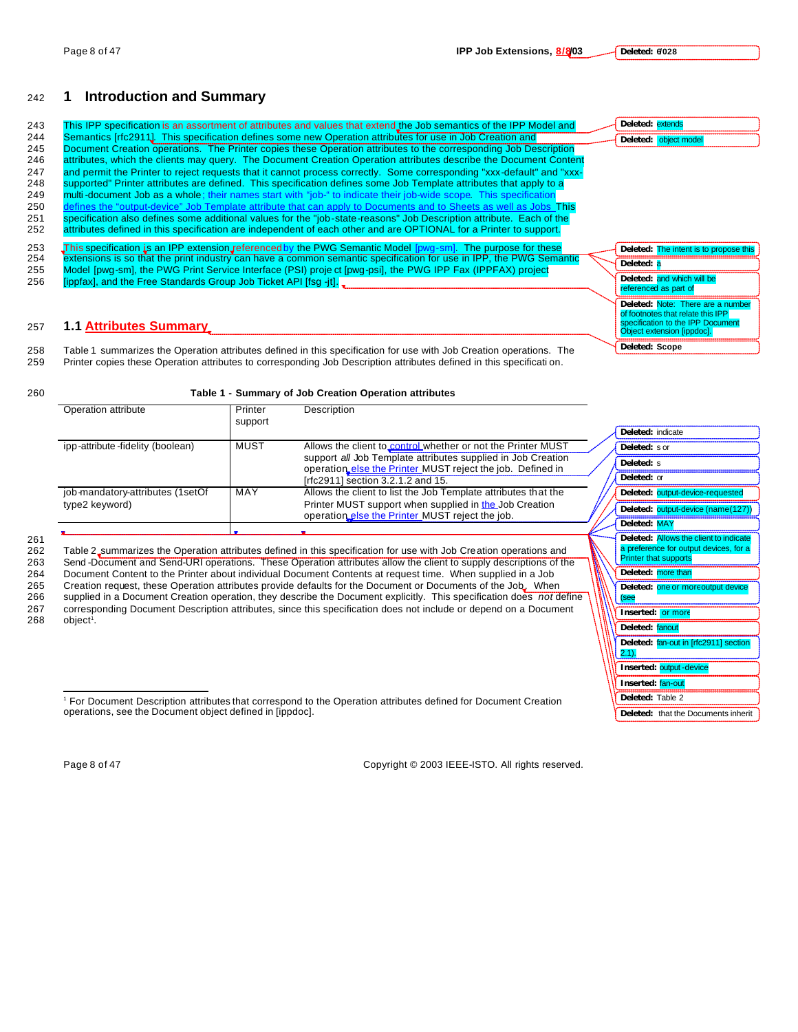# 1 Introduction and Summary

This IPP specification is an assortment of attributes and values that extend the Job semantics of the IPP Model and Semantics [rfc2911]. This specification defines some new Operation attributes for use in Job Creation and Document Creation operations. The Printer copies these Operation attributes to the corresponding Job Description attributes, which the clients may query. The Document Creation Operation attributes describe the Document Content and permit the Printer to reject requests that it cannot process correctly. Some corresponding "xxx-default" and "xxx-supported" Printer attributes are defined. This specification defines some Job Template attributes that apply to a multi-document Job as a whole; their names start with "job-" to indicate their job-wide scope. This specification defines the "output-device" Job Template attribute that can apply to Documents and to Sheets as well as Jobs. This specification also defines some additional values for the "job-state-reasons" Job Description attribute. Each of the attributes defined in this specification are independent of each other and are OPTIONAL for a Printer to support.

This specification is an IPP extension referenced by the PWG Semantic Model [pwg-sm]. The purpose for these extensions is so that the print industry can have a common semantic specification for use in IPP, the PWG Semantic Model [pwg-sm], the PWG Print Service Interface (PSI) project [pwg-psi], the PWG IPP Fax (IPPFAX) project [ippfax], and the Free Standards Group Job Ticket API [fsg-jt].

## 1.1 Attributes Summary

Table 1 summarizes the Operation attributes defined in this specification for use with Job Creation operations. The Printer copies these Operation attributes to corresponding Job Description attributes defined in this specification.

**Table 1 - Summary of Job Creation Operation attributes**

| Operation attribute | Printer support | Description |
|---|---|---|
| ipp-attribute-fidelity (boolean) | MUST | Allows the client to control whether or not the Printer MUST support *all* Job Template attributes supplied in Job Creation operation, else the Printer MUST reject the job. Defined in [rfc2911] section 3.2.1.2 and 15. |
| job-mandatory-attributes (1setOf type2 keyword) | MAY | Allows the client to list the Job Template attributes that the Printer MUST support when supplied in the Job Creation operation, else the Printer MUST reject the job. |

Table 2 summarizes the Operation attributes defined in this specification for use with Job Creation operations and Send-Document and Send-URI operations. These Operation attributes allow the client to supply descriptions of the Document Content to the Printer about individual Document Contents at request time. When supplied in a Job Creation request, these Operation attributes provide defaults for the Document or Documents of the Job. When supplied in a Document Creation operation, they describe the Document explicitly. This specification does *not* define corresponding Document Description attributes, since this specification does not include or depend on a Document object[1].

[1] For Document Description attributes that correspond to the Operation attributes defined for Document Creation operations, see the Document object defined in [ippdoc].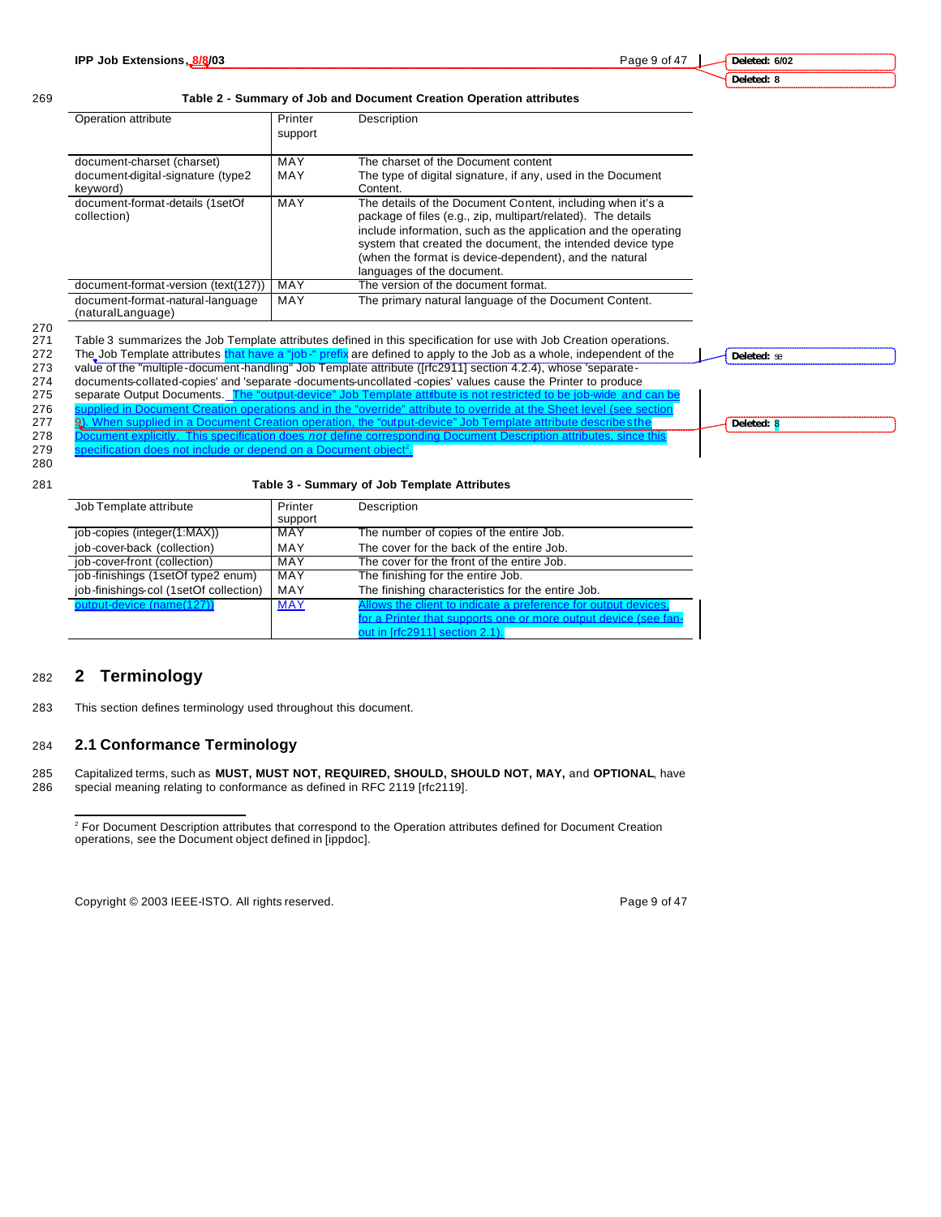Table 2 - Summary of Job and Document Creation Operation attributes

| Operation attribute | Printer support | Description |
|---|---|---|
| document-charset (charset) | MAY | The charset of the Document content |
| document-digital-signature (type2 keyword) | MAY | The type of digital signature, if any, used in the Document Content. |
| document-format-details (1setOf collection) | MAY | The details of the Document Content, including when it's a package of files (e.g., zip, multipart/related). The details include information, such as the application and the operating system that created the document, the intended device type (when the format is device-dependent), and the natural languages of the document. |
| document-format-version (text(127)) | MAY | The version of the document format. |
| document-format-natural-language (naturalLanguage) | MAY | The primary natural language of the Document Content. |

Table 3 summarizes the Job Template attributes defined in this specification for use with Job Creation operations. The Job Template attributes that have a "job-" prefix are defined to apply to the Job as a whole, independent of the value of the "multiple-document-handling" Job Template attribute ([rfc2911] section 4.2.4), whose 'separate-documents-collated-copies' and 'separate-documents-uncollated-copies' values cause the Printer to produce separate Output Documents. The "output-device" Job Template attribute is not restricted to be job-wide and can be supplied in Document Creation operations and in the "override" attribute to override at the Sheet level (see section 9). When supplied in a Document Creation operation, the "output-device" Job Template attribute describes the Document explicitly. This specification does *not* define corresponding Document Description attributes, since this specification does not include or depend on a Document object[2].

Table 3 - Summary of Job Template Attributes

| Job Template attribute | Printer support | Description |
|---|---|---|
| job-copies (integer(1:MAX)) | MAY | The number of copies of the entire Job. |
| job-cover-back (collection) | MAY | The cover for the back of the entire Job. |
| job-cover-front (collection) | MAY | The cover for the front of the entire Job. |
| job-finishings (1setOf type2 enum) | MAY | The finishing for the entire Job. |
| job-finishings-col (1setOf collection) | MAY | The finishing characteristics for the entire Job. |
| output-device (name(127)) | MAY | Allows the client to indicate a preference for output devices, for a Printer that supports one or more output device (see fan-out in [rfc2911] section 2.1). |

# 2 Terminology

This section defines terminology used throughout this document.

## 2.1 Conformance Terminology

Capitalized terms, such as **MUST, MUST NOT, REQUIRED, SHOULD, SHOULD NOT, MAY,** and **OPTIONAL**, have special meaning relating to conformance as defined in RFC 2119 [rfc2119].

[2] For Document Description attributes that correspond to the Operation attributes defined for Document Creation operations, see the Document object defined in [ippdoc].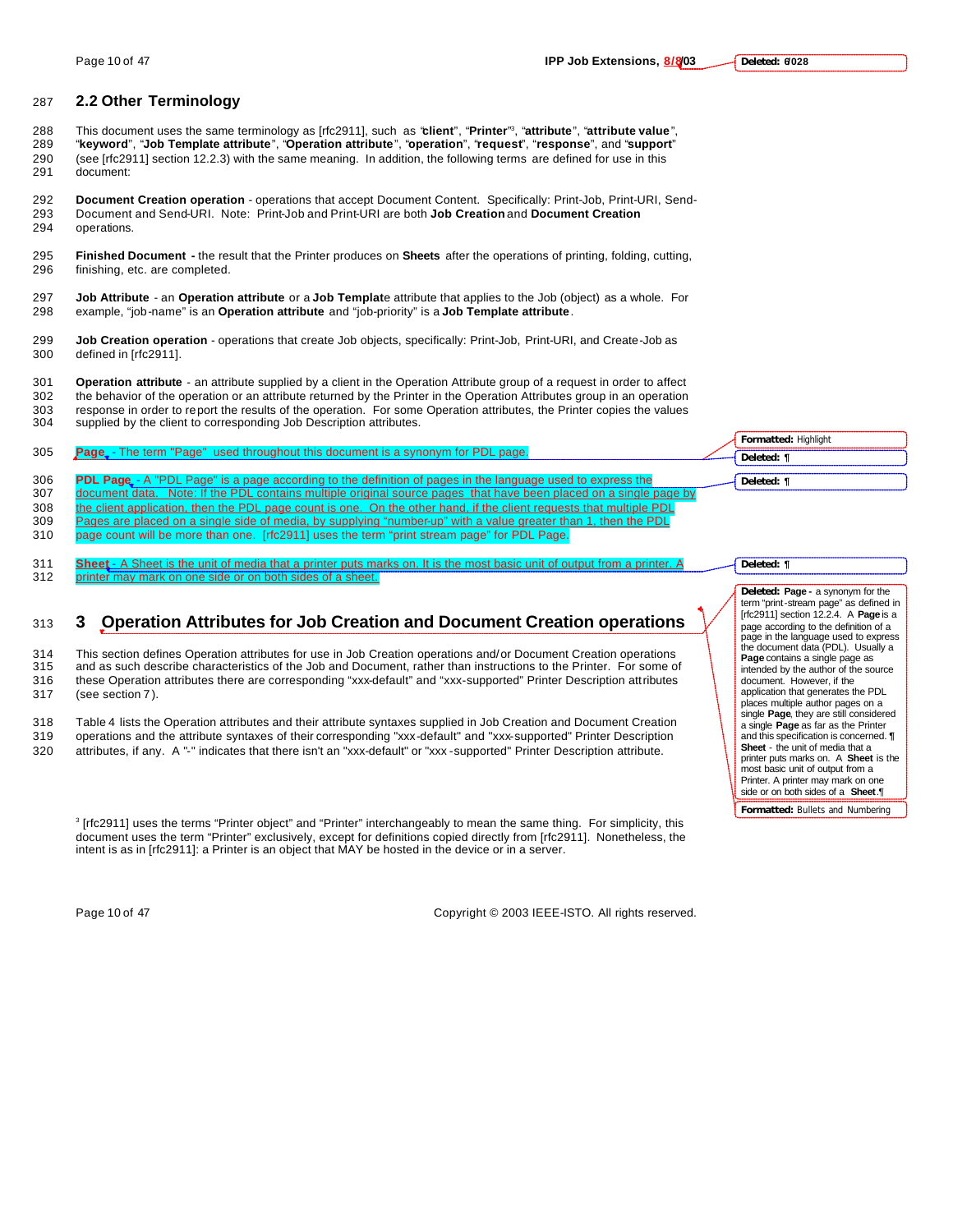## 2.2 Other Terminology

This document uses the same terminology as [rfc2911], such as "**client**", "**Printer**"[3], "**attribute**", "**attribute value**", "**keyword**", "**Job Template attribute**", "**Operation attribute**", "**operation**", "**request**", "**response**", and "**support**" (see [rfc2911] section 12.2.3) with the same meaning. In addition, the following terms are defined for use in this document:

**Document Creation operation** - operations that accept Document Content. Specifically: Print-Job, Print-URI, Send-Document and Send-URI. Note: Print-Job and Print-URI are both **Job Creation** and **Document Creation** operations.

**Finished Document -** the result that the Printer produces on **Sheets** after the operations of printing, folding, cutting, finishing, etc. are completed.

**Job Attribute** - an **Operation attribute** or a **Job Templat**e attribute that applies to the Job (object) as a whole. For example, "job-name" is an **Operation attribute** and "job-priority" is a **Job Template attribute**.

**Job Creation operation** - operations that create Job objects, specifically: Print-Job, Print-URI, and Create-Job as defined in [rfc2911].

**Operation attribute** - an attribute supplied by a client in the Operation Attribute group of a request in order to affect the behavior of the operation or an attribute returned by the Printer in the Operation Attributes group in an operation response in order to report the results of the operation. For some Operation attributes, the Printer copies the values supplied by the client to corresponding Job Description attributes.

**Page** - The term "Page" used throughout this document is a synonym for PDL page.

**PDL Page** - A "PDL Page" is a page according to the definition of pages in the language used to express the document data. Note: If the PDL contains multiple original source pages that have been placed on a single page by the client application, then the PDL page count is one. On the other hand, if the client requests that multiple PDL Pages are placed on a single side of media, by supplying "number-up" with a value greater than 1, then the PDL page count will be more than one. [rfc2911] uses the term "print stream page" for PDL Page.

**Sheet** - A Sheet is the unit of media that a printer puts marks on. It is the most basic unit of output from a printer. A printer may mark on one side or on both sides of a sheet.

# 3 Operation Attributes for Job Creation and Document Creation operations

This section defines Operation attributes for use in Job Creation operations and/or Document Creation operations and as such describe characteristics of the Job and Document, rather than instructions to the Printer. For some of these Operation attributes there are corresponding "xxx-default" and "xxx-supported" Printer Description attributes (see section 7).

Table 4 lists the Operation attributes and their attribute syntaxes supplied in Job Creation and Document Creation operations and the attribute syntaxes of their corresponding "xxx-default" and "xxx-supported" Printer Description attributes, if any. A "-" indicates that there isn't an "xxx-default" or "xxx-supported" Printer Description attribute.

[3] [rfc2911] uses the terms "Printer object" and "Printer" interchangeably to mean the same thing. For simplicity, this document uses the term "Printer" exclusively, except for definitions copied directly from [rfc2911]. Nonetheless, the intent is as in [rfc2911]: a Printer is an object that MAY be hosted in the device or in a server.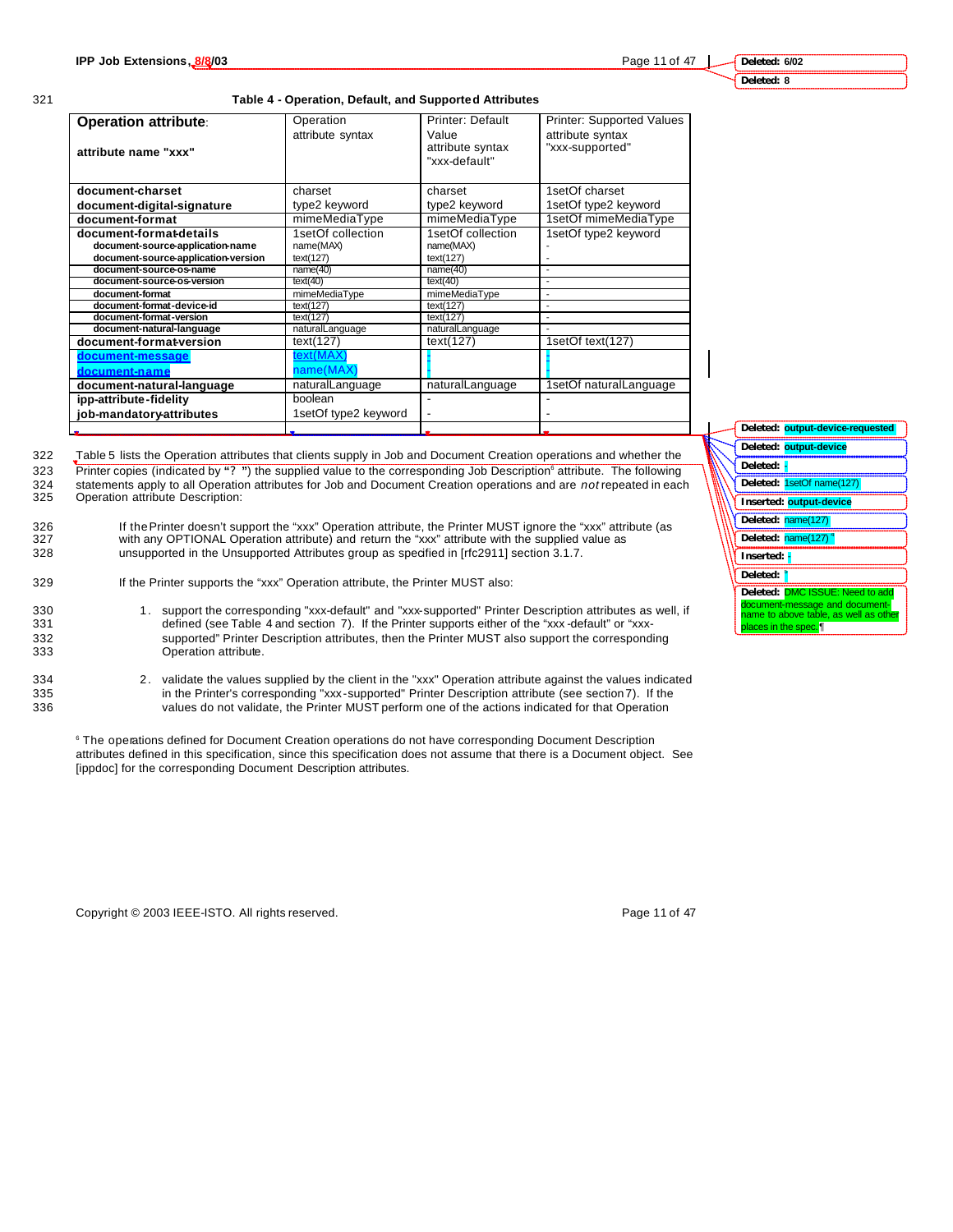Table 4 - Operation, Default, and Supported Attributes

| Operation attribute: attribute name "xxx" | Operation attribute syntax | Printer: Default Value attribute syntax "xxx-default" | Printer: Supported Values attribute syntax "xxx-supported" |
|---|---|---|---|
| document-charset | charset | charset | 1setOf charset |
| document-digital-signature | type2 keyword | type2 keyword | 1setOf type2 keyword |
| document-format | mimeMediaType | mimeMediaType | 1setOf mimeMediaType |
| document-format-details | 1setOf collection | 1setOf collection | 1setOf type2 keyword |
| document-source-application-name | name(MAX) | name(MAX) | - |
| document-source-application-version | text(127) | text(127) | - |
| document-source-os-name | name(40) | name(40) | - |
| document-source-os-version | text(40) | text(40) | - |
| document-format | mimeMediaType | mimeMediaType | - |
| document-format-device-id | text(127) | text(127) | - |
| document-format-version | text(127) | text(127) | - |
| document-natural-language | naturalLanguage | naturalLanguage | - |
| document-format-version | text(127) | text(127) | 1setOf text(127) |
| document-message | text(MAX) | - | - |
| document-name | name(MAX) | - | - |
| document-natural-language | naturalLanguage | naturalLanguage | 1setOf naturalLanguage |
| ipp-attribute-fidelity | boolean | - | - |
| job-mandatory-attributes | 1setOf type2 keyword | - | - |

Table 5 lists the Operation attributes that clients supply in Job and Document Creation operations and whether the Printer copies (indicated by "? ") the supplied value to the corresponding Job Description[6] attribute. The following statements apply to all Operation attributes for Job and Document Creation operations and are *not* repeated in each Operation attribute Description:

If the Printer doesn't support the "xxx" Operation attribute, the Printer MUST ignore the "xxx" attribute (as with any OPTIONAL Operation attribute) and return the "xxx" attribute with the supplied value as unsupported in the Unsupported Attributes group as specified in [rfc2911] section 3.1.7.

If the Printer supports the "xxx" Operation attribute, the Printer MUST also:

1. support the corresponding "xxx-default" and "xxx-supported" Printer Description attributes as well, if defined (see Table 4 and section 7). If the Printer supports either of the "xxx-default" or "xxx-supported" Printer Description attributes, then the Printer MUST also support the corresponding Operation attribute.

2. validate the values supplied by the client in the "xxx" Operation attribute against the values indicated in the Printer's corresponding "xxx-supported" Printer Description attribute (see section 7). If the values do not validate, the Printer MUST perform one of the actions indicated for that Operation

[6] The operations defined for Document Creation operations do not have corresponding Document Description attributes defined in this specification, since this specification does not assume that there is a Document object. See [ippdoc] for the corresponding Document Description attributes.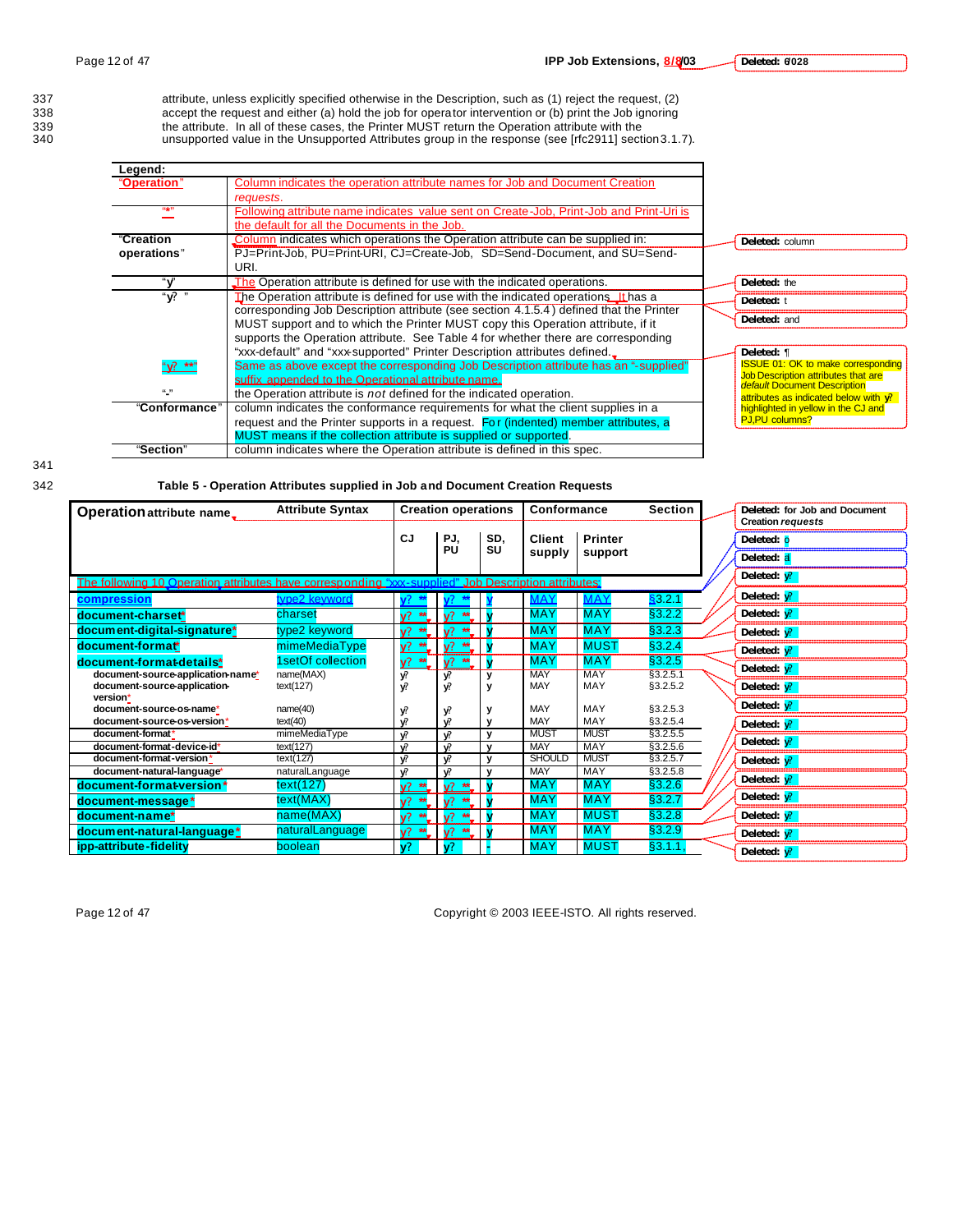attribute, unless explicitly specified otherwise in the Description, such as (1) reject the request, (2) accept the request and either (a) hold the job for operator intervention or (b) print the Job ignoring the attribute. In all of these cases, the Printer MUST return the Operation attribute with the unsupported value in the Unsupported Attributes group in the response (see [rfc2911] section 3.1.7).

| Legend: | |
|---|---|
| "Operation" | Column indicates the operation attribute names for Job and Document Creation requests. |
| "*" | Following attribute name indicates value sent on Create-Job, Print-Job and Print-Uri is the default for all the Documents in the Job. |
| "Creation operations" | Column indicates which operations the Operation attribute can be supplied in: PJ=Print-Job, PU=Print-URI, CJ=Create-Job, SD=Send-Document, and SU=Send-URI. |
| "y" | The Operation attribute is defined for use with the indicated operations. |
| "y? " | The Operation attribute is defined for use with the indicated operations. It has a corresponding Job Description attribute (see section 4.1.5.4) defined that the Printer MUST support and to which the Printer MUST copy this Operation attribute, if it supports the Operation attribute. See Table 4 for whether there are corresponding "xxx-default" and "xxx-supported" Printer Description attributes defined. |
| "y? **" | Same as above except the corresponding Job Description attribute has an "-supplied" suffix appended to the Operational attribute name. |
| "-" | the Operation attribute is *not* defined for the indicated operation. |
| "Conformance" | column indicates the conformance requirements for what the client supplies in a request and the Printer supports in a request. For (indented) member attributes, a MUST means if the collection attribute is supplied or supported. |
| "Section" | column indicates where the Operation attribute is defined in this spec. |

Deleted: column
Deleted: the
Deleted: t
Deleted: and
Deleted: ¶
ISSUE 01: OK to make corresponding Job Description attributes that are *default* Document Description attributes as indicated below with y? highlighted in yellow in the CJ and PJ,PU columns?

**Table 5 - Operation Attributes supplied in Job and Document Creation Requests**

| Operation attribute name | Attribute Syntax | Creation operations | | | Conformance | | Section |
|---|---|---|---|---|---|---|---|
| | | CJ | PJ, PU | SD, SU | Client supply | Printer support | |
| The following 10 Operation attributes have corresponding "xxx-supplied" Job Description attributes: | | | | | | | |
| **compression** | type2 keyword | y? ** | y? ** | y | MAY | MAY | §3.2.1 |
| **document-charset*** | charset | y? ** | y? ** | y | MAY | MAY | §3.2.2 |
| **document-digital-signature*** | type2 keyword | y? ** | y? ** | y | MAY | MAY | §3.2.3 |
| **document-format*** | mimeMediaType | y? ** | y? ** | y | MAY | MUST | §3.2.4 |
| **document-format-details*** | 1setOf collection | y? ** | y? ** | y | MAY | MAY | §3.2.5 |
| document-source-application-name* | name(MAX) | y? | y? | y | MAY | MAY | §3.2.5.1 |
| document-source-application-version* | text(127) | y? | y? | y | MAY | MAY | §3.2.5.2 |
| document-source-os-name* | name(40) | y? | y? | y | MAY | MAY | §3.2.5.3 |
| document-source-os-version* | text(40) | y? | y? | y | MAY | MAY | §3.2.5.4 |
| document-format* | mimeMediaType | y? | y? | y | MUST | MUST | §3.2.5.5 |
| document-format-device-id* | text(127) | y? | y? | y | MAY | MAY | §3.2.5.6 |
| document-format-version* | text(127) | y? | y? | y | SHOULD | MUST | §3.2.5.7 |
| document-natural-language* | naturalLanguage | y? | y? | y | MAY | MAY | §3.2.5.8 |
| **document-format-version*** | text(127) | y? ** | y? ** | y | MAY | MAY | §3.2.6 |
| **document-message*** | text(MAX) | y? ** | y? ** | y | MAY | MAY | §3.2.7 |
| **document-name*** | name(MAX) | y? ** | y? ** | y | MAY | MUST | §3.2.8 |
| **document-natural-language*** | naturalLanguage | y? ** | y? ** | y | MAY | MAY | §3.2.9 |
| **ipp-attribute-fidelity** | boolean | y? | y? | - | MAY | MUST | §3.1.1, |

Deleted: for Job and Document Creation *requests*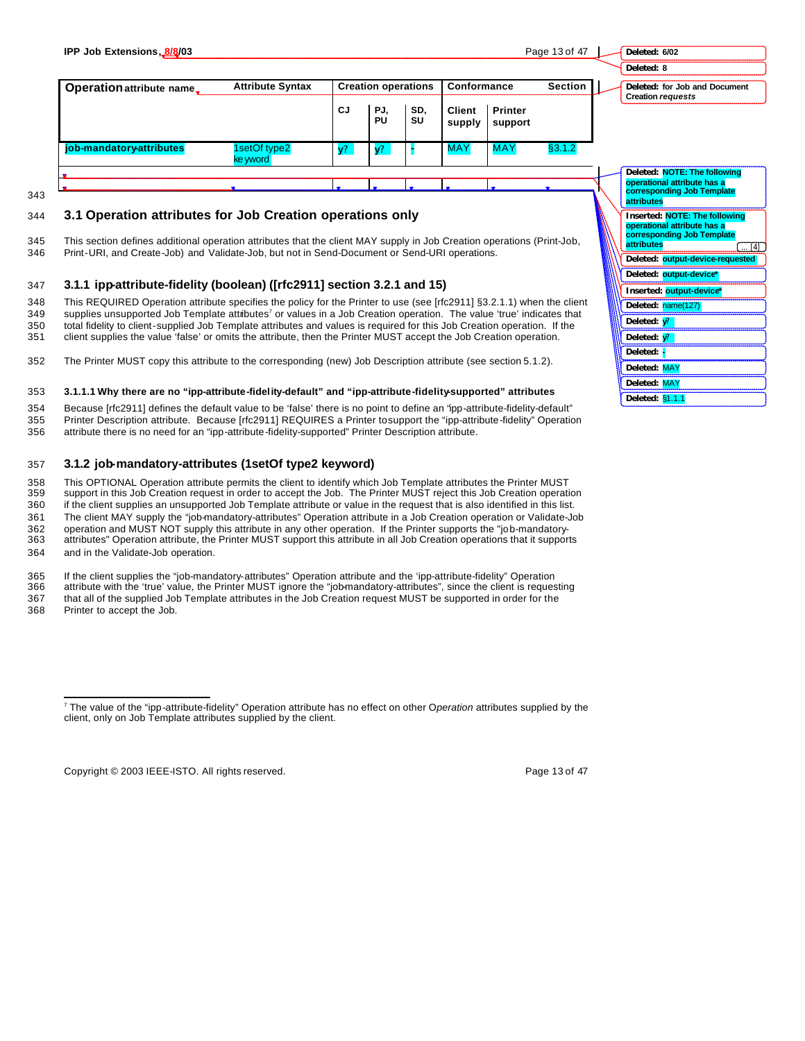| Operation attribute name | Attribute Syntax | Creation operations | | | Conformance | | Section |
|---|---|---|---|---|---|---|---|
| | | CJ | PJ, PU | SD, SU | Client supply | Printer support | |
| **job-mandatory-attributes** | 1setOf type2 keyword | y? | y? | - | MAY | MAY | §3.1.2 |

## 3.1 Operation attributes for Job Creation operations only

This section defines additional operation attributes that the client MAY supply in Job Creation operations (Print-Job, Print-URI, and Create-Job) and Validate-Job, but not in Send-Document or Send-URI operations.

### 3.1.1 ipp-attribute-fidelity (boolean) ([rfc2911] section 3.2.1 and 15)

This REQUIRED Operation attribute specifies the policy for the Printer to use (see [rfc2911] §3.2.1.1) when the client supplies unsupported Job Template attributes[7] or values in a Job Creation operation. The value 'true' indicates that total fidelity to client-supplied Job Template attributes and values is required for this Job Creation operation. If the client supplies the value 'false' or omits the attribute, then the Printer MUST accept the Job Creation operation.

The Printer MUST copy this attribute to the corresponding (new) Job Description attribute (see section 5.1.2).

#### 3.1.1.1 Why there are no "ipp-attribute-fidelity-default" and "ipp-attribute-fidelity-supported" attributes

Because [rfc2911] defines the default value to be 'false' there is no point to define an "ipp-attribute-fidelity-default" Printer Description attribute. Because [rfc2911] REQUIRES a Printer to support the "ipp-attribute-fidelity" Operation attribute there is no need for an "ipp-attribute-fidelity-supported" Printer Description attribute.

### 3.1.2 job-mandatory-attributes (1setOf type2 keyword)

This OPTIONAL Operation attribute permits the client to identify which Job Template attributes the Printer MUST support in this Job Creation request in order to accept the Job. The Printer MUST reject this Job Creation operation if the client supplies an unsupported Job Template attribute or value in the request that is also identified in this list. The client MAY supply the "job-mandatory-attributes" Operation attribute in a Job Creation operation or Validate-Job operation and MUST NOT supply this attribute in any other operation. If the Printer supports the "job-mandatory-attributes" Operation attribute, the Printer MUST support this attribute in all Job Creation operations that it supports and in the Validate-Job operation.

If the client supplies the "job-mandatory-attributes" Operation attribute and the 'ipp-attribute-fidelity' Operation attribute with the 'true' value, the Printer MUST ignore the "job-mandatory-attributes", since the client is requesting that all of the supplied Job Template attributes in the Job Creation request MUST be supported in order for the Printer to accept the Job.

[7] The value of the "ipp-attribute-fidelity" Operation attribute has no effect on other O*peration* attributes supplied by the client, only on Job Template attributes supplied by the client.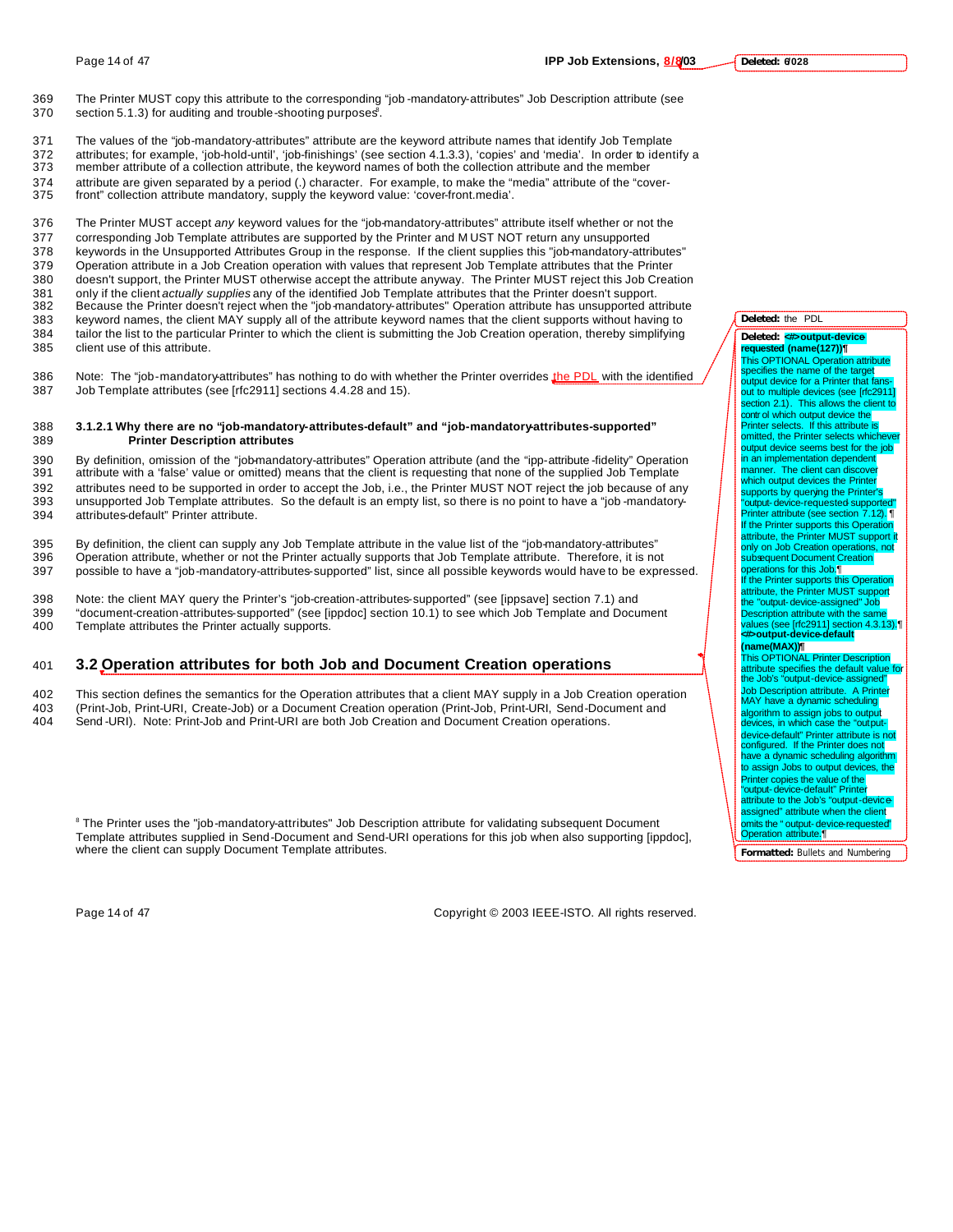The Printer MUST copy this attribute to the corresponding "job-mandatory-attributes" Job Description attribute (see section 5.1.3) for auditing and trouble-shooting purposes[8].

The values of the "job-mandatory-attributes" attribute are the keyword attribute names that identify Job Template attributes; for example, 'job-hold-until', 'job-finishings' (see section 4.1.3.3), 'copies' and 'media'. In order to identify a member attribute of a collection attribute, the keyword names of both the collection attribute and the member attribute are given separated by a period (.) character. For example, to make the "media" attribute of the "cover-front" collection attribute mandatory, supply the keyword value: 'cover-front.media'.

The Printer MUST accept *any* keyword values for the "job-mandatory-attributes" attribute itself whether or not the corresponding Job Template attributes are supported by the Printer and MUST NOT return any unsupported keywords in the Unsupported Attributes Group in the response. If the client supplies this "job-mandatory-attributes" Operation attribute in a Job Creation operation with values that represent Job Template attributes that the Printer doesn't support, the Printer MUST otherwise accept the attribute anyway. The Printer MUST reject this Job Creation only if the client *actually supplies* any of the identified Job Template attributes that the Printer doesn't support. Because the Printer doesn't reject when the "job-mandatory-attributes" Operation attribute has unsupported attribute keyword names, the client MAY supply all of the attribute keyword names that the client supports without having to tailor the list to the particular Printer to which the client is submitting the Job Creation operation, thereby simplifying client use of this attribute.

Note: The "job-mandatory-attributes" has nothing to do with whether the Printer overrides the PDL with the identified Job Template attributes (see [rfc2911] sections 4.4.28 and 15).

#### 3.1.2.1 Why there are no "job-mandatory-attributes-default" and "job-mandatory-attributes-supported" Printer Description attributes

By definition, omission of the "job-mandatory-attributes" Operation attribute (and the "ipp-attribute-fidelity" Operation attribute with a 'false' value or omitted) means that the client is requesting that none of the supplied Job Template attributes need to be supported in order to accept the Job, i.e., the Printer MUST NOT reject the job because of any unsupported Job Template attributes. So the default is an empty list, so there is no point to have a "job-mandatory-attributes-default" Printer attribute.

By definition, the client can supply any Job Template attribute in the value list of the "job-mandatory-attributes" Operation attribute, whether or not the Printer actually supports that Job Template attribute. Therefore, it is not possible to have a "job-mandatory-attributes-supported" list, since all possible keywords would have to be expressed.

Note: the client MAY query the Printer's "job-creation-attributes-supported" (see [ippsave] section 7.1) and "document-creation-attributes-supported" (see [ippdoc] section 10.1) to see which Job Template and Document Template attributes the Printer actually supports.

## 3.2 Operation attributes for both Job and Document Creation operations

This section defines the semantics for the Operation attributes that a client MAY supply in a Job Creation operation (Print-Job, Print-URI, Create-Job) or a Document Creation operation (Print-Job, Print-URI, Send-Document and Send-URI). Note: Print-Job and Print-URI are both Job Creation and Document Creation operations.

[8] The Printer uses the "job-mandatory-attributes" Job Description attribute for validating subsequent Document Template attributes supplied in Send-Document and Send-URI operations for this job when also supporting [ippdoc], where the client can supply Document Template attributes.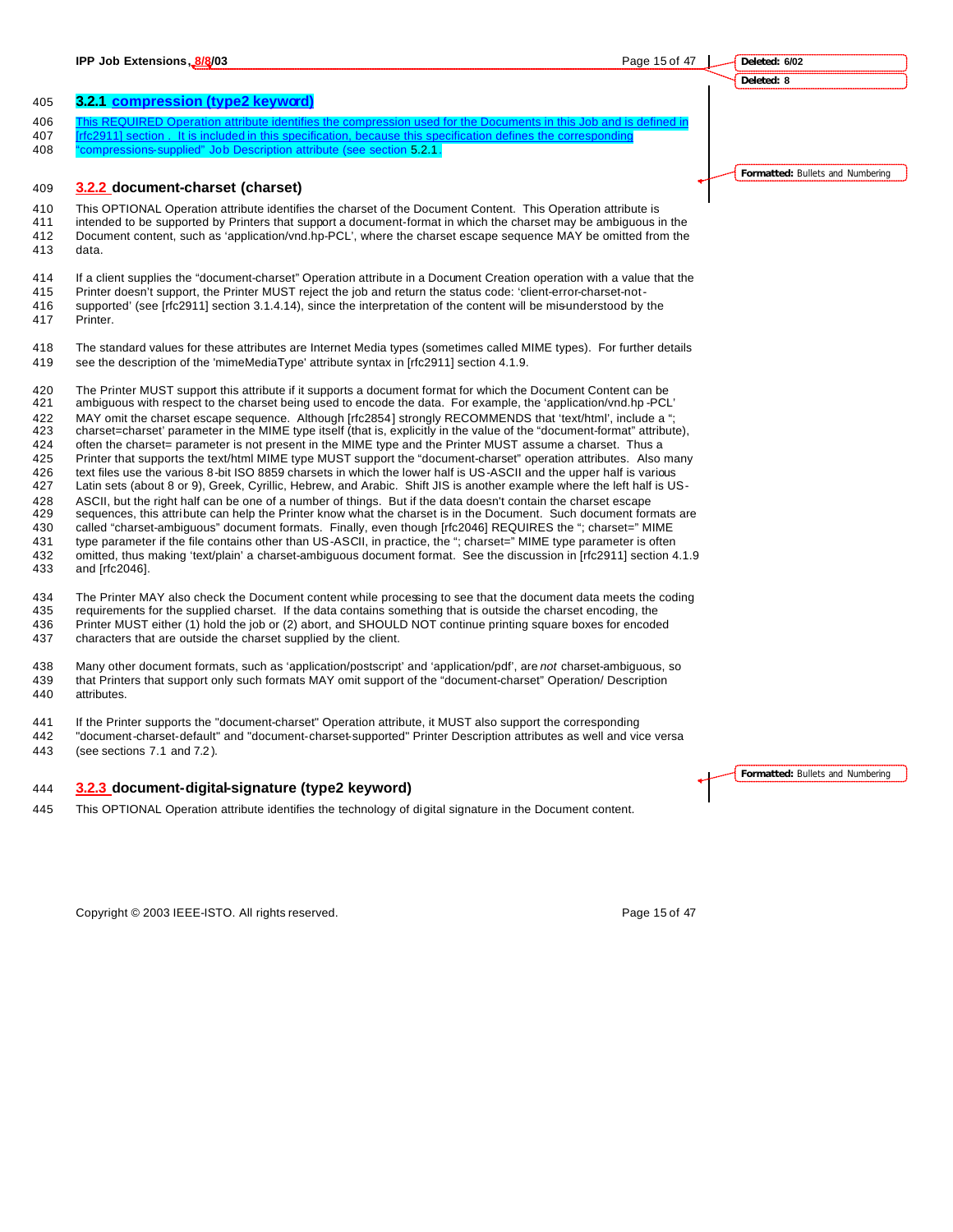### 3.2.1 compression (type2 keyword)

This REQUIRED Operation attribute identifies the compression used for the Documents in this Job and is defined in [rfc2911] section . It is included in this specification, because this specification defines the corresponding "compressions-supplied" Job Description attribute (see section 5.2.1.

### 3.2.2 document-charset (charset)

This OPTIONAL Operation attribute identifies the charset of the Document Content. This Operation attribute is intended to be supported by Printers that support a document-format in which the charset may be ambiguous in the Document content, such as 'application/vnd.hp-PCL', where the charset escape sequence MAY be omitted from the data.

If a client supplies the "document-charset" Operation attribute in a Document Creation operation with a value that the Printer doesn't support, the Printer MUST reject the job and return the status code: 'client-error-charset-not-supported' (see [rfc2911] section 3.1.4.14), since the interpretation of the content will be mis-understood by the Printer.

The standard values for these attributes are Internet Media types (sometimes called MIME types). For further details see the description of the 'mimeMediaType' attribute syntax in [rfc2911] section 4.1.9.

The Printer MUST support this attribute if it supports a document format for which the Document Content can be ambiguous with respect to the charset being used to encode the data. For example, the 'application/vnd.hp-PCL' MAY omit the charset escape sequence. Although [rfc2854] strongly RECOMMENDS that 'text/html', include a "; charset=charset' parameter in the MIME type itself (that is, explicitly in the value of the "document-format" attribute), often the charset= parameter is not present in the MIME type and the Printer MUST assume a charset. Thus a Printer that supports the text/html MIME type MUST support the "document-charset" operation attributes. Also many text files use the various 8-bit ISO 8859 charsets in which the lower half is US-ASCII and the upper half is various Latin sets (about 8 or 9), Greek, Cyrillic, Hebrew, and Arabic. Shift JIS is another example where the left half is US-ASCII, but the right half can be one of a number of things. But if the data doesn't contain the charset escape sequences, this attribute can help the Printer know what the charset is in the Document. Such document formats are called "charset-ambiguous" document formats. Finally, even though [rfc2046] REQUIRES the "; charset=" MIME type parameter if the file contains other than US-ASCII, in practice, the "; charset=" MIME type parameter is often omitted, thus making 'text/plain' a charset-ambiguous document format. See the discussion in [rfc2911] section 4.1.9 and [rfc2046].

The Printer MAY also check the Document content while processing to see that the document data meets the coding requirements for the supplied charset. If the data contains something that is outside the charset encoding, the Printer MUST either (1) hold the job or (2) abort, and SHOULD NOT continue printing square boxes for encoded characters that are outside the charset supplied by the client.

Many other document formats, such as 'application/postscript' and 'application/pdf', are *not* charset-ambiguous, so that Printers that support only such formats MAY omit support of the "document-charset" Operation/ Description attributes.

If the Printer supports the "document-charset" Operation attribute, it MUST also support the corresponding "document-charset-default" and "document-charset-supported" Printer Description attributes as well and vice versa (see sections 7.1 and 7.2).

### 3.2.3 document-digital-signature (type2 keyword)

This OPTIONAL Operation attribute identifies the technology of digital signature in the Document content.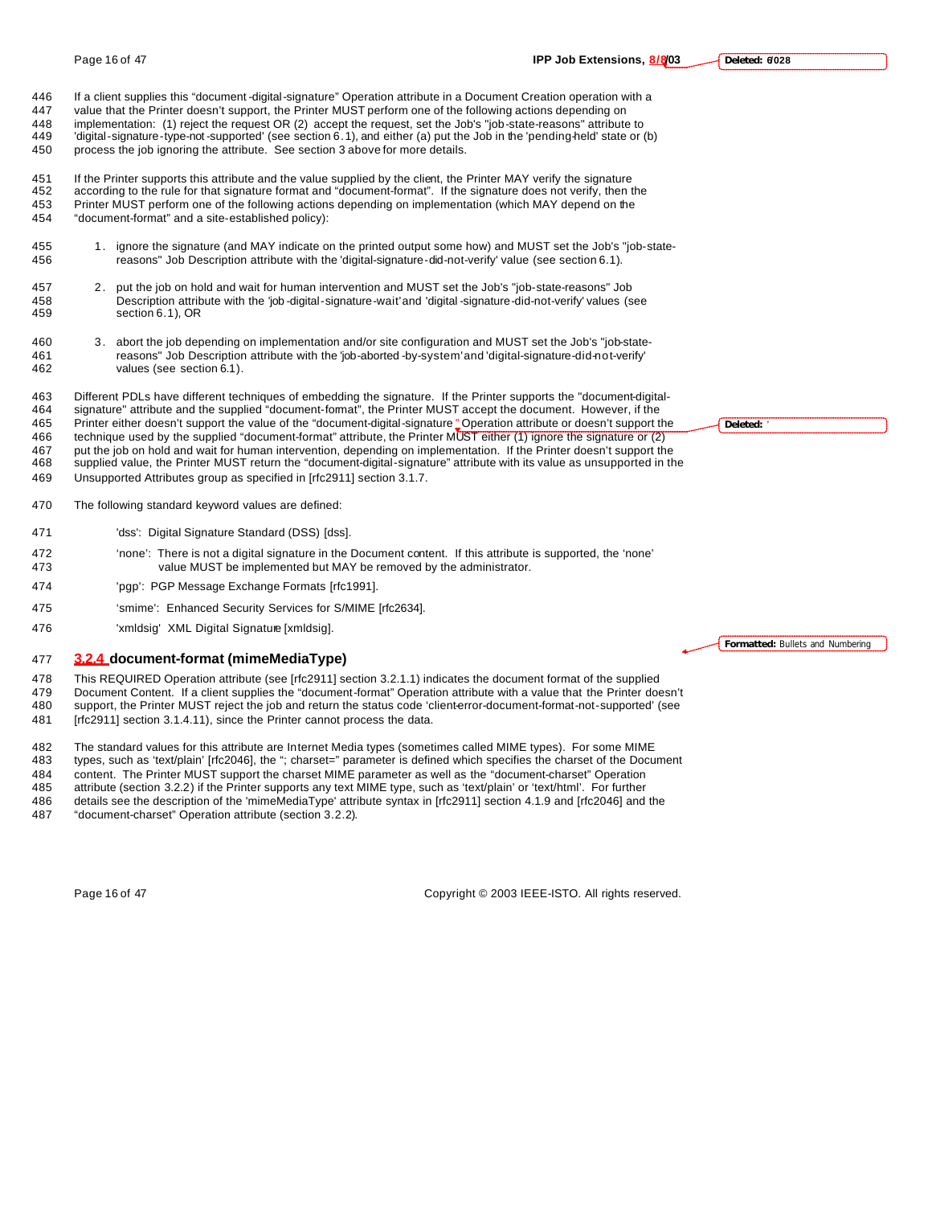If a client supplies this "document-digital-signature" Operation attribute in a Document Creation operation with a value that the Printer doesn't support, the Printer MUST perform one of the following actions depending on implementation: (1) reject the request OR (2) accept the request, set the Job's "job-state-reasons" attribute to 'digital-signature-type-not-supported' (see section 6.1), and either (a) put the Job in the 'pending-held' state or (b) process the job ignoring the attribute. See section 3 above for more details.

If the Printer supports this attribute and the value supplied by the client, the Printer MAY verify the signature according to the rule for that signature format and "document-format". If the signature does not verify, then the Printer MUST perform one of the following actions depending on implementation (which MAY depend on the "document-format" and a site-established policy):

1. ignore the signature (and MAY indicate on the printed output some how) and MUST set the Job's "job-state-reasons" Job Description attribute with the 'digital-signature-did-not-verify' value (see section 6.1).

2. put the job on hold and wait for human intervention and MUST set the Job's "job-state-reasons" Job Description attribute with the 'job-digital-signature-wait' and 'digital-signature-did-not-verify' values (see section 6.1), OR

3. abort the job depending on implementation and/or site configuration and MUST set the Job's "job-state-reasons" Job Description attribute with the 'job-aborted-by-system' and 'digital-signature-did-not-verify' values (see section 6.1).

Different PDLs have different techniques of embedding the signature. If the Printer supports the "document-digital-signature" attribute and the supplied "document-format", the Printer MUST accept the document. However, if the Printer either doesn't support the value of the "document-digital-signature" Operation attribute or doesn't support the technique used by the supplied "document-format" attribute, the Printer MUST either (1) ignore the signature or (2) put the job on hold and wait for human intervention, depending on implementation. If the Printer doesn't support the supplied value, the Printer MUST return the "document-digital-signature" attribute with its value as unsupported in the Unsupported Attributes group as specified in [rfc2911] section 3.1.7.

The following standard keyword values are defined:

'dss': Digital Signature Standard (DSS) [dss].

'none': There is not a digital signature in the Document content. If this attribute is supported, the 'none' value MUST be implemented but MAY be removed by the administrator.

'pgp': PGP Message Exchange Formats [rfc1991].

'smime': Enhanced Security Services for S/MIME [rfc2634].

'xmldsig' XML Digital Signature [xmldsig].

### 3.2.4 document-format (mimeMediaType)

This REQUIRED Operation attribute (see [rfc2911] section 3.2.1.1) indicates the document format of the supplied Document Content. If a client supplies the "document-format" Operation attribute with a value that the Printer doesn't support, the Printer MUST reject the job and return the status code 'client-error-document-format-not-supported' (see [rfc2911] section 3.1.4.11), since the Printer cannot process the data.

The standard values for this attribute are Internet Media types (sometimes called MIME types). For some MIME types, such as 'text/plain' [rfc2046], the "; charset=" parameter is defined which specifies the charset of the Document content. The Printer MUST support the charset MIME parameter as well as the "document-charset" Operation attribute (section 3.2.2) if the Printer supports any text MIME type, such as 'text/plain' or 'text/html'. For further details see the description of the 'mimeMediaType' attribute syntax in [rfc2911] section 4.1.9 and [rfc2046] and the "document-charset" Operation attribute (section 3.2.2).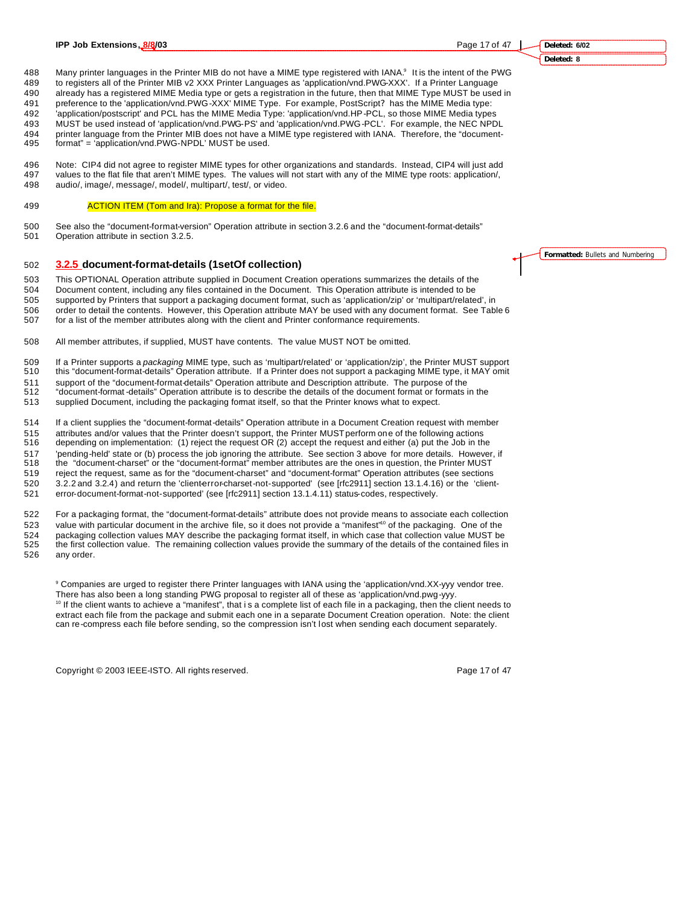Many printer languages in the Printer MIB do not have a MIME type registered with IANA.[9] It is the intent of the PWG to registers all of the Printer MIB v2 XXX Printer Languages as 'application/vnd.PWG-XXX'. If a Printer Language already has a registered MIME Media type or gets a registration in the future, then that MIME Type MUST be used in preference to the 'application/vnd.PWG-XXX' MIME Type. For example, PostScript? has the MIME Media type: 'application/postscript' and PCL has the MIME Media Type: 'application/vnd.HP-PCL, so those MIME Media types MUST be used instead of 'application/vnd.PWG-PS' and 'application/vnd.PWG-PCL'. For example, the NEC NPDL printer language from the Printer MIB does not have a MIME type registered with IANA. Therefore, the "document-format" = 'application/vnd.PWG-NPDL' MUST be used.

Note: CIP4 did not agree to register MIME types for other organizations and standards. Instead, CIP4 will just add values to the flat file that aren't MIME types. The values will not start with any of the MIME type roots: application/, audio/, image/, message/, model/, multipart/, test/, or video.

ACTION ITEM (Tom and Ira): Propose a format for the file.

See also the "document-format-version" Operation attribute in section 3.2.6 and the "document-format-details" Operation attribute in section 3.2.5.

### 3.2.5 document-format-details (1setOf collection)

This OPTIONAL Operation attribute supplied in Document Creation operations summarizes the details of the Document content, including any files contained in the Document. This Operation attribute is intended to be supported by Printers that support a packaging document format, such as 'application/zip' or 'multipart/related', in order to detail the contents. However, this Operation attribute MAY be used with any document format. See Table 6 for a list of the member attributes along with the client and Printer conformance requirements.

All member attributes, if supplied, MUST have contents. The value MUST NOT be omitted.

If a Printer supports a *packaging* MIME type, such as 'multipart/related' or 'application/zip', the Printer MUST support this "document-format-details" Operation attribute. If a Printer does not support a packaging MIME type, it MAY omit support of the "document-format-details" Operation attribute and Description attribute. The purpose of the "document-format-details" Operation attribute is to describe the details of the document format or formats in the supplied Document, including the packaging format itself, so that the Printer knows what to expect.

If a client supplies the "document-format-details" Operation attribute in a Document Creation request with member attributes and/or values that the Printer doesn't support, the Printer MUST perform one of the following actions depending on implementation: (1) reject the request OR (2) accept the request and either (a) put the Job in the 'pending-held' state or (b) process the job ignoring the attribute. See section 3 above for more details. However, if the "document-charset" or the "document-format" member attributes are the ones in question, the Printer MUST reject the request, same as for the "document-charset" and "document-format" Operation attributes (see sections 3.2.2 and 3.2.4) and return the 'client-error-charset-not-supported' (see [rfc2911] section 13.1.4.16) or the 'client-error-document-format-not-supported' (see [rfc2911] section 13.1.4.11) status-codes, respectively.

For a packaging format, the "document-format-details" attribute does not provide means to associate each collection value with particular document in the archive file, so it does not provide a "manifest"[10] of the packaging. One of the packaging collection values MAY describe the packaging format itself, in which case that collection value MUST be the first collection value. The remaining collection values provide the summary of the details of the contained files in any order.

[9] Companies are urged to register there Printer languages with IANA using the 'application/vnd.XX-yyy vendor tree. There has also been a long standing PWG proposal to register all of these as 'application/vnd.pwg-yyy.

[10] If the client wants to achieve a "manifest", that is a complete list of each file in a packaging, then the client needs to extract each file from the package and submit each one in a separate Document Creation operation. Note: the client can re-compress each file before sending, so the compression isn't lost when sending each document separately.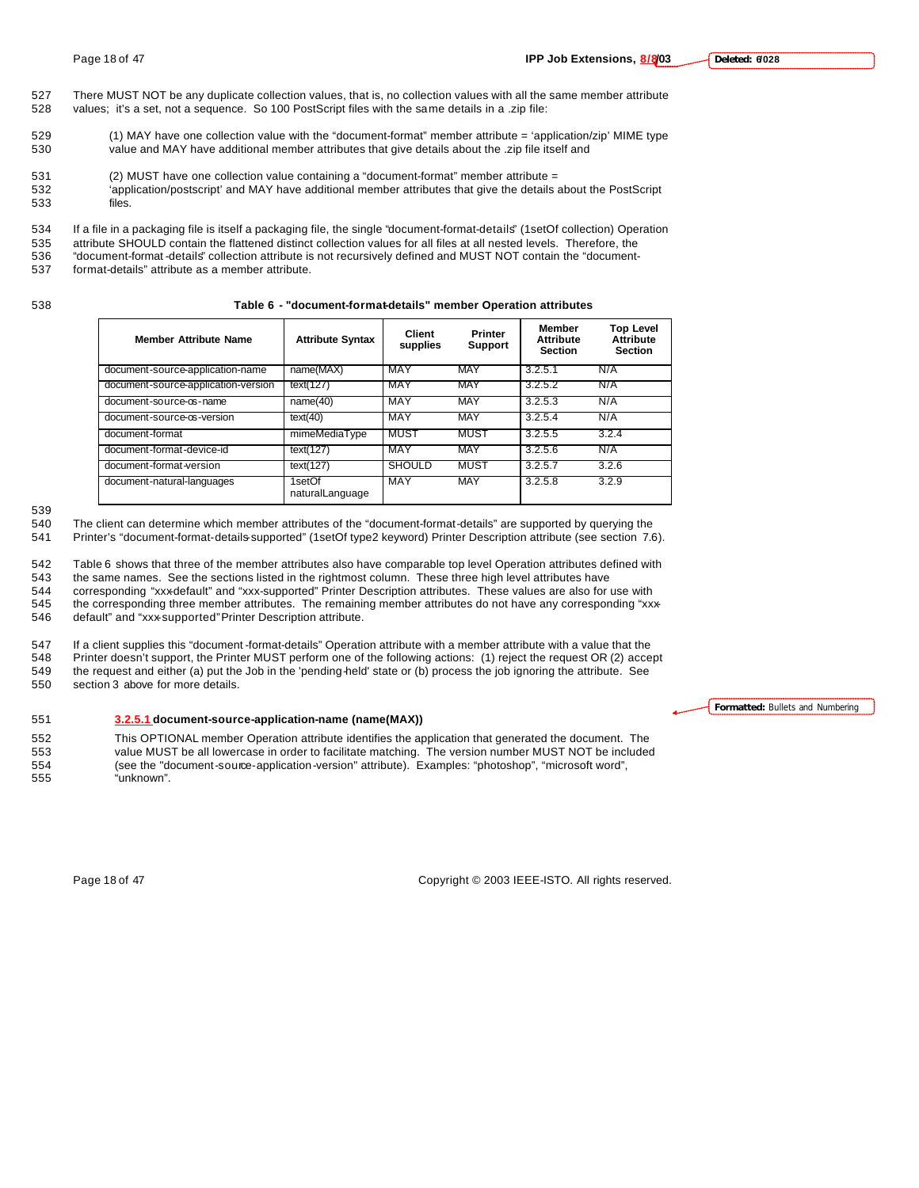There MUST NOT be any duplicate collection values, that is, no collection values with all the same member attribute values; it's a set, not a sequence. So 100 PostScript files with the same details in a .zip file:

(1) MAY have one collection value with the "document-format" member attribute = 'application/zip' MIME type value and MAY have additional member attributes that give details about the .zip file itself and

(2) MUST have one collection value containing a "document-format" member attribute = 'application/postscript' and MAY have additional member attributes that give the details about the PostScript files.

If a file in a packaging file is itself a packaging file, the single "document-format-details" (1setOf collection) Operation attribute SHOULD contain the flattened distinct collection values for all files at all nested levels. Therefore, the "document-format-details" collection attribute is not recursively defined and MUST NOT contain the "document-format-details" attribute as a member attribute.

**Table 6 - "document-format-details" member Operation attributes**

| Member Attribute Name | Attribute Syntax | Client supplies | Printer Support | Member Attribute Section | Top Level Attribute Section |
|---|---|---|---|---|---|
| document-source-application-name | name(MAX) | MAY | MAY | 3.2.5.1 | N/A |
| document-source-application-version | text(127) | MAY | MAY | 3.2.5.2 | N/A |
| document-source-os-name | name(40) | MAY | MAY | 3.2.5.3 | N/A |
| document-source-os-version | text(40) | MAY | MAY | 3.2.5.4 | N/A |
| document-format | mimeMediaType | MUST | MUST | 3.2.5.5 | 3.2.4 |
| document-format-device-id | text(127) | MAY | MAY | 3.2.5.6 | N/A |
| document-format-version | text(127) | SHOULD | MUST | 3.2.5.7 | 3.2.6 |
| document-natural-languages | 1setOf naturalLanguage | MAY | MAY | 3.2.5.8 | 3.2.9 |

The client can determine which member attributes of the "document-format-details" are supported by querying the Printer's "document-format-details-supported" (1setOf type2 keyword) Printer Description attribute (see section 7.6).

Table 6 shows that three of the member attributes also have comparable top level Operation attributes defined with the same names. See the sections listed in the rightmost column. These three high level attributes have corresponding "xxx-default" and "xxx-supported" Printer Description attributes. These values are also for use with the corresponding three member attributes. The remaining member attributes do not have any corresponding "xxx-default" and "xxx-supported" Printer Description attribute.

If a client supplies this "document-format-details" Operation attribute with a member attribute with a value that the Printer doesn't support, the Printer MUST perform one of the following actions: (1) reject the request OR (2) accept the request and either (a) put the Job in the 'pending-held' state or (b) process the job ignoring the attribute. See section 3 above for more details.

#### 3.2.5.1 document-source-application-name (name(MAX))

This OPTIONAL member Operation attribute identifies the application that generated the document. The value MUST be all lowercase in order to facilitate matching. The version number MUST NOT be included (see the "document-source-application-version" attribute). Examples: "photoshop", "microsoft word", "unknown".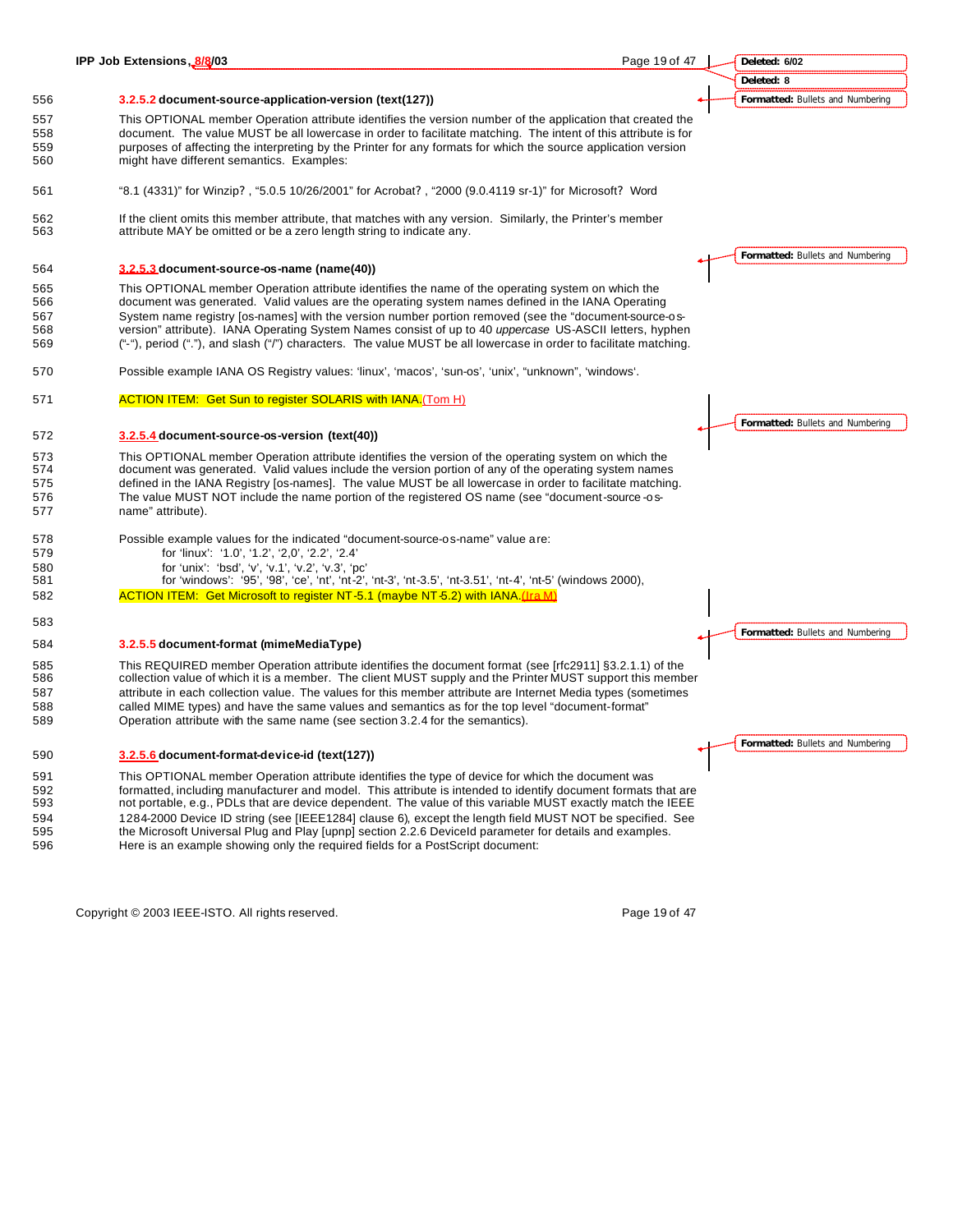#### 3.2.5.2 document-source-application-version (text(127))

This OPTIONAL member Operation attribute identifies the version number of the application that created the document. The value MUST be all lowercase in order to facilitate matching. The intent of this attribute is for purposes of affecting the interpreting by the Printer for any formats for which the source application version might have different semantics. Examples:

"8.1 (4331)" for Winzip? , "5.0.5 10/26/2001" for Acrobat? , "2000 (9.0.4119 sr-1)" for Microsoft? Word

If the client omits this member attribute, that matches with any version. Similarly, the Printer's member attribute MAY be omitted or be a zero length string to indicate any.

#### 3.2.5.3 document-source-os-name (name(40))

This OPTIONAL member Operation attribute identifies the name of the operating system on which the document was generated. Valid values are the operating system names defined in the IANA Operating System name registry [os-names] with the version number portion removed (see the "document-source-os-version" attribute). IANA Operating System Names consist of up to 40 *uppercase* US-ASCII letters, hyphen ("-"), period ("."), and slash ("/") characters. The value MUST be all lowercase in order to facilitate matching.

Possible example IANA OS Registry values: 'linux', 'macos', 'sun-os', 'unix', "unknown", 'windows'.

ACTION ITEM: Get Sun to register SOLARIS with IANA.(Tom H)

#### 3.2.5.4 document-source-os-version (text(40))

This OPTIONAL member Operation attribute identifies the version of the operating system on which the document was generated. Valid values include the version portion of any of the operating system names defined in the IANA Registry [os-names]. The value MUST be all lowercase in order to facilitate matching. The value MUST NOT include the name portion of the registered OS name (see "document-source-os-name" attribute).

Possible example values for the indicated "document-source-os-name" value are:
- for 'linux': '1.0', '1.2', '2,0', '2.2', '2.4'
- for 'unix': 'bsd', 'v', 'v.1', 'v.2', 'v.3', 'pc'
- for 'windows': '95', '98', 'ce', 'nt', 'nt-2', 'nt-3', 'nt-3.5', 'nt-3.51', 'nt-4', 'nt-5' (windows 2000),

ACTION ITEM: Get Microsoft to register NT-5.1 (maybe NT-5.2) with IANA.(Ira M)

#### 3.2.5.5 document-format (mimeMediaType)

This REQUIRED member Operation attribute identifies the document format (see [rfc2911] §3.2.1.1) of the collection value of which it is a member. The client MUST supply and the Printer MUST support this member attribute in each collection value. The values for this member attribute are Internet Media types (sometimes called MIME types) and have the same values and semantics as for the top level "document-format" Operation attribute with the same name (see section 3.2.4 for the semantics).

#### 3.2.5.6 document-format-device-id (text(127))

This OPTIONAL member Operation attribute identifies the type of device for which the document was formatted, including manufacturer and model. This attribute is intended to identify document formats that are not portable, e.g., PDLs that are device dependent. The value of this variable MUST exactly match the IEEE 1284-2000 Device ID string (see [IEEE1284] clause 6), except the length field MUST NOT be specified. See the Microsoft Universal Plug and Play [upnp] section 2.2.6 DeviceId parameter for details and examples. Here is an example showing only the required fields for a PostScript document: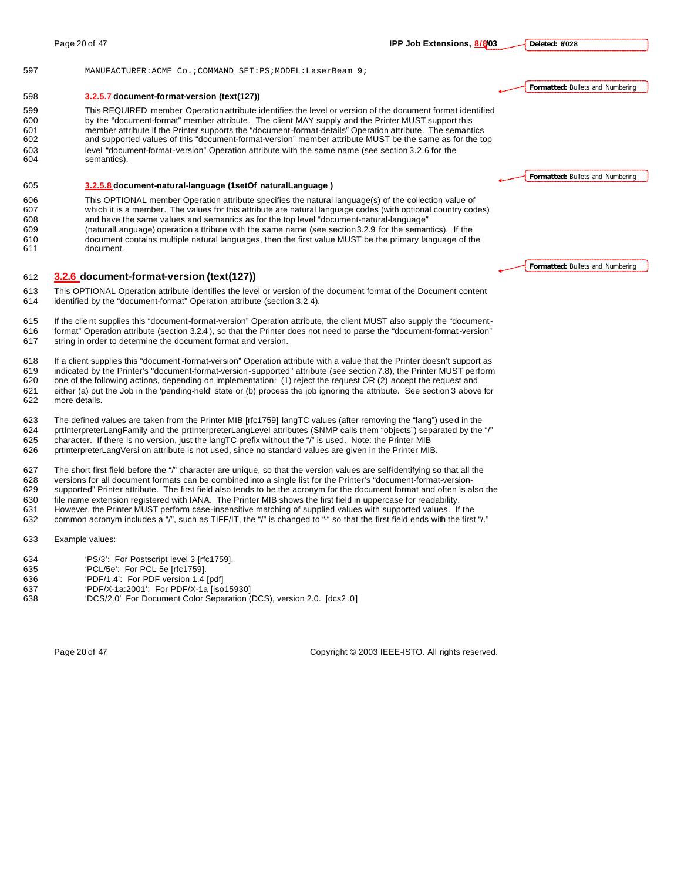```
MANUFACTURER:ACME Co.;COMMAND SET:PS;MODEL:LaserBeam 9;
```

#### 3.2.5.7 document-format-version (text(127))

This REQUIRED member Operation attribute identifies the level or version of the document format identified by the "document-format" member attribute. The client MAY supply and the Printer MUST support this member attribute if the Printer supports the "document-format-details" Operation attribute. The semantics and supported values of this "document-format-version" member attribute MUST be the same as for the top level "document-format-version" Operation attribute with the same name (see section 3.2.6 for the semantics).

#### 3.2.5.8 document-natural-language (1setOf naturalLanguage )

This OPTIONAL member Operation attribute specifies the natural language(s) of the collection value of which it is a member. The values for this attribute are natural language codes (with optional country codes) and have the same values and semantics as for the top level "document-natural-language" (naturalLanguage) operation attribute with the same name (see section 3.2.9 for the semantics). If the document contains multiple natural languages, then the first value MUST be the primary language of the document.

### 3.2.6 document-format-version (text(127))

This OPTIONAL Operation attribute identifies the level or version of the document format of the Document content identified by the "document-format" Operation attribute (section 3.2.4).

If the client supplies this "document-format-version" Operation attribute, the client MUST also supply the "document-format" Operation attribute (section 3.2.4), so that the Printer does not need to parse the "document-format-version" string in order to determine the document format and version.

If a client supplies this "document-format-version" Operation attribute with a value that the Printer doesn't support as indicated by the Printer's "document-format-version-supported" attribute (see section 7.8), the Printer MUST perform one of the following actions, depending on implementation: (1) reject the request OR (2) accept the request and either (a) put the Job in the 'pending-held' state or (b) process the job ignoring the attribute. See section 3 above for more details.

The defined values are taken from the Printer MIB [rfc1759] langTC values (after removing the "lang") used in the prtInterpreterLangFamily and the prtInterpreterLangLevel attributes (SNMP calls them "objects") separated by the "/" character. If there is no version, just the langTC prefix without the "/" is used. Note: the Printer MIB prtInterpreterLangVersion attribute is not used, since no standard values are given in the Printer MIB.

The short first field before the "/" character are unique, so that the version values are self-identifying so that all the versions for all document formats can be combined into a single list for the Printer's "document-format-version-supported" Printer attribute. The first field also tends to be the acronym for the document format and often is also the file name extension registered with IANA. The Printer MIB shows the first field in uppercase for readability. However, the Printer MUST perform case-insensitive matching of supplied values with supported values. If the common acronym includes a "/", such as TIFF/IT, the "/" is changed to "-" so that the first field ends with the first "/."

Example values:

- 'PS/3': For Postscript level 3 [rfc1759].
- 'PCL/5e': For PCL 5e [rfc1759].
- 'PDF/1.4': For PDF version 1.4 [pdf]
- 'PDF/X-1a:2001': For PDF/X-1a [iso15930]
- 'DCS/2.0' For Document Color Separation (DCS), version 2.0. [dcs2.0]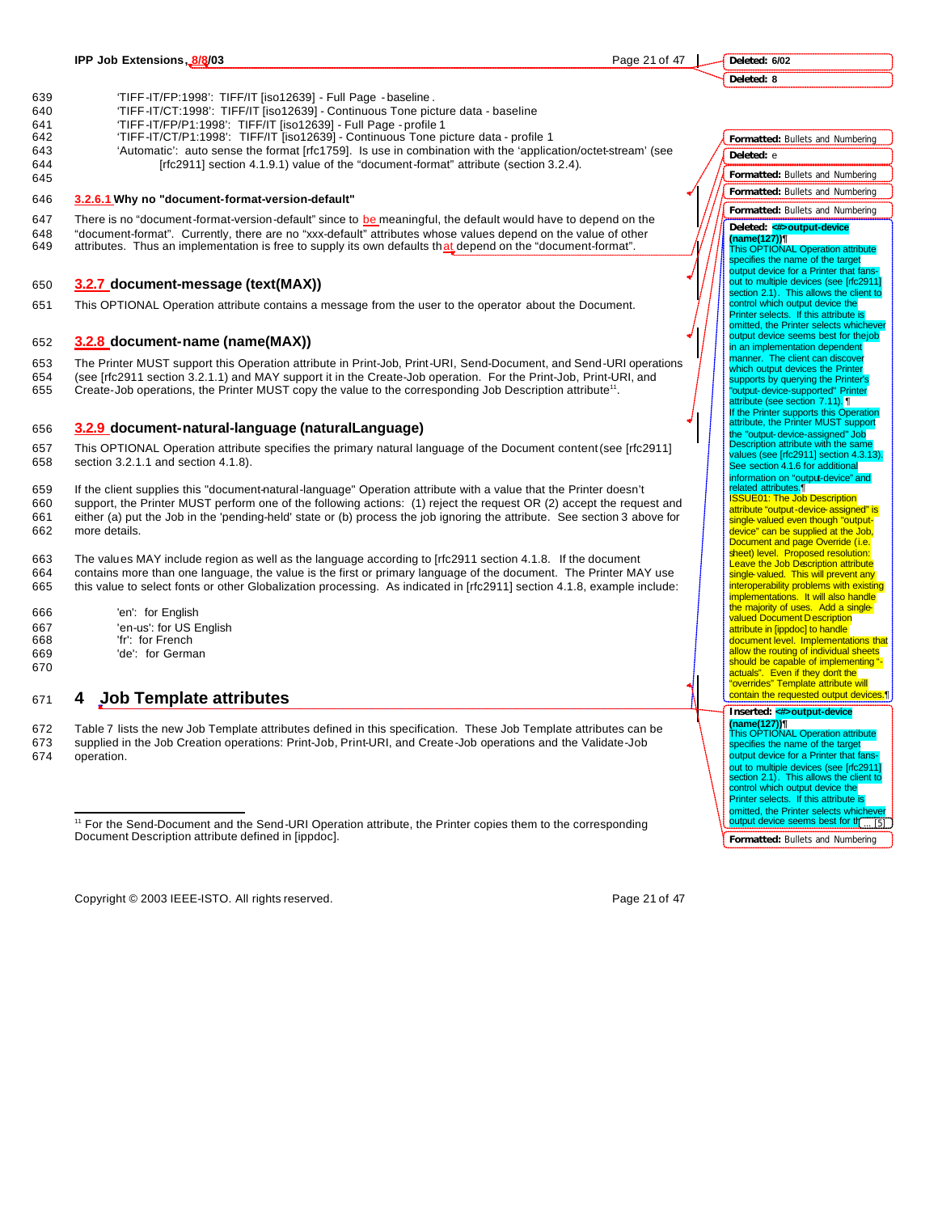'TIFF-IT/FP:1998': TIFF/IT [iso12639] - Full Page - baseline.
'TIFF-IT/CT:1998': TIFF/IT [iso12639] - Continuous Tone picture data - baseline
'TIFF-IT/FP/P1:1998': TIFF/IT [iso12639] - Full Page - profile 1
'TIFF-IT/CT/P1:1998': TIFF/IT [iso12639] - Continuous Tone picture data - profile 1
'Automatic': auto sense the format [rfc1759]. Is use in combination with the 'application/octet-stream' (see [rfc2911] section 4.1.9.1) value of the "document-format" attribute (section 3.2.4).

#### 3.2.6.1 Why no "document-format-version-default"

There is no "document-format-version-default" since to be meaningful, the default would have to depend on the "document-format". Currently, there are no "xxx-default" attributes whose values depend on the value of other attributes. Thus an implementation is free to supply its own defaults that depend on the "document-format".

### 3.2.7 document-message (text(MAX))

This OPTIONAL Operation attribute contains a message from the user to the operator about the Document.

### 3.2.8 document-name (name(MAX))

The Printer MUST support this Operation attribute in Print-Job, Print-URI, Send-Document, and Send-URI operations (see [rfc2911 section 3.2.1.1) and MAY support it in the Create-Job operation. For the Print-Job, Print-URI, and Create-Job operations, the Printer MUST copy the value to the corresponding Job Description attribute[11].

### 3.2.9 document-natural-language (naturalLanguage)

This OPTIONAL Operation attribute specifies the primary natural language of the Document content (see [rfc2911] section 3.2.1.1 and section 4.1.8).

If the client supplies this "document-natural-language" Operation attribute with a value that the Printer doesn't support, the Printer MUST perform one of the following actions: (1) reject the request OR (2) accept the request and either (a) put the Job in the 'pending-held' state or (b) process the job ignoring the attribute. See section 3 above for more details.

The values MAY include region as well as the language according to [rfc2911 section 4.1.8. If the document contains more than one language, the value is the first or primary language of the document. The Printer MAY use this value to select fonts or other Globalization processing. As indicated in [rfc2911] section 4.1.8, example include:

'en': for English
'en-us': for US English
'fr': for French
'de': for German

# 4 Job Template attributes

Table 7 lists the new Job Template attributes defined in this specification. These Job Template attributes can be supplied in the Job Creation operations: Print-Job, Print-URI, and Create-Job operations and the Validate-Job operation.

[11] For the Send-Document and the Send-URI Operation attribute, the Printer copies them to the corresponding Document Description attribute defined in [ippdoc].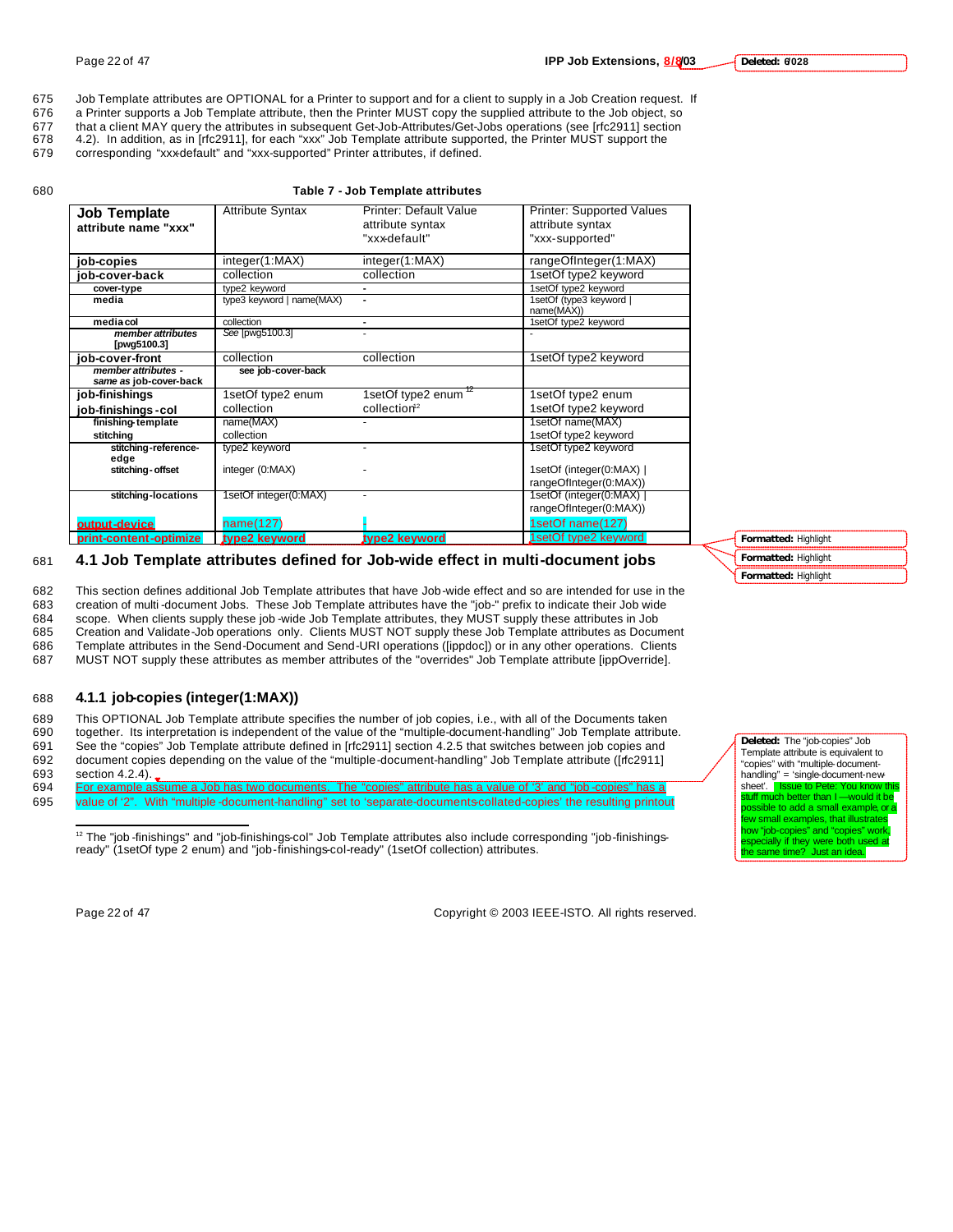Job Template attributes are OPTIONAL for a Printer to support and for a client to supply in a Job Creation request. If a Printer supports a Job Template attribute, then the Printer MUST copy the supplied attribute to the Job object, so that a client MAY query the attributes in subsequent Get-Job-Attributes/Get-Jobs operations (see [rfc2911] section 4.2). In addition, as in [rfc2911], for each "xxx" Job Template attribute supported, the Printer MUST support the corresponding "xxx-default" and "xxx-supported" Printer attributes, if defined.

**Table 7 - Job Template attributes**

| Job Template attribute name "xxx" | Attribute Syntax | Printer: Default Value attribute syntax "xxx-default" | Printer: Supported Values attribute syntax "xxx-supported" |
|---|---|---|---|
| **job-copies** | integer(1:MAX) | integer(1:MAX) | rangeOfInteger(1:MAX) |
| **job-cover-back** | collection | collection | 1setOf type2 keyword |
| **cover-type** | type2 keyword | - | 1setOf type2 keyword |
| **media** | type3 keyword \| name(MAX) | - | 1setOf (type3 keyword \| name(MAX)) |
| **media-col** | collection | - | 1setOf type2 keyword |
| ***member attributes* [pwg5100.3]** | See [pwg5100.3] | - | - |
| **job-cover-front** | collection | collection | 1setOf type2 keyword |
| ***member attributes - same as* job-cover-back** | **see job-cover-back** | | |
| **job-finishings** | 1setOf type2 enum | 1setOf type2 enum [12] | 1setOf type2 enum |
| **job-finishings-col** | collection | collection[12] | 1setOf type2 keyword |
| **finishing-template** | name(MAX) | - | 1setOf name(MAX) |
| **stitching** | collection | | 1setOf type2 keyword |
| **stitching-reference-edge** | type2 keyword | - | 1setOf type2 keyword |
| **stitching-offset** | integer (0:MAX) | - | 1setOf (integer(0:MAX) \| rangeOfInteger(0:MAX)) |
| **stitching-locations** | 1setOf integer(0:MAX) | - | 1setOf (integer(0:MAX) \| rangeOfInteger(0:MAX)) |
| **output-device** | name(127) | - | 1setOf name(127) |
| **print-content-optimize** | type2 keyword | type2 keyword | 1setOf type2 keyword |

## 4.1 Job Template attributes defined for Job-wide effect in multi-document jobs

This section defines additional Job Template attributes that have Job-wide effect and so are intended for use in the creation of multi-document Jobs. These Job Template attributes have the "job-" prefix to indicate their Job wide scope. When clients supply these job-wide Job Template attributes, they MUST supply these attributes in Job Creation and Validate-Job operations only. Clients MUST NOT supply these Job Template attributes as Document Template attributes in the Send-Document and Send-URI operations ([ippdoc]) or in any other operations. Clients MUST NOT supply these attributes as member attributes of the "overrides" Job Template attribute [ippOverride].

### 4.1.1 job-copies (integer(1:MAX))

This OPTIONAL Job Template attribute specifies the number of job copies, i.e., with all of the Documents taken together. Its interpretation is independent of the value of the "multiple-document-handling" Job Template attribute. See the "copies" Job Template attribute defined in [rfc2911] section 4.2.5 that switches between job copies and document copies depending on the value of the "multiple-document-handling" Job Template attribute ([rfc2911] section 4.2.4).

For example assume a Job has two documents. The "copies" attribute has a value of '3' and "job-copies" has a value of '2'. With "multiple-document-handling" set to 'separate-documents-collated-copies' the resulting printout

[12] The "job-finishings" and "job-finishings-col" Job Template attributes also include corresponding "job-finishings-ready" (1setOf type 2 enum) and "job-finishings-col-ready" (1setOf collection) attributes.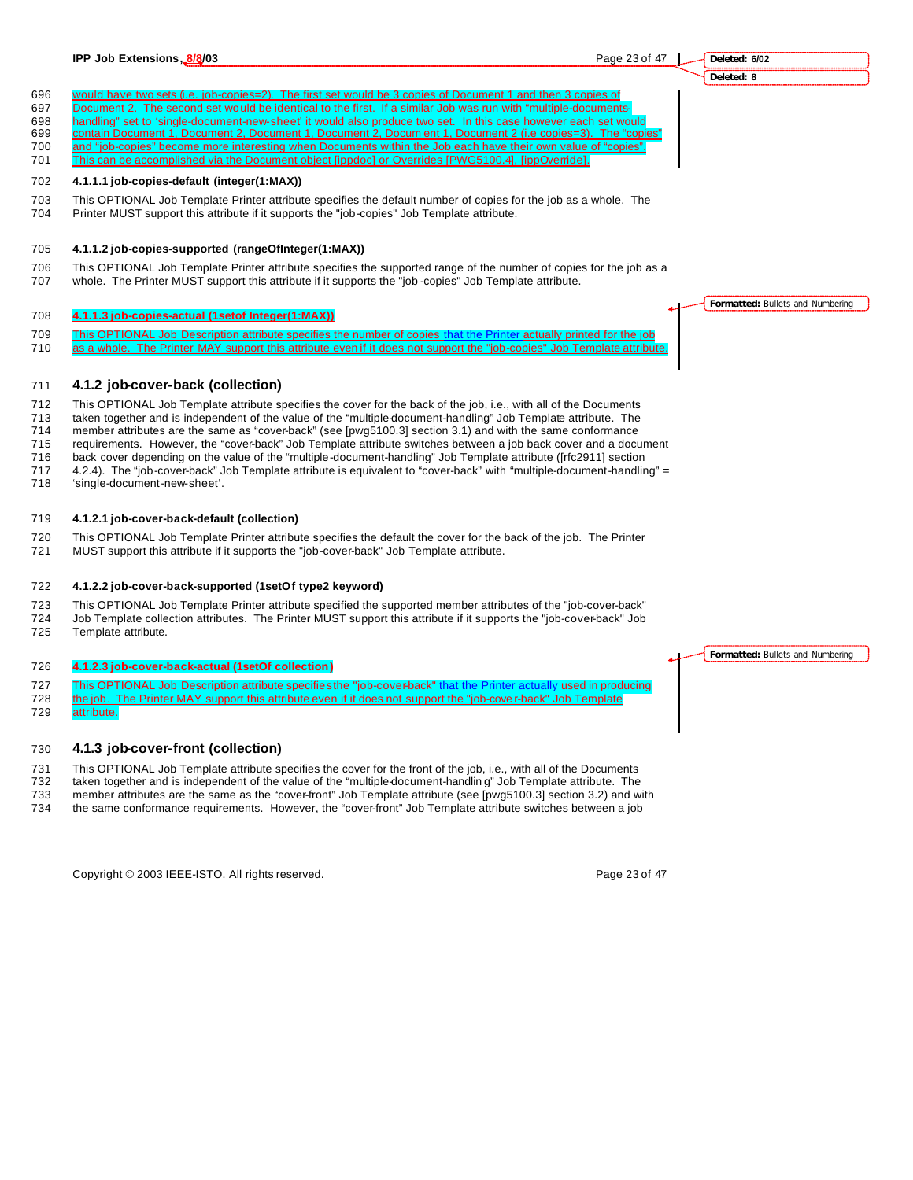would have two sets (i.e. job-copies=2). The first set would be 3 copies of Document 1 and then 3 copies of Document 2. The second set would be identical to the first. If a similar Job was run with "multiple-documents-handling" set to 'single-document-new-sheet' it would also produce two set. In this case however each set would contain Document 1, Document 2, Document 1, Document 2, Document 1, Document 2 (i.e copies=3). The "copies" and "job-copies" become more interesting when Documents within the Job each have their own value of "copies". This can be accomplished via the Document object [ippdoc] or Overrides [PWG5100.4], [ippOverride].

#### 4.1.1.1 job-copies-default (integer(1:MAX))

This OPTIONAL Job Template Printer attribute specifies the default number of copies for the job as a whole. The Printer MUST support this attribute if it supports the "job-copies" Job Template attribute.

#### 4.1.1.2 job-copies-supported (rangeOfInteger(1:MAX))

This OPTIONAL Job Template Printer attribute specifies the supported range of the number of copies for the job as a whole. The Printer MUST support this attribute if it supports the "job-copies" Job Template attribute.

#### 4.1.1.3 job-copies-actual (1setof Integer(1:MAX))

This OPTIONAL Job Description attribute specifies the number of copies that the Printer actually printed for the job as a whole. The Printer MAY support this attribute even if it does not support the "job-copies" Job Template attribute.

### 4.1.2 job-cover-back (collection)

This OPTIONAL Job Template attribute specifies the cover for the back of the job, i.e., with all of the Documents taken together and is independent of the value of the "multiple-document-handling" Job Template attribute. The member attributes are the same as "cover-back" (see [pwg5100.3] section 3.1) and with the same conformance requirements. However, the "cover-back" Job Template attribute switches between a job back cover and a document back cover depending on the value of the "multiple-document-handling" Job Template attribute ([rfc2911] section 4.2.4). The "job-cover-back" Job Template attribute is equivalent to "cover-back" with "multiple-document-handling" = 'single-document-new-sheet'.

#### 4.1.2.1 job-cover-back-default (collection)

This OPTIONAL Job Template Printer attribute specifies the default the cover for the back of the job. The Printer MUST support this attribute if it supports the "job-cover-back" Job Template attribute.

#### 4.1.2.2 job-cover-back-supported (1setOf type2 keyword)

This OPTIONAL Job Template Printer attribute specified the supported member attributes of the "job-cover-back" Job Template collection attributes. The Printer MUST support this attribute if it supports the "job-cover-back" Job Template attribute.

#### 4.1.2.3 job-cover-back-actual (1setOf collection)

This OPTIONAL Job Description attribute specifies the "job-cover-back" that the Printer actually used in producing the job. The Printer MAY support this attribute even if it does not support the "job-cover-back" Job Template attribute.

### 4.1.3 job-cover-front (collection)

This OPTIONAL Job Template attribute specifies the cover for the front of the job, i.e., with all of the Documents taken together and is independent of the value of the "multiple-document-handling" Job Template attribute. The member attributes are the same as the "cover-front" Job Template attribute (see [pwg5100.3] section 3.2) and with the same conformance requirements. However, the "cover-front" Job Template attribute switches between a job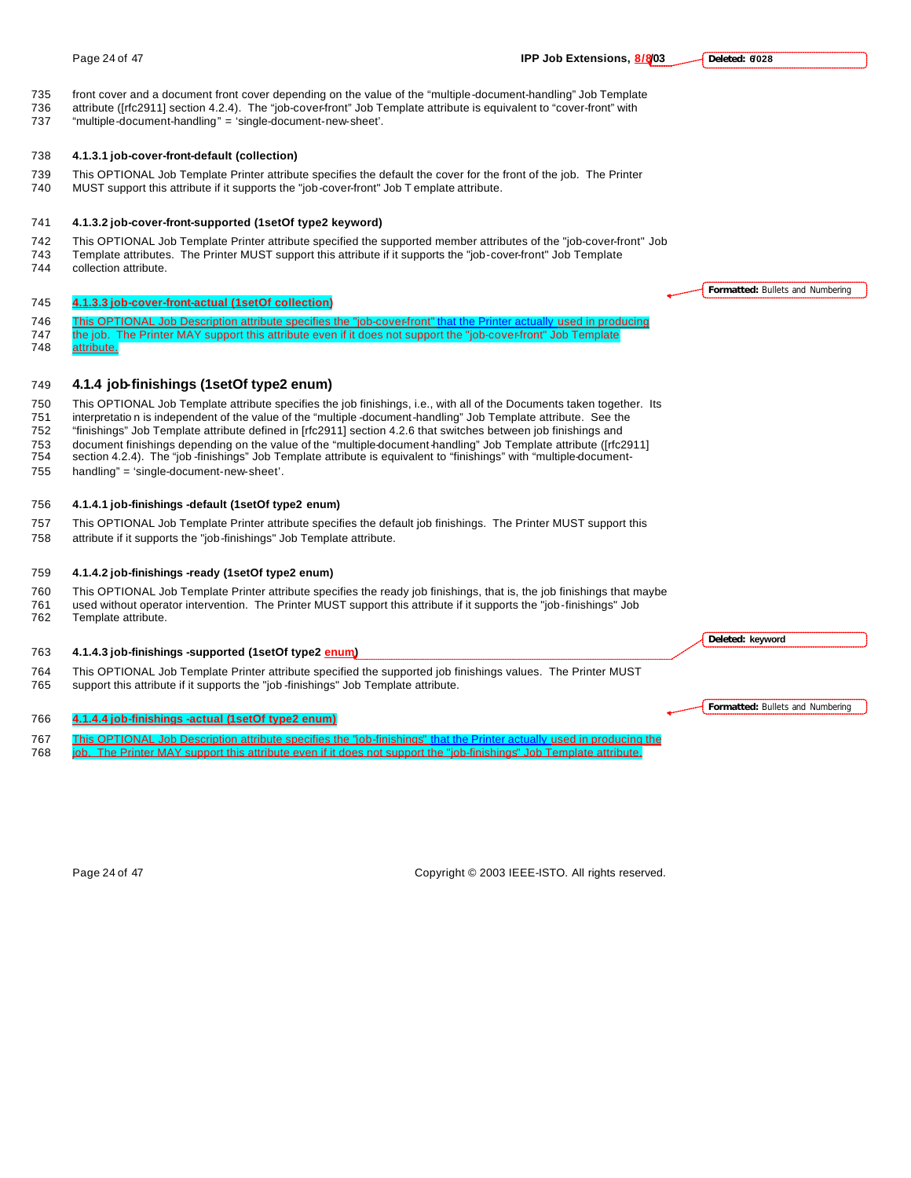front cover and a document front cover depending on the value of the "multiple-document-handling" Job Template attribute ([rfc2911] section 4.2.4). The "job-cover-front" Job Template attribute is equivalent to "cover-front" with "multiple-document-handling" = 'single-document-new-sheet'.

#### 4.1.3.1 job-cover-front-default (collection)

This OPTIONAL Job Template Printer attribute specifies the default the cover for the front of the job. The Printer MUST support this attribute if it supports the "job-cover-front" Job Template attribute.

#### 4.1.3.2 job-cover-front-supported (1setOf type2 keyword)

This OPTIONAL Job Template Printer attribute specified the supported member attributes of the "job-cover-front" Job Template attributes. The Printer MUST support this attribute if it supports the "job-cover-front" Job Template collection attribute.

#### 4.1.3.3 job-cover-front-actual (1setOf collection)

This OPTIONAL Job Description attribute specifies the "job-cover-front" that the Printer actually used in producing the job. The Printer MAY support this attribute even if it does not support the "job-cover-front" Job Template attribute.

### 4.1.4 job-finishings (1setOf type2 enum)

This OPTIONAL Job Template attribute specifies the job finishings, i.e., with all of the Documents taken together. Its interpretation is independent of the value of the "multiple-document-handling" Job Template attribute. See the "finishings" Job Template attribute defined in [rfc2911] section 4.2.6 that switches between job finishings and document finishings depending on the value of the "multiple-document-handling" Job Template attribute ([rfc2911] section 4.2.4). The "job-finishings" Job Template attribute is equivalent to "finishings" with "multiple-document-handling" = 'single-document-new-sheet'.

#### 4.1.4.1 job-finishings-default (1setOf type2 enum)

This OPTIONAL Job Template Printer attribute specifies the default job finishings. The Printer MUST support this attribute if it supports the "job-finishings" Job Template attribute.

#### 4.1.4.2 job-finishings-ready (1setOf type2 enum)

This OPTIONAL Job Template Printer attribute specifies the ready job finishings, that is, the job finishings that maybe used without operator intervention. The Printer MUST support this attribute if it supports the "job-finishings" Job Template attribute.

#### 4.1.4.3 job-finishings-supported (1setOf type2 enum)

This OPTIONAL Job Template Printer attribute specified the supported job finishings values. The Printer MUST support this attribute if it supports the "job-finishings" Job Template attribute.

#### 4.1.4.4 job-finishings-actual (1setOf type2 enum)

This OPTIONAL Job Description attribute specifies the "job-finishings" that the Printer actually used in producing the job. The Printer MAY support this attribute even if it does not support the "job-finishings" Job Template attribute.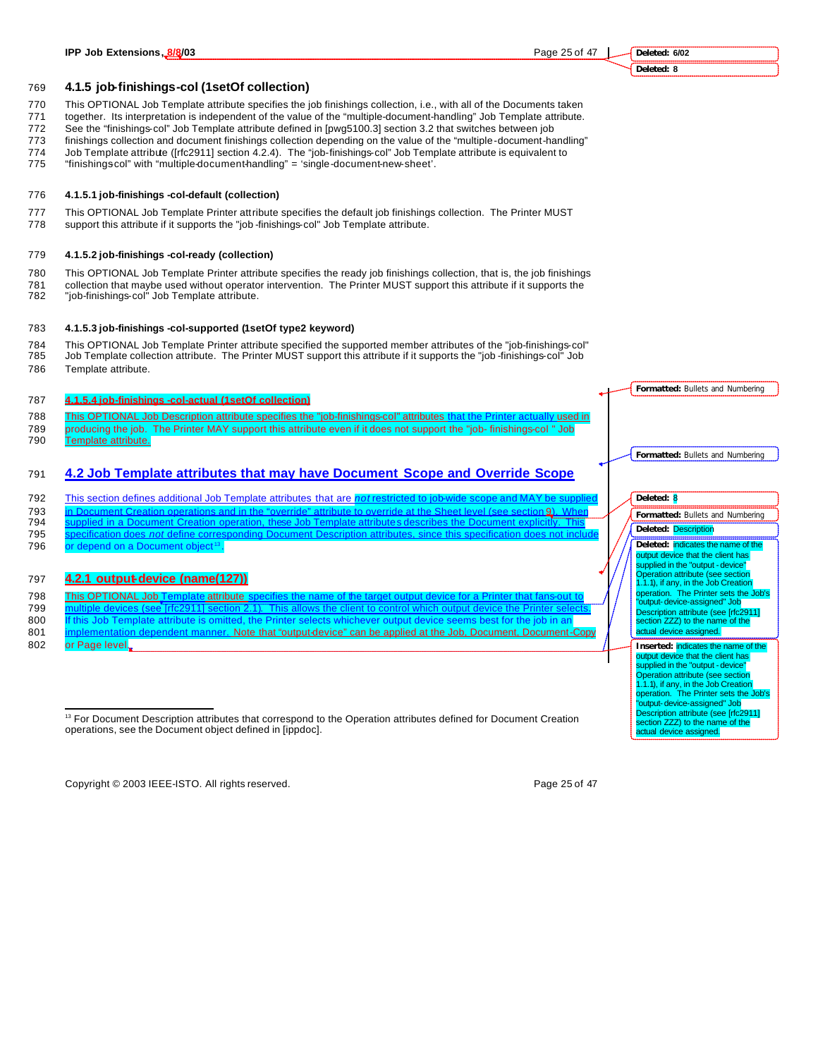### 4.1.5 job-finishings-col (1setOf collection)

This OPTIONAL Job Template attribute specifies the job finishings collection, i.e., with all of the Documents taken together. Its interpretation is independent of the value of the "multiple-document-handling" Job Template attribute. See the "finishings-col" Job Template attribute defined in [pwg5100.3] section 3.2 that switches between job finishings collection and document finishings collection depending on the value of the "multiple-document-handling" Job Template attribute ([rfc2911] section 4.2.4). The "job-finishings-col" Job Template attribute is equivalent to "finishings-col" with "multiple-document-handling" = 'single-document-new-sheet'.

#### 4.1.5.1 job-finishings -col-default (collection)

This OPTIONAL Job Template Printer attribute specifies the default job finishings collection. The Printer MUST support this attribute if it supports the "job -finishings-col" Job Template attribute.

#### 4.1.5.2 job-finishings -col-ready (collection)

This OPTIONAL Job Template Printer attribute specifies the ready job finishings collection, that is, the job finishings collection that maybe used without operator intervention. The Printer MUST support this attribute if it supports the "job-finishings-col" Job Template attribute.

#### 4.1.5.3 job-finishings -col-supported (1setOf type2 keyword)

This OPTIONAL Job Template Printer attribute specified the supported member attributes of the "job-finishings-col" Job Template collection attribute. The Printer MUST support this attribute if it supports the "job -finishings-col" Job Template attribute.

#### 4.1.5.4 job-finishings -col-actual (1setOf collection)

This OPTIONAL Job Description attribute specifies the "job-finishings-col" attributes that the Printer actually used in producing the job. The Printer MAY support this attribute even if it does not support the "job- finishings-col " Job Template attribute.

## 4.2 Job Template attributes that may have Document Scope and Override Scope

This section defines additional Job Template attributes that are *not* restricted to job-wide scope and MAY be supplied in Document Creation operations and in the "override" attribute to override at the Sheet level (see section 9). When supplied in a Document Creation operation, these Job Template attributes describes the Document explicitly. This specification does *not* define corresponding Document Description attributes, since this specification does not include or depend on a Document object[13].

### 4.2.1 output-device (name(127))

This OPTIONAL Job Template attribute specifies the name of the target output device for a Printer that fans-out to multiple devices (see [rfc2911] section 2.1). This allows the client to control which output device the Printer selects. If this Job Template attribute is omitted, the Printer selects whichever output device seems best for the job in an implementation dependent manner. Note that "output-device" can be applied at the Job, Document, Document-Copy or Page level.

---

[13] For Document Description attributes that correspond to the Operation attributes defined for Document Creation operations, see the Document object defined in [ippdoc].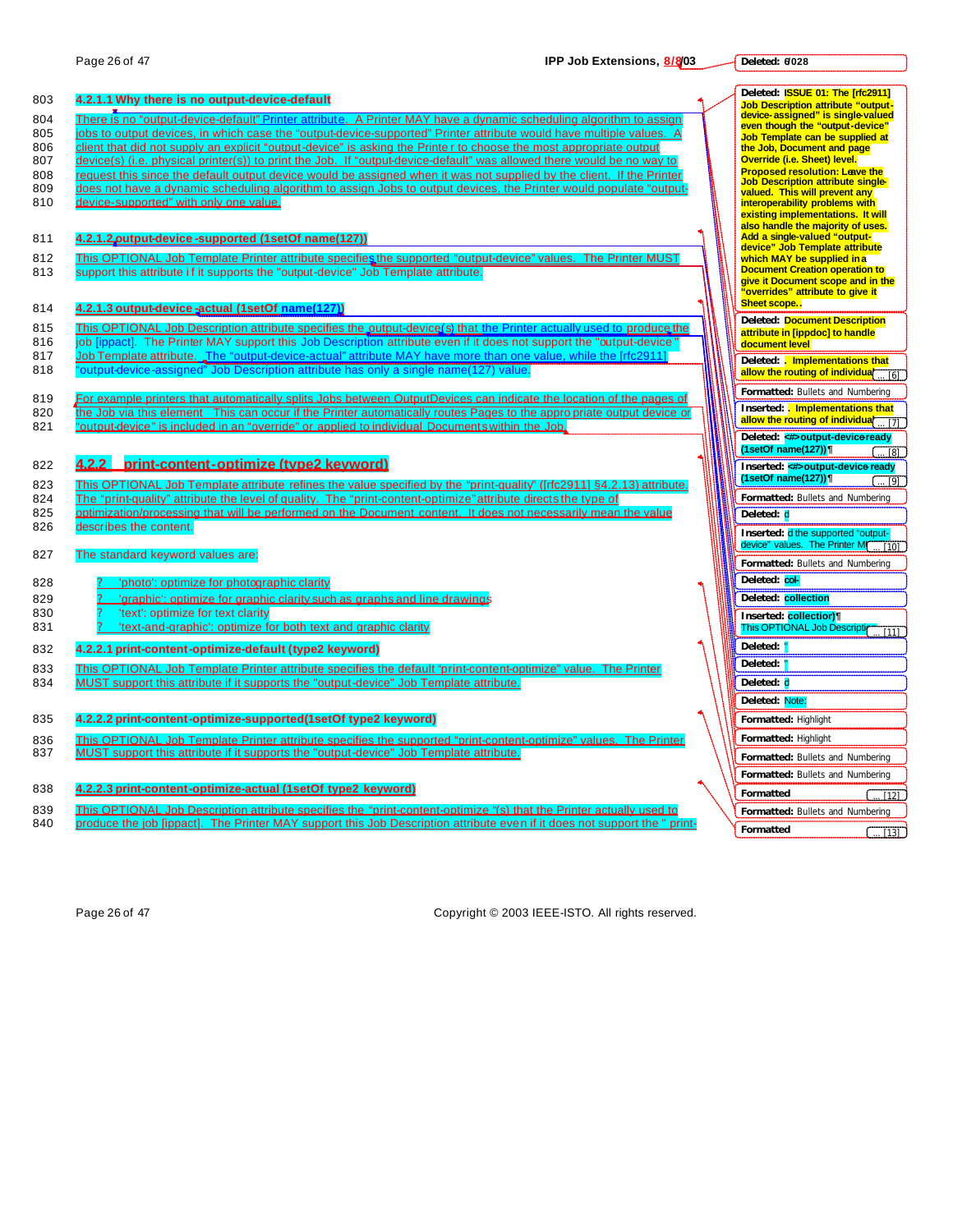803 **4.2.1.1 Why there is no output-device-default**

804 There is no "output-device-default" Printer attribute. A Printer MAY have a dynamic scheduling algorithm to assign
805 jobs to output devices, in which case the "output-device-supported" Printer attribute would have multiple values. A
806 client that did not supply an explicit "output-device" is asking the Printer to choose the most appropriate output
807 device(s) (i.e. physical printer(s)) to print the Job. If "output-device-default" was allowed there would be no way to
808 request this since the default output device would be assigned when it was not supplied by the client. If the Printer
809 does not have a dynamic scheduling algorithm to assign Jobs to output devices, the Printer would populate "output-
810 device-supported" with only one value.

811 **4.2.1.2 output-device-supported (1setOf name(127))**

812 This OPTIONAL Job Template Printer attribute specifies the supported "output-device" values. The Printer MUST
813 support this attribute if it supports the "output-device" Job Template attribute.

814 **4.2.1.3 output-device-actual (1setOf name(127))**

815 This OPTIONAL Job Description attribute specifies the output-device(s) that the Printer actually used to produce the
816 job [ippact]. The Printer MAY support this Job Description attribute even if it does not support the "output-device"
817 Job Template attribute. The "output-device-actual" attribute MAY have more than one value, while the [rfc2911]
818 "output-device-assigned" Job Description attribute has only a single name(127) value.

819 For example printers that automatically splits Jobs between OutputDevices can indicate the location of the pages of
820 the Job via this element. This can occur if the Printer automatically routes Pages to the appropriate output device or
821 "output-device" is included in an "override" or applied to individual Documents within the Job.

822 **4.2.2 print-content-optimize (type2 keyword)**

823 This OPTIONAL Job Template attribute refines the value specified by the "print-quality" ([rfc2911] §4.2.13) attribute.
824 The "print-quality" attribute the level of quality. The "print-content-optimize" attribute directs the type of
825 optimization/processing that will be performed on the Document content. It does not necessarily mean the value
826 describes the content.

827 The standard keyword values are:

828 ? 'photo': optimize for photographic clarity
829 ? 'graphic': optimize for graphic clarity such as graphs and line drawings
830 ? 'text': optimize for text clarity
831 ? 'text-and-graphic': optimize for both text and graphic clarity

832 **4.2.2.1 print-content-optimize-default (type2 keyword)**

833 This OPTIONAL Job Template Printer attribute specifies the default "print-content-optimize" value. The Printer
834 MUST support this attribute if it supports the "output-device" Job Template attribute.

835 **4.2.2.2 print-content-optimize-supported(1setOf type2 keyword)**

836 This OPTIONAL Job Template Printer attribute specifies the supported "print-content-optimize" values. The Printer
837 MUST support this attribute if it supports the "output-device" Job Template attribute.

838 **4.2.2.3 print-content-optimize-actual (1setOf type2 keyword)**

839 This OPTIONAL Job Description attribute specifies the "print-content-optimize "(s) that the Printer actually used to
840 produce the job [ippact]. The Printer MAY support this Job Description attribute even if it does not support the " print-

**Deleted:** 6/028

**Deleted:** ISSUE 01: The [rfc2911] Job Description attribute "output-device-assigned" is single-valued even though the "output-device" Job Template can be supplied at the Job, Document and page Override (i.e. Sheet) level. Proposed resolution: Leave the Job Description attribute single-valued. This will prevent any interoperability problems with existing implementations. It will also handle the majority of uses. Add a single-valued "output-device" Job Template attribute which MAY be supplied in a Document Creation operation to give it Document scope and in the "overrides" attribute to give it Sheet scope.

**Deleted:** Document Description attribute in [ippdoc] to handle document level

**Deleted:** . Implementations that allow the routing of individual ... [6]

**Formatted:** Bullets and Numbering

**Inserted:** . Implementations that allow the routing of individual ... [7]

**Deleted:** <#>output-device-ready (1setOf name(127))¶ ... [8]

**Inserted:** <#>output-device-ready (1setOf name(127))¶ ... [9]

**Formatted:** Bullets and Numbering

**Deleted:** d

**Inserted:** d the supported "output-device" values. The Printer M ... [10]

**Formatted:** Bullets and Numbering

**Deleted:** col-

**Deleted:** collection

**Inserted:** collection)¶ This OPTIONAL Job Descripti ... [11]

**Deleted:** "

**Deleted:** "

**Deleted:** d

**Deleted:** Note:

**Formatted:** Highlight

**Formatted:** Highlight

**Formatted:** Bullets and Numbering

**Formatted:** Bullets and Numbering

**Formatted** ... [12]

**Formatted:** Bullets and Numbering

**Formatted** ... [13]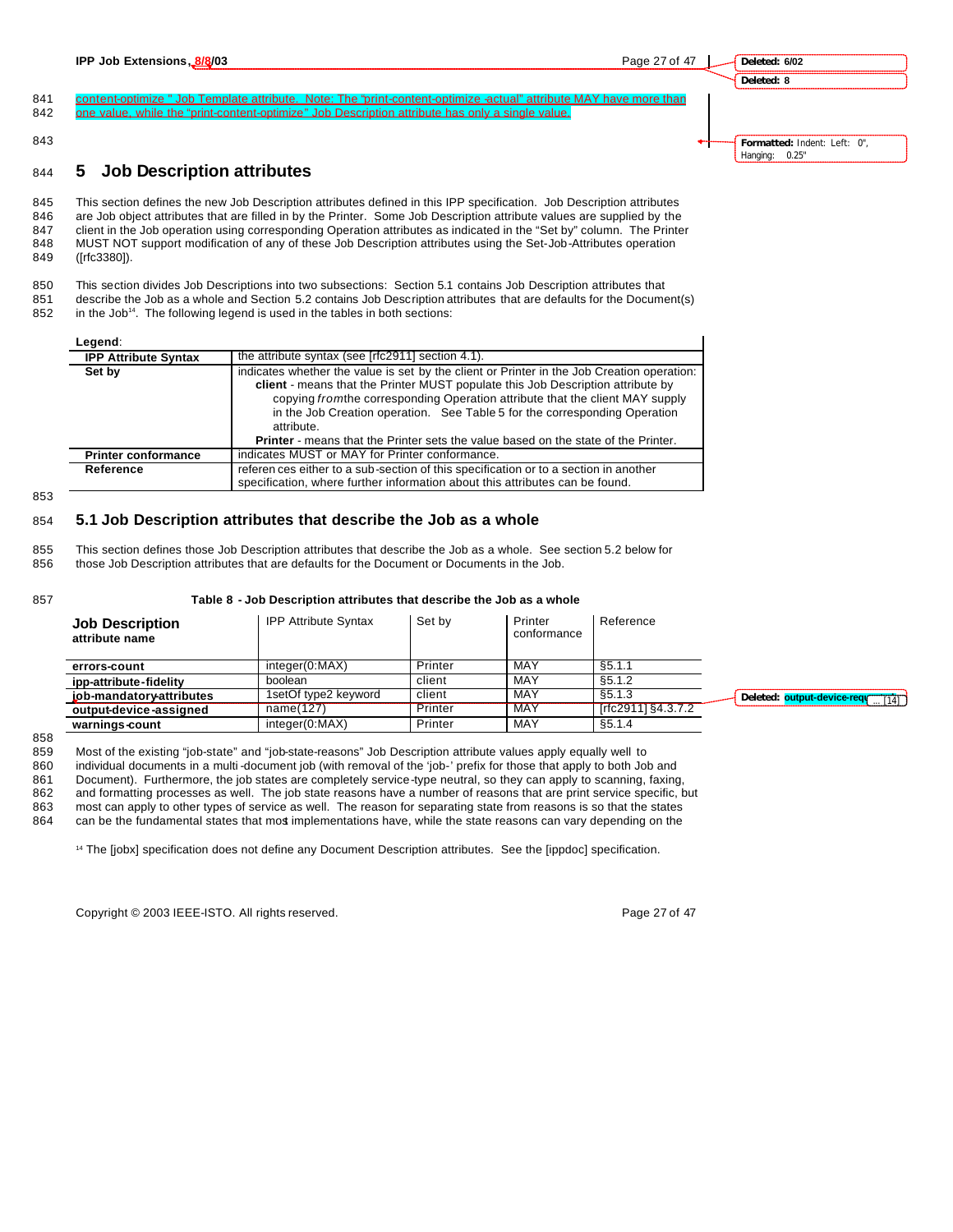content-optimize " Job Template attribute. Note: The "print-content-optimize -actual" attribute MAY have more than one value, while the "print-content-optimize" Job Description attribute has only a single value.

# 5 Job Description attributes

This section defines the new Job Description attributes defined in this IPP specification. Job Description attributes are Job object attributes that are filled in by the Printer. Some Job Description attribute values are supplied by the client in the Job operation using corresponding Operation attributes as indicated in the "Set by" column. The Printer MUST NOT support modification of any of these Job Description attributes using the Set-Job-Attributes operation ([rfc3380]).

This section divides Job Descriptions into two subsections: Section 5.1 contains Job Description attributes that describe the Job as a whole and Section 5.2 contains Job Description attributes that are defaults for the Document(s) in the Job[14]. The following legend is used in the tables in both sections:

**Legend**:

| | |
|---|---|
| **IPP Attribute Syntax** | the attribute syntax (see [rfc2911] section 4.1). |
| **Set by** | indicates whether the value is set by the client or Printer in the Job Creation operation: **client** - means that the Printer MUST populate this Job Description attribute by copying *from* the corresponding Operation attribute that the client MAY supply in the Job Creation operation. See Table 5 for the corresponding Operation attribute. **Printer** - means that the Printer sets the value based on the state of the Printer. |
| **Printer conformance** | indicates MUST or MAY for Printer conformance. |
| **Reference** | references either to a sub-section of this specification or to a section in another specification, where further information about this attributes can be found. |

## 5.1 Job Description attributes that describe the Job as a whole

This section defines those Job Description attributes that describe the Job as a whole. See section 5.2 below for those Job Description attributes that are defaults for the Document or Documents in the Job.

**Table 8 - Job Description attributes that describe the Job as a whole**

| Job Description attribute name | IPP Attribute Syntax | Set by | Printer conformance | Reference |
|---|---|---|---|---|
| **errors-count** | integer(0:MAX) | Printer | MAY | §5.1.1 |
| **ipp-attribute-fidelity** | boolean | client | MAY | §5.1.2 |
| **job-mandatory-attributes** | 1setOf type2 keyword | client | MAY | §5.1.3 |
| **output-device-assigned** | name(127) | Printer | MAY | [rfc2911] §4.3.7.2 |
| **warnings-count** | integer(0:MAX) | Printer | MAY | §5.1.4 |

Most of the existing "job-state" and "job-state-reasons" Job Description attribute values apply equally well to individual documents in a multi-document job (with removal of the 'job-' prefix for those that apply to both Job and Document). Furthermore, the job states are completely service-type neutral, so they can apply to scanning, faxing, and formatting processes as well. The job state reasons have a number of reasons that are print service specific, but most can apply to other types of service as well. The reason for separating state from reasons is so that the states can be the fundamental states that most implementations have, while the state reasons can vary depending on the

[14] The [jobx] specification does not define any Document Description attributes. See the [ippdoc] specification.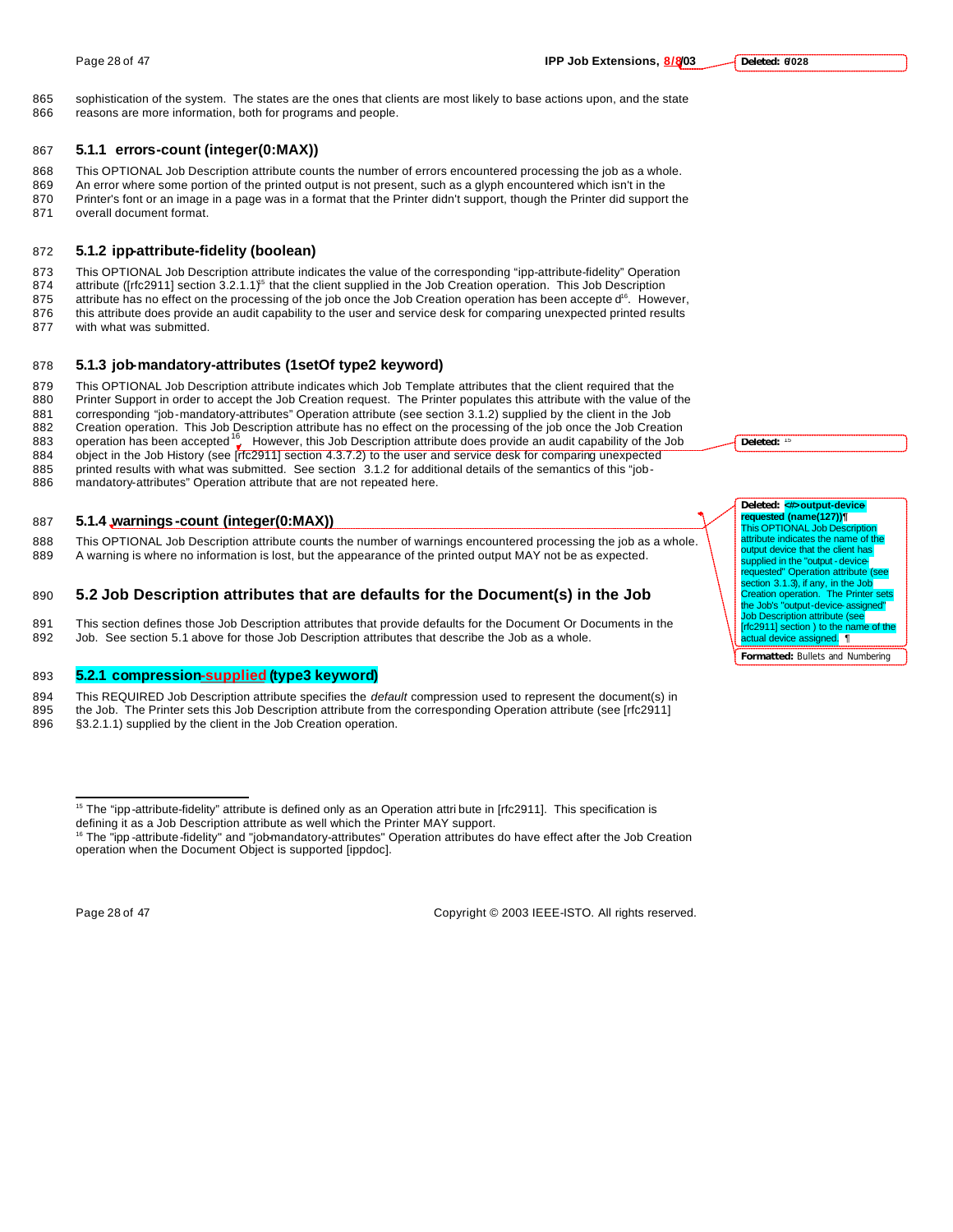sophistication of the system. The states are the ones that clients are most likely to base actions upon, and the state reasons are more information, both for programs and people.

### 5.1.1 errors-count (integer(0:MAX))

This OPTIONAL Job Description attribute counts the number of errors encountered processing the job as a whole. An error where some portion of the printed output is not present, such as a glyph encountered which isn't in the Printer's font or an image in a page was in a format that the Printer didn't support, though the Printer did support the overall document format.

### 5.1.2 ipp-attribute-fidelity (boolean)

This OPTIONAL Job Description attribute indicates the value of the corresponding "ipp-attribute-fidelity" Operation attribute ([rfc2911] section 3.2.1.1)[15] that the client supplied in the Job Creation operation. This Job Description attribute has no effect on the processing of the job once the Job Creation operation has been accepted[16]. However, this attribute does provide an audit capability to the user and service desk for comparing unexpected printed results with what was submitted.

### 5.1.3 job-mandatory-attributes (1setOf type2 keyword)

This OPTIONAL Job Description attribute indicates which Job Template attributes that the client required that the Printer Support in order to accept the Job Creation request. The Printer populates this attribute with the value of the corresponding "job-mandatory-attributes" Operation attribute (see section 3.1.2) supplied by the client in the Job Creation operation. This Job Description attribute has no effect on the processing of the job once the Job Creation operation has been accepted[16]. However, this Job Description attribute does provide an audit capability of the Job object in the Job History (see [rfc2911] section 4.3.7.2) to the user and service desk for comparing unexpected printed results with what was submitted. See section 3.1.2 for additional details of the semantics of this "job-mandatory-attributes" Operation attribute that are not repeated here.

### 5.1.4 warnings-count (integer(0:MAX))

This OPTIONAL Job Description attribute counts the number of warnings encountered processing the job as a whole. A warning is where no information is lost, but the appearance of the printed output MAY not be as expected.

## 5.2 Job Description attributes that are defaults for the Document(s) in the Job

This section defines those Job Description attributes that provide defaults for the Document Or Documents in the Job. See section 5.1 above for those Job Description attributes that describe the Job as a whole.

### 5.2.1 compression-supplied (type3 keyword)

This REQUIRED Job Description attribute specifies the *default* compression used to represent the document(s) in the Job. The Printer sets this Job Description attribute from the corresponding Operation attribute (see [rfc2911] §3.2.1.1) supplied by the client in the Job Creation operation.

---

[15] The "ipp-attribute-fidelity" attribute is defined only as an Operation attribute in [rfc2911]. This specification is defining it as a Job Description attribute as well which the Printer MAY support.

[16] The "ipp-attribute-fidelity" and "job-mandatory-attributes" Operation attributes do have effect after the Job Creation operation when the Document Object is supported [ippdoc].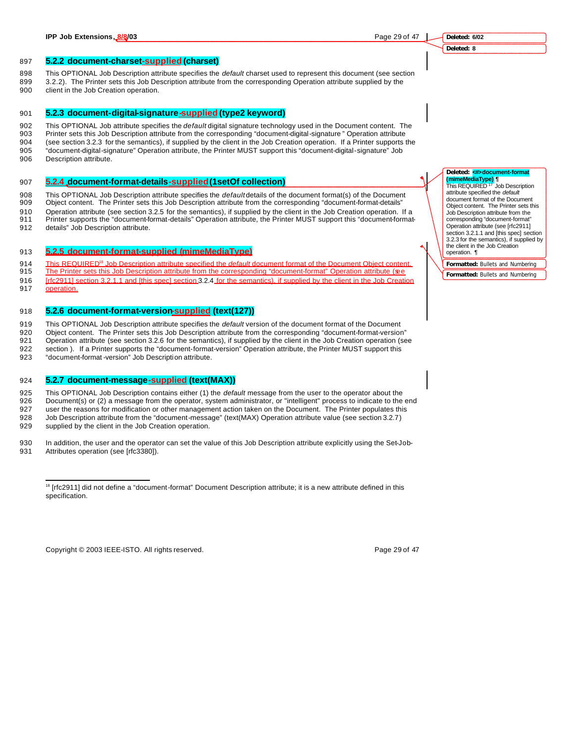### 5.2.2 document-charset-supplied (charset)

This OPTIONAL Job Description attribute specifies the *default* charset used to represent this document (see section 3.2.2). The Printer sets this Job Description attribute from the corresponding Operation attribute supplied by the client in the Job Creation operation.

### 5.2.3 document-digital-signature-supplied (type2 keyword)

This OPTIONAL Job attribute specifies the *default* digital signature technology used in the Document content. The Printer sets this Job Description attribute from the corresponding "document-digital-signature" Operation attribute (see section 3.2.3 for the semantics), if supplied by the client in the Job Creation operation. If a Printer supports the "document-digital-signature" Operation attribute, the Printer MUST support this "document-digital-signature" Job Description attribute.

### 5.2.4 document-format-details-supplied (1setOf collection)

This OPTIONAL Job Description attribute specifies the *default* details of the document format(s) of the Document Object content. The Printer sets this Job Description attribute from the corresponding "document-format-details" Operation attribute (see section 3.2.5 for the semantics), if supplied by the client in the Job Creation operation. If a Printer supports the "document-format-details" Operation attribute, the Printer MUST support this "document-format-details" Job Description attribute.

### 5.2.5 document-format-supplied (mimeMediaType)

This REQUIRED[18] Job Description attribute specified the *default* document format of the Document Object content. The Printer sets this Job Description attribute from the corresponding "document-format" Operation attribute (see [rfc2911] section 3.2.1.1 and [this spec] section 3.2.4 for the semantics), if supplied by the client in the Job Creation operation.

### 5.2.6 document-format-version-supplied (text(127))

This OPTIONAL Job Description attribute specifies the *default* version of the document format of the Document Object content. The Printer sets this Job Description attribute from the corresponding "document-format-version" Operation attribute (see section 3.2.6 for the semantics), if supplied by the client in the Job Creation operation (see section ). If a Printer supports the "document-format-version" Operation attribute, the Printer MUST support this "document-format-version" Job Description attribute.

### 5.2.7 document-message-supplied (text(MAX))

This OPTIONAL Job Description contains either (1) the *default* message from the user to the operator about the Document(s) or (2) a message from the operator, system administrator, or "intelligent" process to indicate to the end user the reasons for modification or other management action taken on the Document. The Printer populates this Job Description attribute from the "document-message" (text(MAX) Operation attribute value (see section 3.2.7) supplied by the client in the Job Creation operation.

In addition, the user and the operator can set the value of this Job Description attribute explicitly using the Set-Job-Attributes operation (see [rfc3380]).

---

[18] [rfc2911] did not define a "document-format" Document Description attribute; it is a new attribute defined in this specification.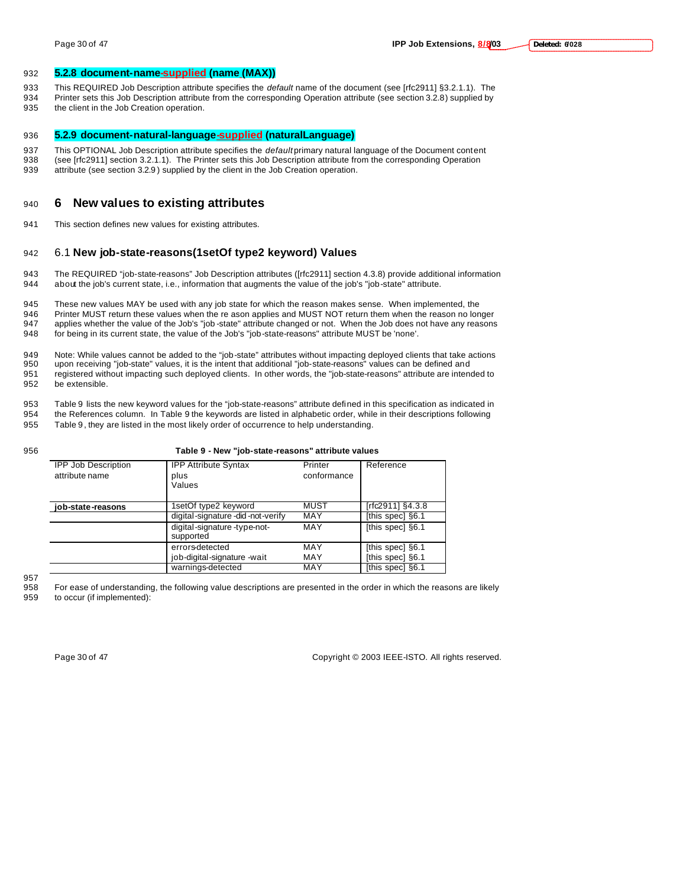### 5.2.8 document-name-supplied (name (MAX))

This REQUIRED Job Description attribute specifies the *default* name of the document (see [rfc2911] §3.2.1.1). The Printer sets this Job Description attribute from the corresponding Operation attribute (see section 3.2.8) supplied by the client in the Job Creation operation.

### 5.2.9 document-natural-language-supplied (naturalLanguage)

This OPTIONAL Job Description attribute specifies the *default* primary natural language of the Document content (see [rfc2911] section 3.2.1.1). The Printer sets this Job Description attribute from the corresponding Operation attribute (see section 3.2.9) supplied by the client in the Job Creation operation.

# 6 New values to existing attributes

This section defines new values for existing attributes.

## 6.1 New job-state-reasons(1setOf type2 keyword) Values

The REQUIRED "job-state-reasons" Job Description attributes ([rfc2911] section 4.3.8) provide additional information about the job's current state, i.e., information that augments the value of the job's "job-state" attribute.

These new values MAY be used with any job state for which the reason makes sense. When implemented, the Printer MUST return these values when the reason applies and MUST NOT return them when the reason no longer applies whether the value of the Job's "job-state" attribute changed or not. When the Job does not have any reasons for being in its current state, the value of the Job's "job-state-reasons" attribute MUST be 'none'.

Note: While values cannot be added to the "job-state" attributes without impacting deployed clients that take actions upon receiving "job-state" values, it is the intent that additional "job-state-reasons" values can be defined and registered without impacting such deployed clients. In other words, the "job-state-reasons" attribute are intended to be extensible.

Table 9 lists the new keyword values for the "job-state-reasons" attribute defined in this specification as indicated in the References column. In Table 9 the keywords are listed in alphabetic order, while in their descriptions following Table 9, they are listed in the most likely order of occurrence to help understanding.

**Table 9 - New "job-state-reasons" attribute values**

| IPP Job Description attribute name | IPP Attribute Syntax plus Values | Printer conformance | Reference |
|---|---|---|---|
| **job-state-reasons** | 1setOf type2 keyword | MUST | [rfc2911] §4.3.8 |
| | digital-signature-did-not-verify | MAY | [this spec] §6.1 |
| | digital-signature-type-not-supported | MAY | [this spec] §6.1 |
| | errors-detected | MAY | [this spec] §6.1 |
| | job-digital-signature-wait | MAY | [this spec] §6.1 |
| | warnings-detected | MAY | [this spec] §6.1 |

For ease of understanding, the following value descriptions are presented in the order in which the reasons are likely to occur (if implemented):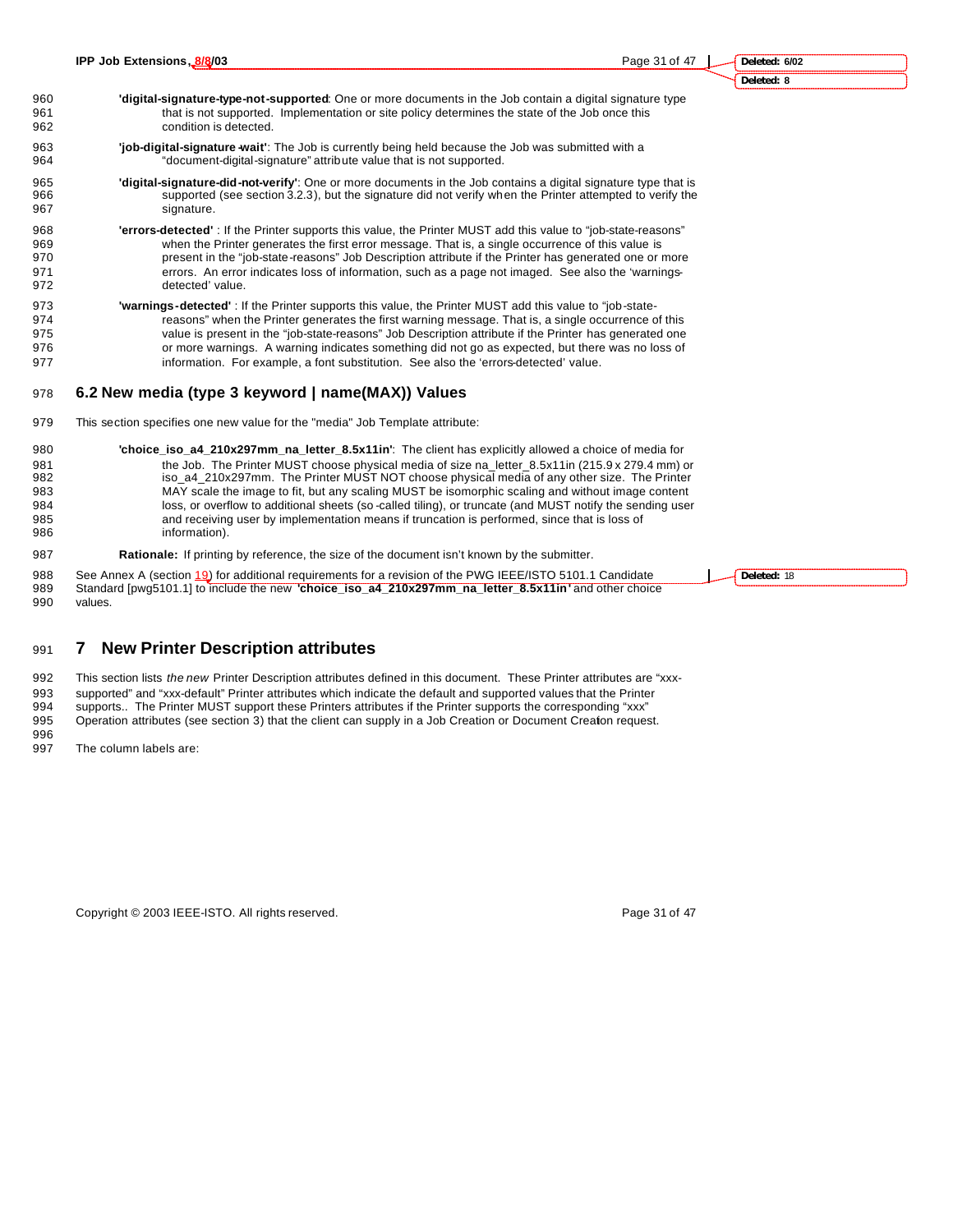'**digital-signature-type-not-supported**': One or more documents in the Job contain a digital signature type that is not supported. Implementation or site policy determines the state of the Job once this condition is detected.

'**job-digital-signature-wait'**: The Job is currently being held because the Job was submitted with a "document-digital-signature" attribute value that is not supported.

'**digital-signature-did-not-verify'**: One or more documents in the Job contains a digital signature type that is supported (see section 3.2.3), but the signature did not verify when the Printer attempted to verify the signature.

'**errors-detected'** : If the Printer supports this value, the Printer MUST add this value to "job-state-reasons" when the Printer generates the first error message. That is, a single occurrence of this value is present in the "job-state-reasons" Job Description attribute if the Printer has generated one or more errors. An error indicates loss of information, such as a page not imaged. See also the 'warnings-detected' value.

'**warnings-detected'** : If the Printer supports this value, the Printer MUST add this value to "job-state-reasons" when the Printer generates the first warning message. That is, a single occurrence of this value is present in the "job-state-reasons" Job Description attribute if the Printer has generated one or more warnings. A warning indicates something did not go as expected, but there was no loss of information. For example, a font substitution. See also the 'errors-detected' value.

## 6.2 New media (type 3 keyword | name(MAX)) Values

This section specifies one new value for the "media" Job Template attribute:

'**choice_iso_a4_210x297mm_na_letter_8.5x11in'**: The client has explicitly allowed a choice of media for the Job. The Printer MUST choose physical media of size na_letter_8.5x11in (215.9 x 279.4 mm) or iso_a4_210x297mm. The Printer MUST NOT choose physical media of any other size. The Printer MAY scale the image to fit, but any scaling MUST be isomorphic scaling and without image content loss, or overflow to additional sheets (so-called tiling), or truncate (and MUST notify the sending user and receiving user by implementation means if truncation is performed, since that is loss of information).

**Rationale:** If printing by reference, the size of the document isn't known by the submitter.

See Annex A (section 19) for additional requirements for a revision of the PWG IEEE/ISTO 5101.1 Candidate Standard [pwg5101.1] to include the new '**choice_iso_a4_210x297mm_na_letter_8.5x11in'** and other choice values.

# 7 New Printer Description attributes

This section lists *the new* Printer Description attributes defined in this document. These Printer attributes are "xxx-supported" and "xxx-default" Printer attributes which indicate the default and supported values that the Printer supports.. The Printer MUST support these Printers attributes if the Printer supports the corresponding "xxx" Operation attributes (see section 3) that the client can supply in a Job Creation or Document Creation request.

The column labels are: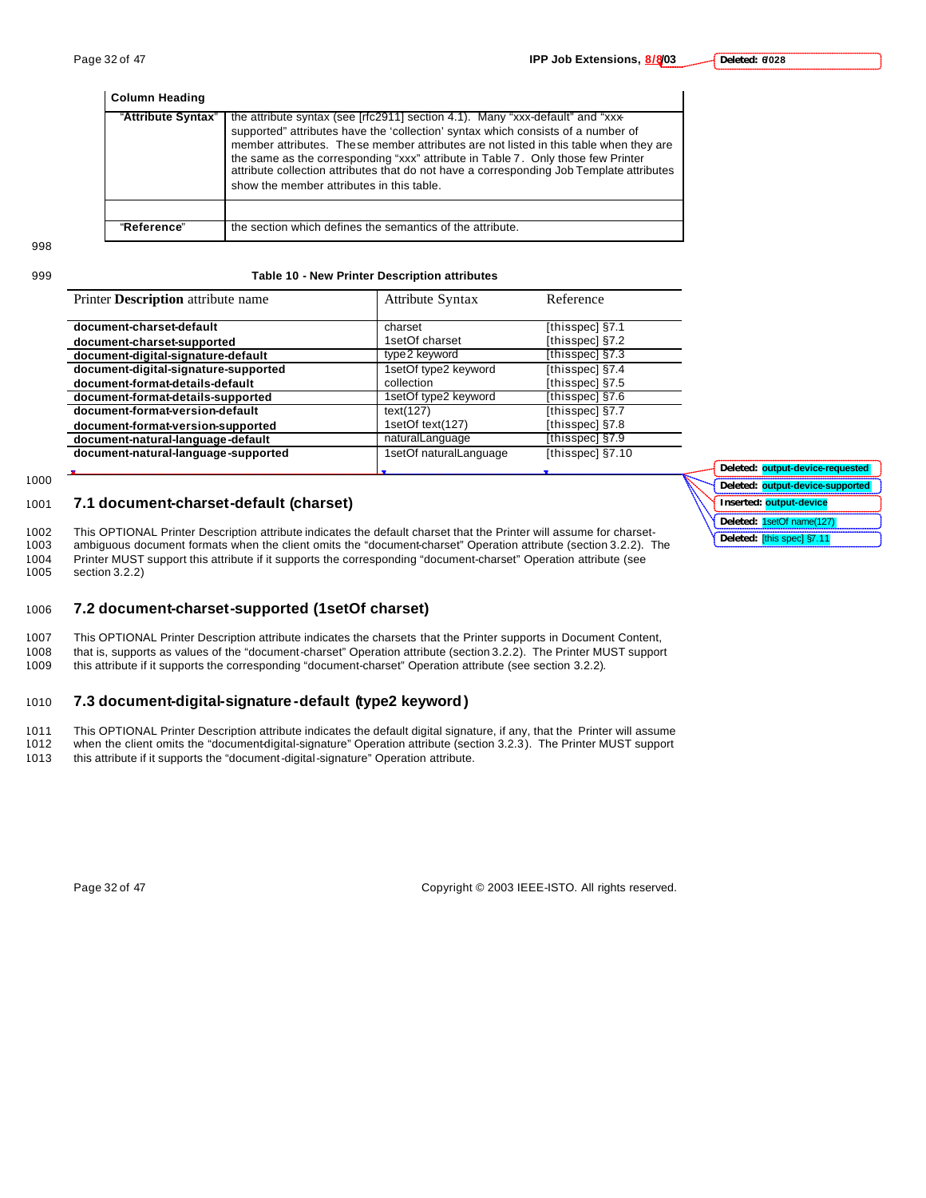| Column Heading | |
|---|---|
| "**Attribute Syntax**" | the attribute syntax (see [rfc2911] section 4.1). Many "xxx-default" and "xxx-supported" attributes have the 'collection' syntax which consists of a number of member attributes. These member attributes are not listed in this table when they are the same as the corresponding "xxx" attribute in Table 7. Only those few Printer attribute collection attributes that do not have a corresponding Job Template attributes show the member attributes in this table. |
| | |
| "**Reference**" | the section which defines the semantics of the attribute. |

**Table 10 - New Printer Description attributes**

| Printer **Description** attribute name | Attribute Syntax | Reference |
|---|---|---|
| **document-charset-default** | charset | [thisspec] §7.1 |
| **document-charset-supported** | 1setOf charset | [thisspec] §7.2 |
| **document-digital-signature-default** | type2 keyword | [thisspec] §7.3 |
| **document-digital-signature-supported** | 1setOf type2 keyword | [thisspec] §7.4 |
| **document-format-details-default** | collection | [thisspec] §7.5 |
| **document-format-details-supported** | 1setOf type2 keyword | [thisspec] §7.6 |
| **document-format-version-default** | text(127) | [thisspec] §7.7 |
| **document-format-version-supported** | 1setOf text(127) | [thisspec] §7.8 |
| **document-natural-language-default** | naturalLanguage | [thisspec] §7.9 |
| **document-natural-language-supported** | 1setOf naturalLanguage | [thisspec] §7.10 |

## 7.1 document-charset-default (charset)

This OPTIONAL Printer Description attribute indicates the default charset that the Printer will assume for charset-ambiguous document formats when the client omits the "document-charset" Operation attribute (section 3.2.2). The Printer MUST support this attribute if it supports the corresponding "document-charset" Operation attribute (see section 3.2.2)

## 7.2 document-charset-supported (1setOf charset)

This OPTIONAL Printer Description attribute indicates the charsets that the Printer supports in Document Content, that is, supports as values of the "document-charset" Operation attribute (section 3.2.2). The Printer MUST support this attribute if it supports the corresponding "document-charset" Operation attribute (see section 3.2.2).

## 7.3 document-digital-signature-default (type2 keyword)

This OPTIONAL Printer Description attribute indicates the default digital signature, if any, that the Printer will assume when the client omits the "document-digital-signature" Operation attribute (section 3.2.3). The Printer MUST support this attribute if it supports the "document-digital-signature" Operation attribute.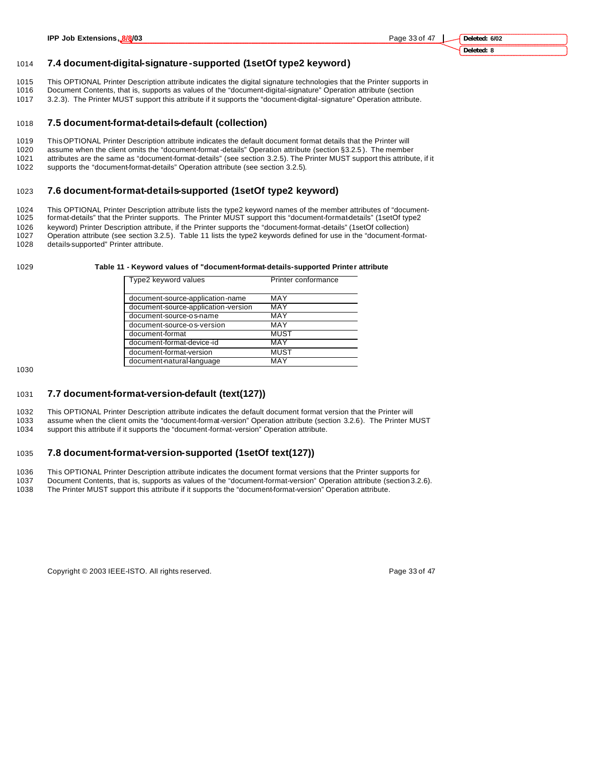## 7.4 document-digital-signature-supported (1setOf type2 keyword)

This OPTIONAL Printer Description attribute indicates the digital signature technologies that the Printer supports in Document Contents, that is, supports as values of the "document-digital-signature" Operation attribute (section 3.2.3). The Printer MUST support this attribute if it supports the "document-digital-signature" Operation attribute.

## 7.5 document-format-details-default (collection)

This OPTIONAL Printer Description attribute indicates the default document format details that the Printer will assume when the client omits the "document-format-details" Operation attribute (section §3.2.5). The member attributes are the same as "document-format-details" (see section 3.2.5). The Printer MUST support this attribute, if it supports the "document-format-details" Operation attribute (see section 3.2.5).

## 7.6 document-format-details-supported (1setOf type2 keyword)

This OPTIONAL Printer Description attribute lists the type2 keyword names of the member attributes of "document-format-details" that the Printer supports. The Printer MUST support this "document-format-details" (1setOf type2 keyword) Printer Description attribute, if the Printer supports the "document-format-details" (1setOf collection) Operation attribute (see section 3.2.5). Table 11 lists the type2 keywords defined for use in the "document-format-details-supported" Printer attribute.

**Table 11 - Keyword values of "document-format-details-supported Printer attribute**

| Type2 keyword values | Printer conformance |
|---|---|
| document-source-application-name | MAY |
| document-source-application-version | MAY |
| document-source-os-name | MAY |
| document-source-os-version | MAY |
| document-format | MUST |
| document-format-device-id | MAY |
| document-format-version | MUST |
| document-natural-language | MAY |

## 7.7 document-format-version-default (text(127))

This OPTIONAL Printer Description attribute indicates the default document format version that the Printer will assume when the client omits the "document-format-version" Operation attribute (section 3.2.6). The Printer MUST support this attribute if it supports the "document-format-version" Operation attribute.

## 7.8 document-format-version-supported (1setOf text(127))

This OPTIONAL Printer Description attribute indicates the document format versions that the Printer supports for Document Contents, that is, supports as values of the "document-format-version" Operation attribute (section 3.2.6). The Printer MUST support this attribute if it supports the "document-format-version" Operation attribute.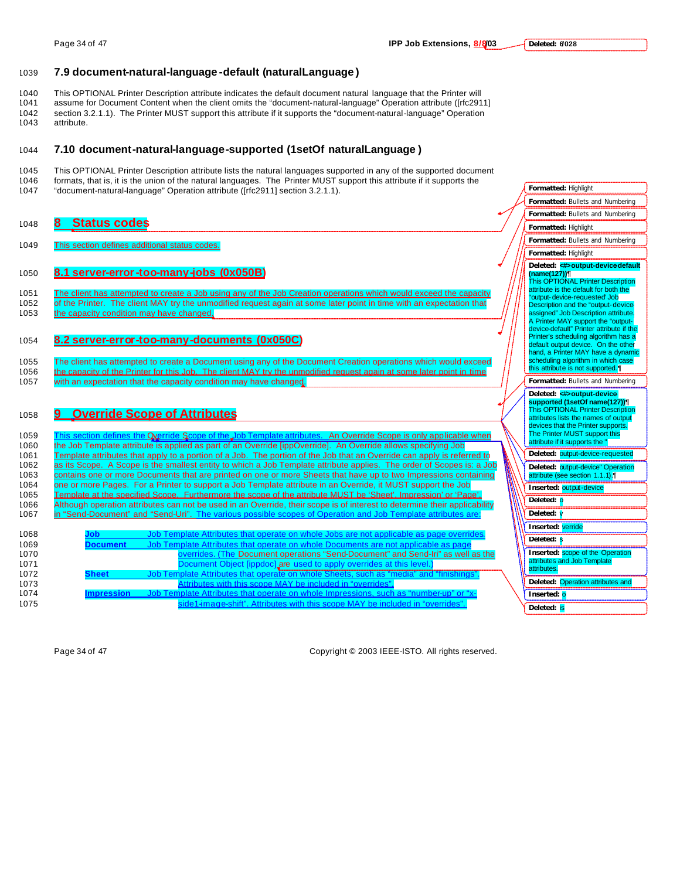### 7.9 document-natural-language-default (naturalLanguage)

This OPTIONAL Printer Description attribute indicates the default document natural language that the Printer will assume for Document Content when the client omits the "document-natural-language" Operation attribute ([rfc2911] section 3.2.1.1). The Printer MUST support this attribute if it supports the "document-natural-language" Operation attribute.

### 7.10 document-natural-language-supported (1setOf naturalLanguage)

This OPTIONAL Printer Description attribute lists the natural languages supported in any of the supported document formats, that is, it is the union of the natural languages. The Printer MUST support this attribute if it supports the "document-natural-language" Operation attribute ([rfc2911] section 3.2.1.1).

## 8 Status codes

This section defines additional status codes.

### 8.1 server-error-too-many-jobs (0x050B)

The client has attempted to create a Job using any of the Job Creation operations which would exceed the capacity of the Printer. The client MAY try the unmodified request again at some later point in time with an expectation that the capacity condition may have changed.

### 8.2 server-error-too-many-documents (0x050C)

The client has attempted to create a Document using any of the Document Creation operations which would exceed the capacity of the Printer for this Job. The client MAY try the unmodified request again at some later point in time with an expectation that the capacity condition may have changed.

## 9 Override Scope of Attributes

This section defines the Override Scope of the Job Template attributes. An Override Scope is only applicable when the Job Template attribute is applied as part of an Override [ippOverride]. An Override allows specifying Job Template attributes that apply to a portion of a Job. The portion of the Job that an Override can apply is referred to as its Scope. A Scope is the smallest entity to which a Job Template attribute applies. The order of Scopes is: a Job contains one or more Documents that are printed on one or more Sheets that have up to two Impressions containing one or more Pages. For a Printer to support a Job Template attribute in an Override, it MUST support the Job Template at the specified Scope. Furthermore the scope of the attribute MUST be 'Sheet', Impression' or 'Page'. Although operation attributes can not be used in an Override, their scope is of interest to determine their applicability in "Send-Document" and "Send-Uri". The various possible scopes of Operation and Job Template attributes are:

**Job** Job Template Attributes that operate on whole Jobs are not applicable as page overrides.

**Document** Job Template Attributes that operate on whole Documents are not applicable as page overrides. (The Document operations "Send-Document" and Send-Iri" as well as the Document Object [ippdoc] are used to apply overrides at this level.)

**Sheet** Job Template Attributes that operate on whole Sheets, such as "media" and "finishings". Attributes with this scope MAY be included in "overrides".

**Impression** Job Template Attributes that operate on whole Impressions, such as "number-up" or "x-side1-image-shift". Attributes with this scope MAY be included in "overrides".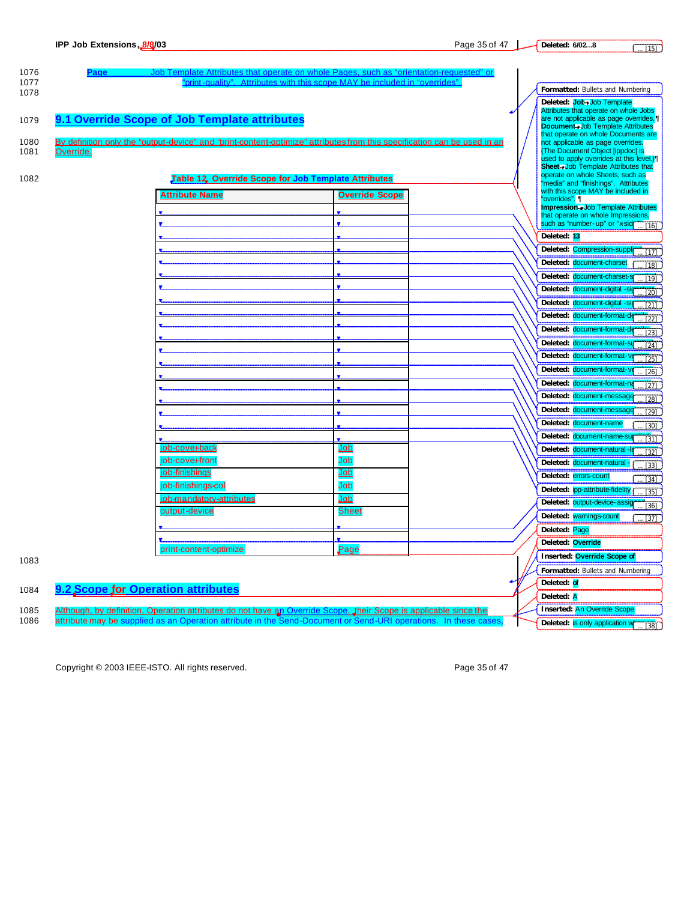Page Job Template Attributes that operate on whole Pages, such as "orientation-requested" or "print-quality". Attributes with this scope MAY be included in "overrides".

## 9.1 Override Scope of Job Template attributes

By definition only the "output-device" and "print-content-optimize" attributes from this specification can be used in an Override.

**Table 12 Override Scope for Job Template Attributes**

| Attribute Name | Override Scope |
|---|---|
| | |
| | |
| | |
| | |
| | |
| | |
| | |
| | |
| | |
| | |
| | |
| | |
| | |
| | |
| | |
| | |
| | |
| | |
| job-cover-back | Job |
| job-cover-front | Job |
| job-finishings | Job |
| job-finishings-col | Job |
| job-mandatory-attributes | Job |
| output-device | Sheet |
| | |
| | |
| print-content-optimize | Page |

## 9.2 Scope for Operation attributes

Although, by definition, Operation attributes do not have an Override Scope, their Scope is applicable since the attribute may be supplied as an Operation attribute in the Send-Document or Send-URI operations. In these cases,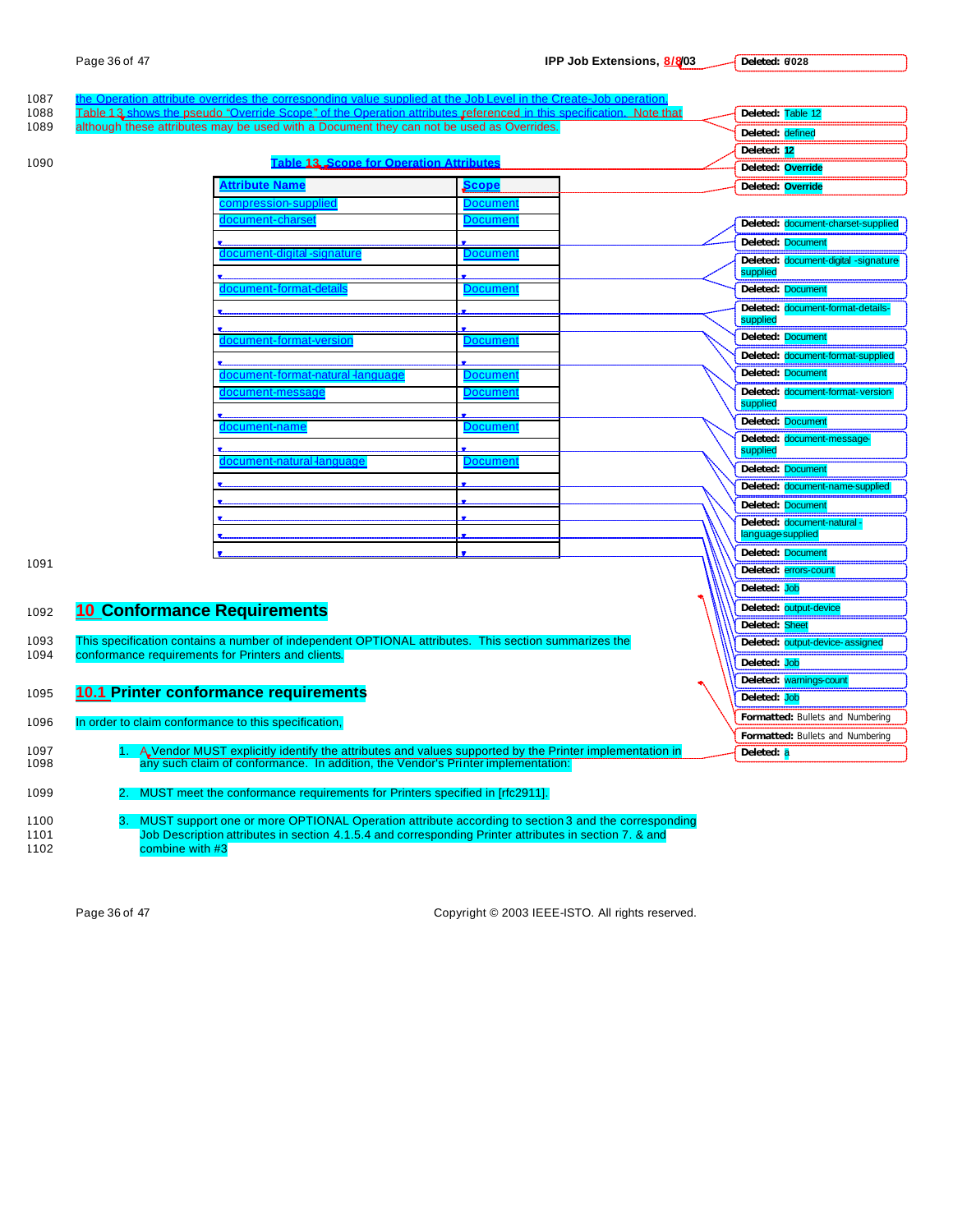the Operation attribute overrides the corresponding value supplied at the Job Level in the Create-Job operation. Table 13 shows the pseudo "Override Scope" of the Operation attributes referenced in this specification. Note that although these attributes may be used with a Document they can not be used as Overrides.

**Table 13, Scope for Operation Attributes**

| Attribute Name | Scope |
|---|---|
| compression-supplied | Document |
| document-charset | Document |
| | |
| document-digital-signature | Document |
| | |
| document-format-details | Document |
| | |
| | |
| document-format-version | Document |
| | |
| document-format-natural-language | Document |
| document-message | Document |
| | |
| document-name | Document |
| | |
| document-natural-language | Document |
| | |
| | |
| | |
| | |
| | |

# 10 Conformance Requirements

This specification contains a number of independent OPTIONAL attributes. This section summarizes the conformance requirements for Printers and clients.

## 10.1 Printer conformance requirements

In order to claim conformance to this specification,

1. A Vendor MUST explicitly identify the attributes and values supported by the Printer implementation in any such claim of conformance. In addition, the Vendor's Printer implementation:

2. MUST meet the conformance requirements for Printers specified in [rfc2911].

3. MUST support one or more OPTIONAL Operation attribute according to section 3 and the corresponding Job Description attributes in section 4.1.5.4 and corresponding Printer attributes in section 7. & and combine with #3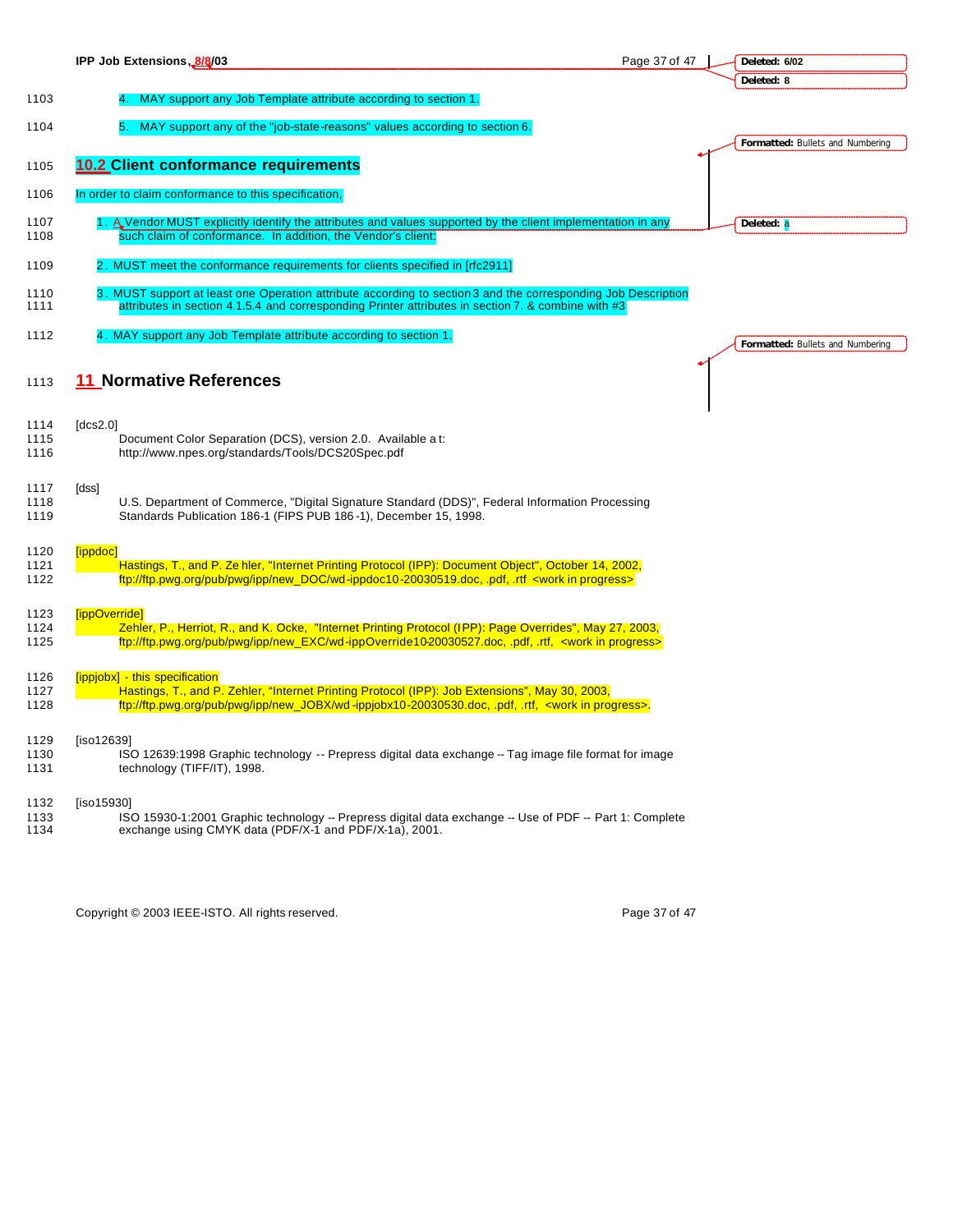4. MAY support any Job Template attribute according to section 1.

5. MAY support any of the "job-state-reasons" values according to section 6.

## 10.2 Client conformance requirements

In order to claim conformance to this specification,

1. A Vendor MUST explicitly identify the attributes and values supported by the client implementation in any such claim of conformance. In addition, the Vendor's client:

2. MUST meet the conformance requirements for clients specified in [rfc2911]

3. MUST support at least one Operation attribute according to section 3 and the corresponding Job Description attributes in section 4.1.5.4 and corresponding Printer attributes in section 7. & combine with #3

4. MAY support any Job Template attribute according to section 1.

# 11 Normative References

[dcs2.0]
Document Color Separation (DCS), version 2.0. Available at:
http://www.npes.org/standards/Tools/DCS20Spec.pdf

[dss]
U.S. Department of Commerce, "Digital Signature Standard (DDS)", Federal Information Processing Standards Publication 186-1 (FIPS PUB 186-1), December 15, 1998.

[ippdoc]
Hastings, T., and P. Zehler, "Internet Printing Protocol (IPP): Document Object", October 14, 2002,
ftp://ftp.pwg.org/pub/pwg/ipp/new_DOC/wd-ippdoc10-20030519.doc, .pdf, .rtf <work in progress>

[ippOverride]
Zehler, P., Herriot, R., and K. Ocke, "Internet Printing Protocol (IPP): Page Overrides", May 27, 2003,
ftp://ftp.pwg.org/pub/pwg/ipp/new_EXC/wd-ippOverride10-20030527.doc, .pdf, .rtf, <work in progress>

[ippjobx] - this specification
Hastings, T., and P. Zehler, "Internet Printing Protocol (IPP): Job Extensions", May 30, 2003,
ftp://ftp.pwg.org/pub/pwg/ipp/new_JOBX/wd-ippjobx10-20030530.doc, .pdf, .rtf, <work in progress>.

[iso12639]
ISO 12639:1998 Graphic technology -- Prepress digital data exchange -- Tag image file format for image technology (TIFF/IT), 1998.

[iso15930]
ISO 15930-1:2001 Graphic technology -- Prepress digital data exchange -- Use of PDF -- Part 1: Complete exchange using CMYK data (PDF/X-1 and PDF/X-1a), 2001.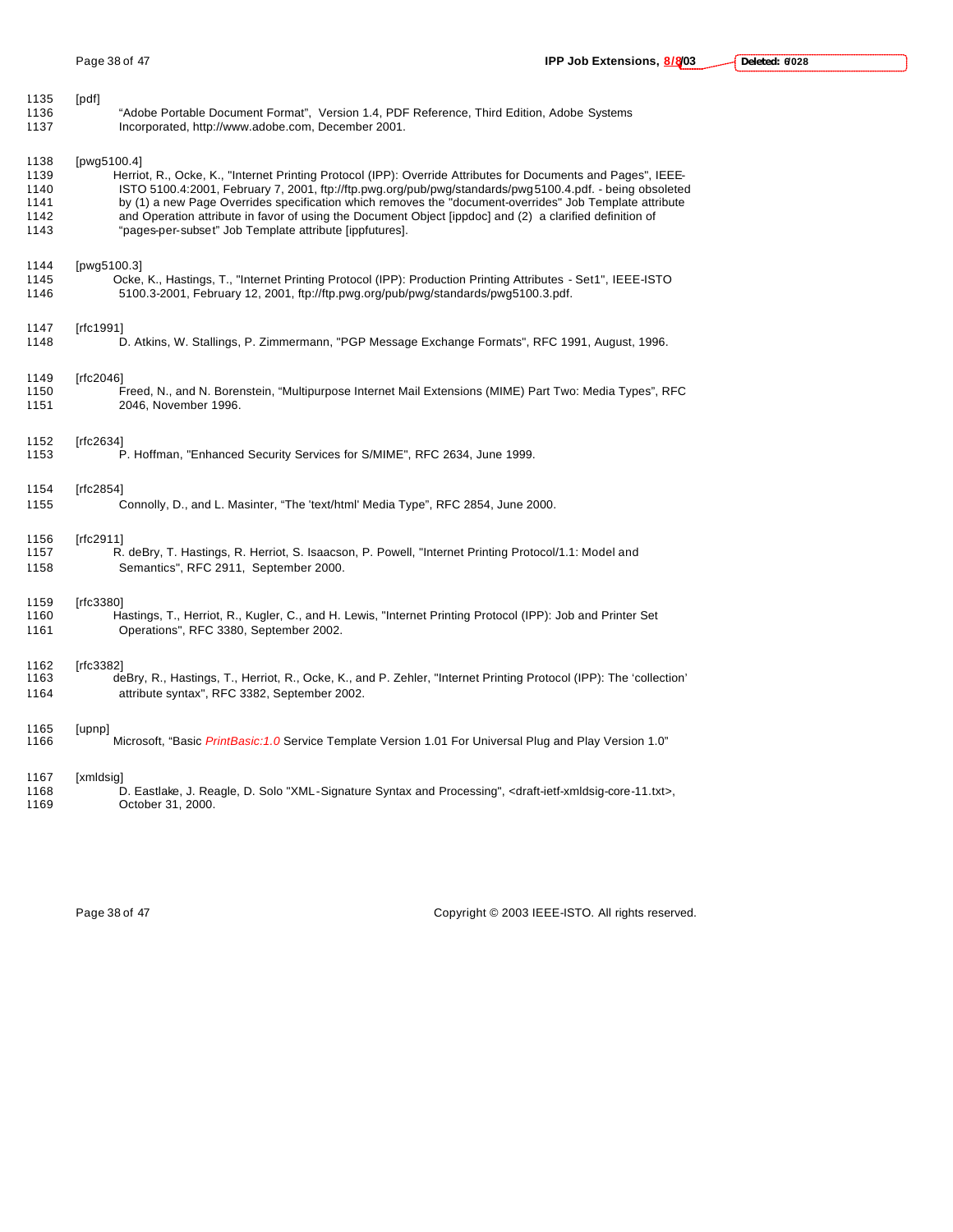1135 [pdf]

1136 "Adobe Portable Document Format", Version 1.4, PDF Reference, Third Edition, Adobe Systems
1137 Incorporated, http://www.adobe.com, December 2001.

1138 [pwg5100.4]

1139 Herriot, R., Ocke, K., "Internet Printing Protocol (IPP): Override Attributes for Documents and Pages", IEEE-
1140 ISTO 5100.4:2001, February 7, 2001, ftp://ftp.pwg.org/pub/pwg/standards/pwg5100.4.pdf. - being obsoleted
1141 by (1) a new Page Overrides specification which removes the "document-overrides" Job Template attribute
1142 and Operation attribute in favor of using the Document Object [ippdoc] and (2) a clarified definition of
1143 "pages-per-subset" Job Template attribute [ippfutures].

1144 [pwg5100.3]

1145 Ocke, K., Hastings, T., "Internet Printing Protocol (IPP): Production Printing Attributes - Set1", IEEE-ISTO
1146 5100.3-2001, February 12, 2001, ftp://ftp.pwg.org/pub/pwg/standards/pwg5100.3.pdf.

1147 [rfc1991]

1148 D. Atkins, W. Stallings, P. Zimmermann, "PGP Message Exchange Formats", RFC 1991, August, 1996.

1149 [rfc2046]

1150 Freed, N., and N. Borenstein, "Multipurpose Internet Mail Extensions (MIME) Part Two: Media Types", RFC
1151 2046, November 1996.

1152 [rfc2634]

1153 P. Hoffman, "Enhanced Security Services for S/MIME", RFC 2634, June 1999.

1154 [rfc2854]

1155 Connolly, D., and L. Masinter, "The 'text/html' Media Type", RFC 2854, June 2000.

1156 [rfc2911]

1157 R. deBry, T. Hastings, R. Herriot, S. Isaacson, P. Powell, "Internet Printing Protocol/1.1: Model and
1158 Semantics", RFC 2911, September 2000.

1159 [rfc3380]

1160 Hastings, T., Herriot, R., Kugler, C., and H. Lewis, "Internet Printing Protocol (IPP): Job and Printer Set
1161 Operations", RFC 3380, September 2002.

1162 [rfc3382]

1163 deBry, R., Hastings, T., Herriot, R., Ocke, K., and P. Zehler, "Internet Printing Protocol (IPP): The 'collection'
1164 attribute syntax", RFC 3382, September 2002.

1165 [upnp]

1166 Microsoft, "Basic *PrintBasic:1.0* Service Template Version 1.01 For Universal Plug and Play Version 1.0"

1167 [xmldsig]

1168 D. Eastlake, J. Reagle, D. Solo "XML-Signature Syntax and Processing", <draft-ietf-xmldsig-core-11.txt>,
1169 October 31, 2000.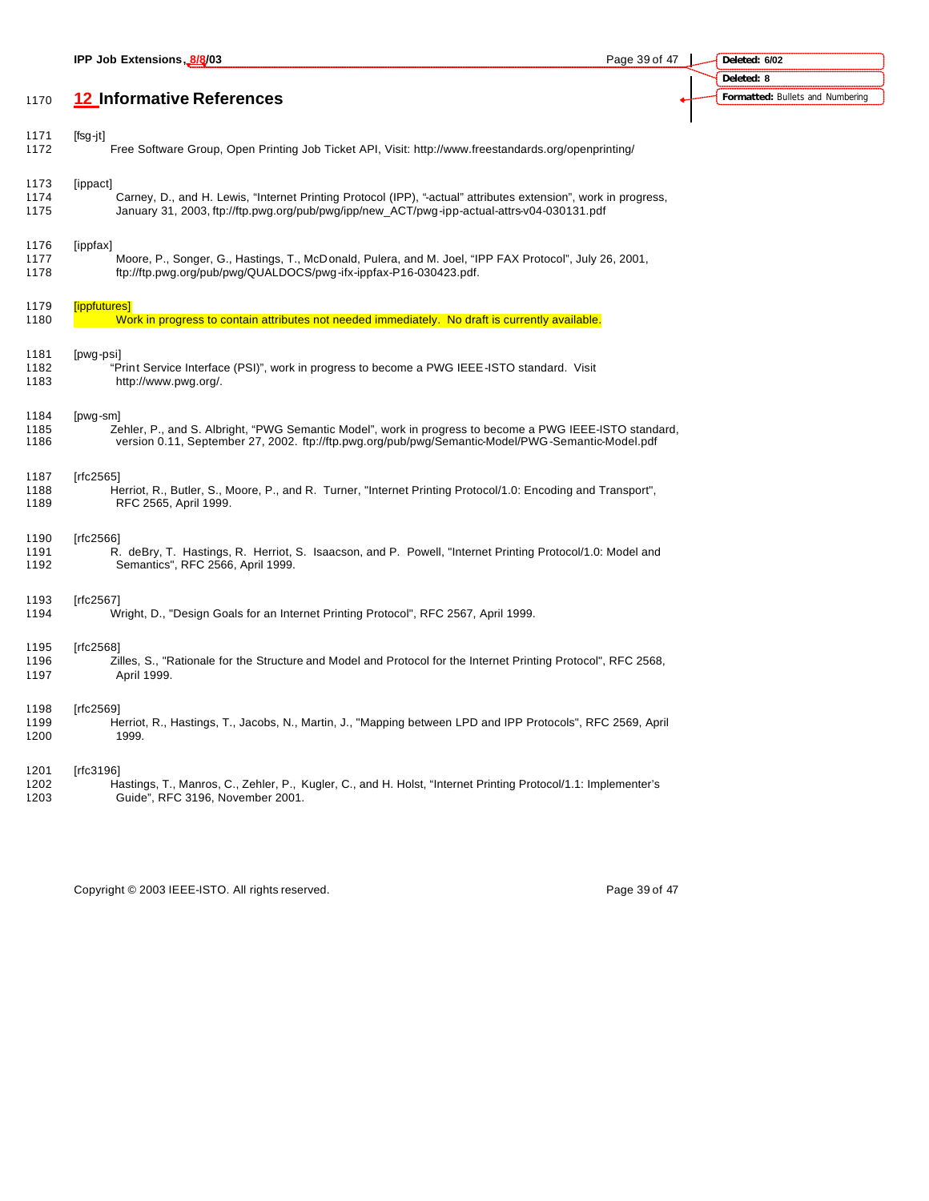## 12 Informative References

[fsg-jt]
Free Software Group, Open Printing Job Ticket API, Visit: http://www.freestandards.org/openprinting/

[ippact]
Carney, D., and H. Lewis, "Internet Printing Protocol (IPP), "-actual" attributes extension", work in progress, January 31, 2003, ftp://ftp.pwg.org/pub/pwg/ipp/new_ACT/pwg-ipp-actual-attrs-v04-030131.pdf

[ippfax]
Moore, P., Songer, G., Hastings, T., McDonald, Pulera, and M. Joel, "IPP FAX Protocol", July 26, 2001, ftp://ftp.pwg.org/pub/pwg/QUALDOCS/pwg-ifx-ippfax-P16-030423.pdf.

[ippfutures]
Work in progress to contain attributes not needed immediately. No draft is currently available.

[pwg-psi]
"Print Service Interface (PSI)", work in progress to become a PWG IEEE-ISTO standard. Visit http://www.pwg.org/.

[pwg-sm]
Zehler, P., and S. Albright, "PWG Semantic Model", work in progress to become a PWG IEEE-ISTO standard, version 0.11, September 27, 2002. ftp://ftp.pwg.org/pub/pwg/Semantic-Model/PWG-Semantic-Model.pdf

[rfc2565]
Herriot, R., Butler, S., Moore, P., and R. Turner, "Internet Printing Protocol/1.0: Encoding and Transport", RFC 2565, April 1999.

[rfc2566]
R. deBry, T. Hastings, R. Herriot, S. Isaacson, and P. Powell, "Internet Printing Protocol/1.0: Model and Semantics", RFC 2566, April 1999.

[rfc2567]
Wright, D., "Design Goals for an Internet Printing Protocol", RFC 2567, April 1999.

[rfc2568]
Zilles, S., "Rationale for the Structure and Model and Protocol for the Internet Printing Protocol", RFC 2568, April 1999.

[rfc2569]
Herriot, R., Hastings, T., Jacobs, N., Martin, J., "Mapping between LPD and IPP Protocols", RFC 2569, April 1999.

[rfc3196]
Hastings, T., Manros, C., Zehler, P., Kugler, C., and H. Holst, "Internet Printing Protocol/1.1: Implementer's Guide", RFC 3196, November 2001.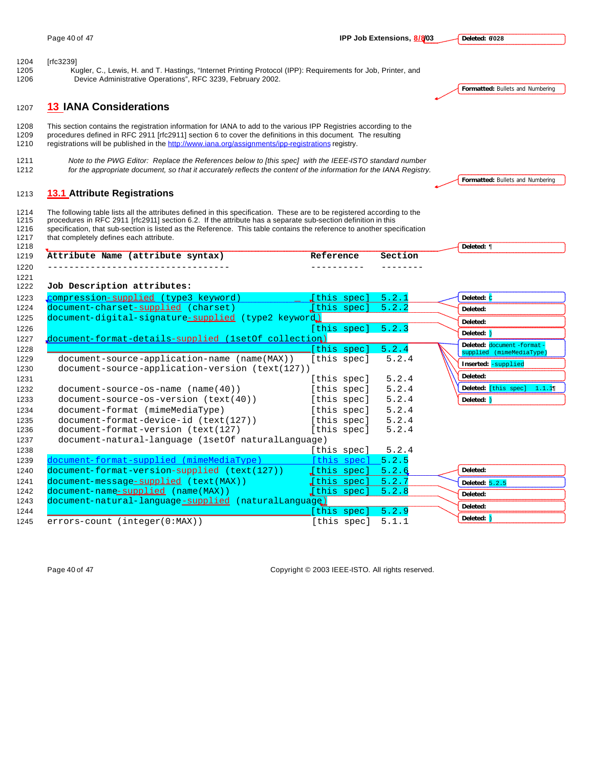[rfc3239]

Kugler, C., Lewis, H. and T. Hastings, "Internet Printing Protocol (IPP): Requirements for Job, Printer, and Device Administrative Operations", RFC 3239, February 2002.

# 13 IANA Considerations

This section contains the registration information for IANA to add to the various IPP Registries according to the procedures defined in RFC 2911 [rfc2911] section 6 to cover the definitions in this document. The resulting registrations will be published in the http://www.iana.org/assignments/ipp-registrations registry.

*Note to the PWG Editor: Replace the References below to [this spec] with the IEEE-ISTO standard number for the appropriate document, so that it accurately reflects the content of the information for the IANA Registry.*

## 13.1 Attribute Registrations

The following table lists all the attributes defined in this specification. These are to be registered according to the procedures in RFC 2911 [rfc2911] section 6.2. If the attribute has a separate sub-section definition in this specification, that sub-section is listed as the Reference. This table contains the reference to another specification that completely defines each attribute.

```
Attribute Name (attribute syntax)                   Reference   Section
---------------------------------                   ----------  --------

Job Description attributes:
compression-supplied (type3 keyword)                [this spec]  5.2.1
document-charset-supplied (charset)                 [this spec]  5.2.2
document-digital-signature-supplied (type2 keyword)
                                                    [this spec]  5.2.3
document-format-details-supplied (1setOf collection)
                                                    [this spec]  5.2.4
  document-source-application-name (name(MAX))      [this spec]  5.2.4
  document-source-application-version (text(127))
                                                    [this spec]  5.2.4
  document-source-os-name (name(40))                [this spec]  5.2.4
  document-source-os-version (text(40))             [this spec]  5.2.4
  document-format (mimeMediaType)                   [this spec]  5.2.4
  document-format-device-id (text(127))             [this spec]  5.2.4
  document-format-version (text(127)                [this spec]  5.2.4
  document-natural-language (1setOf naturalLanguage)
                                                    [this spec]  5.2.4
document-format-supplied (mimeMediaType)            [this spec]  5.2.5
document-format-version-supplied (text(127))        [this spec]  5.2.6
document-message-supplied (text(MAX))               [this spec]  5.2.7
document-name-supplied (name(MAX))                  [this spec]  5.2.8
document-natural-language-supplied (naturalLanguage)
                                                    [this spec]  5.2.9
errors-count (integer(0:MAX))                       [this spec]  5.1.1
```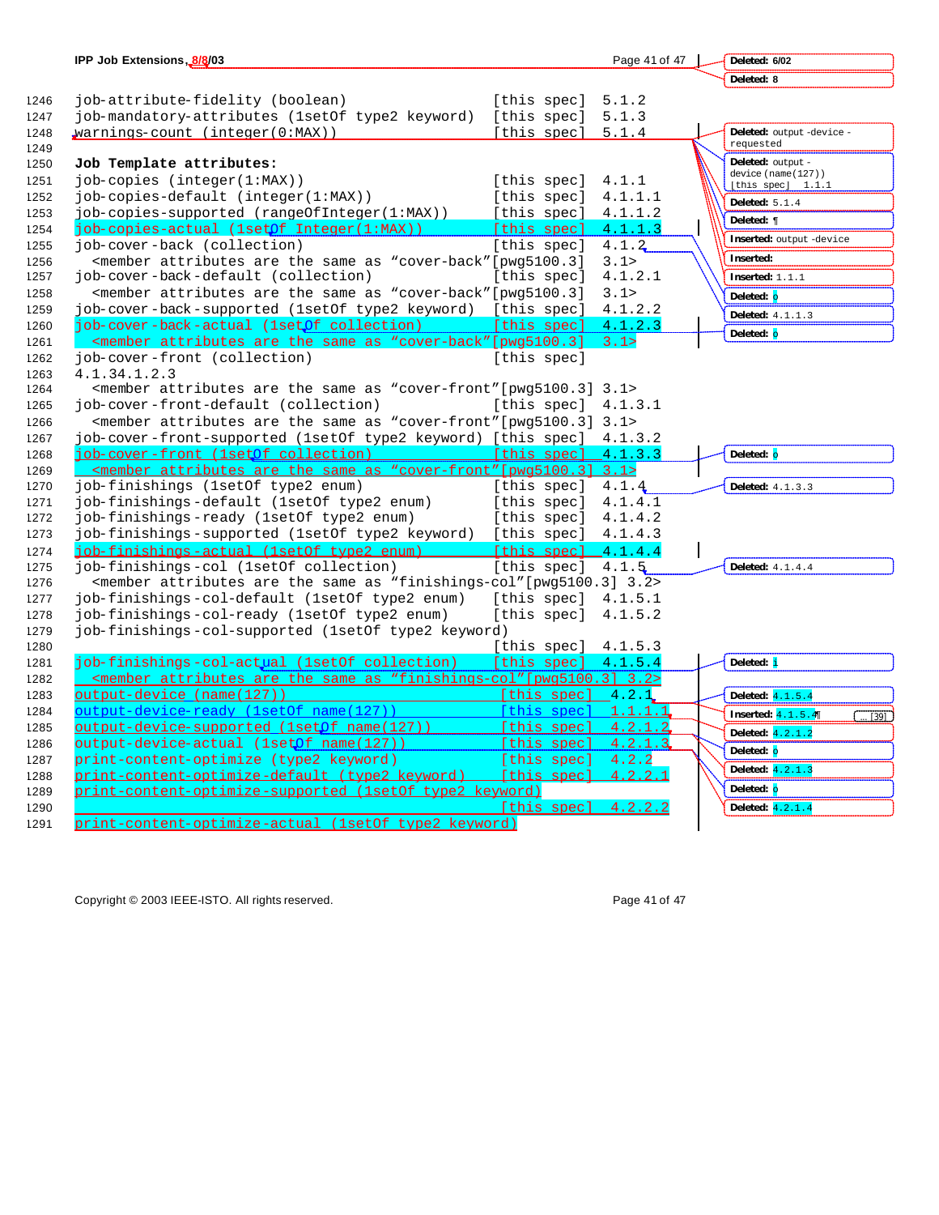```
job-attribute-fidelity (boolean)                    [this spec]  5.1.2
job-mandatory-attributes (1setOf type2 keyword)     [this spec]  5.1.3
warnings-count (integer(0:MAX))                     [this spec]  5.1.4

Job Template attributes:
job-copies (integer(1:MAX))                         [this spec]  4.1.1
job-copies-default (integer(1:MAX))                 [this spec]  4.1.1.1
job-copies-supported (rangeOfInteger(1:MAX))        [this spec]  4.1.1.2
job-copies-actual (1setOf Integer(1:MAX))           [this spec]  4.1.1.3
job-cover-back (collection)                         [this spec]  4.1.2
  <member attributes are the same as "cover-back"[pwg5100.3]  3.1>
job-cover-back-default (collection)                 [this spec]  4.1.2.1
  <member attributes are the same as "cover-back"[pwg5100.3]  3.1>
job-cover-back-supported (1setOf type2 keyword)     [this spec]  4.1.2.2
job-cover-back-actual (1setOf collection)           [this spec]  4.1.2.3
  <member attributes are the same as "cover-back"[pwg5100.3]  3.1>
job-cover-front (collection)                        [this spec]
4.1.34.1.2.3
  <member attributes are the same as "cover-front"[pwg5100.3] 3.1>
job-cover-front-default (collection)                [this spec]  4.1.3.1
  <member attributes are the same as "cover-front"[pwg5100.3] 3.1>
job-cover-front-supported (1setOf type2 keyword)    [this spec]  4.1.3.2
job-cover-front (1setOf collection)                 [this spec]  4.1.3.3
  <member attributes are the same as "cover-front"[pwg5100.3] 3.1>
job-finishings (1setOf type2 enum)                  [this spec]  4.1.4
job-finishings-default (1setOf type2 enum)          [this spec]  4.1.4.1
job-finishings-ready (1setOf type2 enum)            [this spec]  4.1.4.2
job-finishings-supported (1setOf type2 keyword)     [this spec]  4.1.4.3
job-finishings-actual (1setOf type2 enum)           [this spec]  4.1.4.4
job-finishings-col (1setOf collection)              [this spec]  4.1.5
  <member attributes are the same as "finishings-col"[pwg5100.3] 3.2>
job-finishings-col-default (1setOf type2 enum)      [this spec]  4.1.5.1
job-finishings-col-ready (1setOf type2 enum)        [this spec]  4.1.5.2
job-finishings-col-supported (1setOf type2 keyword)
                                                    [this spec]  4.1.5.3
job-finishings-col-actual (1setOf collection)       [this spec]  4.1.5.4
  <member attributes are the same as "finishings-col"[pwg5100.3] 3.2>
output-device (name(127))                            [this spec]  4.2.1
output-device-ready (1setOf name(127))               [this spec]  1.1.1.1
output-device-supported (1setOf name(127))           [this spec]  4.2.1.2
output-device-actual (1setOf name(127))              [this spec]  4.2.1.3
print-content-optimize (type2 keyword)               [this spec]  4.2.2
print-content-optimize-default (type2 keyword)       [this spec]  4.2.2.1
print-content-optimize-supported (1setOf type2 keyword)
                                                     [this spec]  4.2.2.2
print-content-optimize-actual (1setOf type2 keyword)
```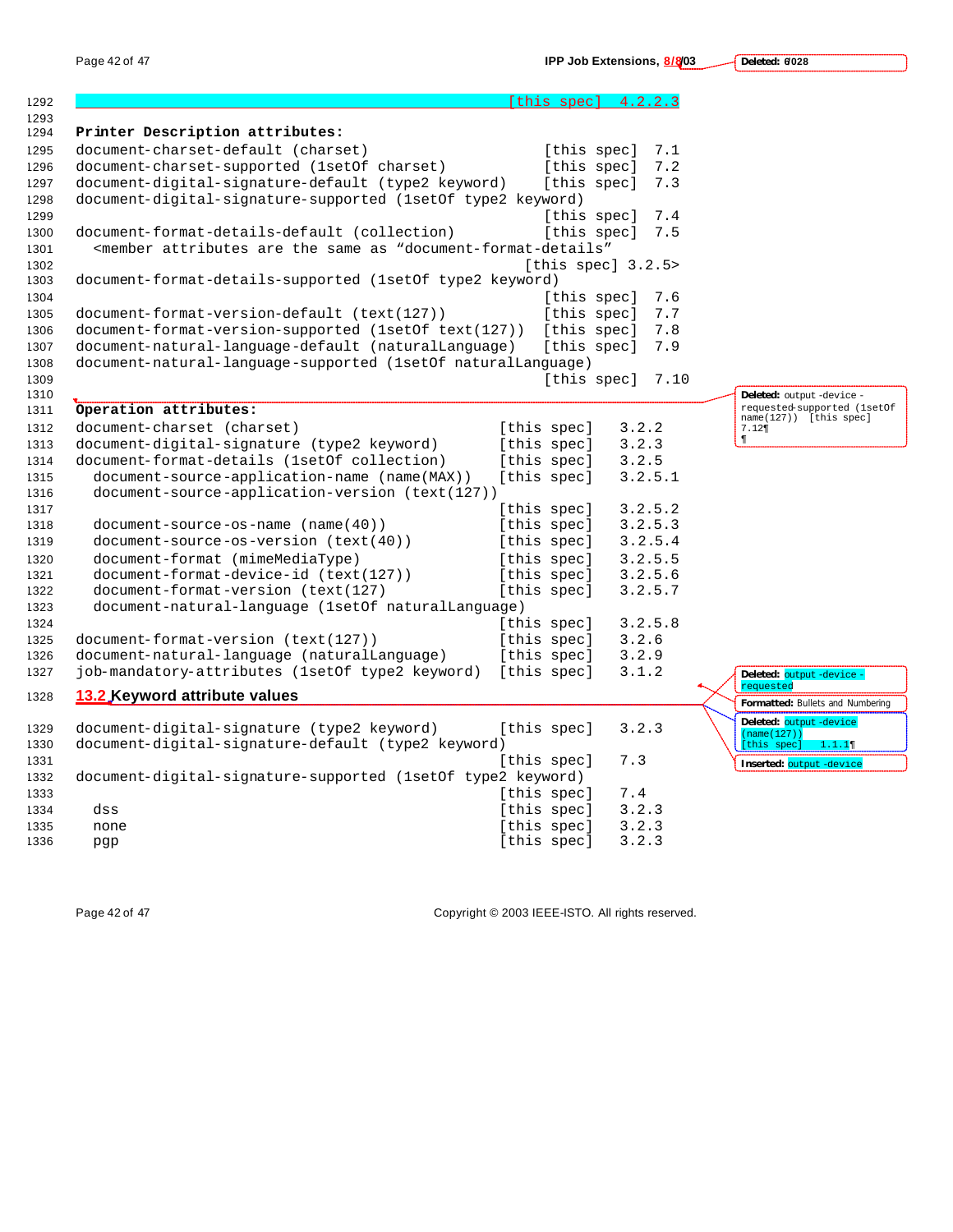```
                                                [this spec]  4.2.2.3

Printer Description attributes:
document-charset-default (charset)                    [this spec]  7.1
document-charset-supported (1setOf charset)           [this spec]  7.2
document-digital-signature-default (type2 keyword)    [this spec]  7.3
document-digital-signature-supported (1setOf type2 keyword)
                                                      [this spec]  7.4
document-format-details-default (collection)          [this spec]  7.5
  <member attributes are the same as "document-format-details"
                                                    [this spec] 3.2.5>
document-format-details-supported (1setOf type2 keyword)
                                                      [this spec]  7.6
document-format-version-default (text(127))           [this spec]  7.7
document-format-version-supported (1setOf text(127))  [this spec]  7.8
document-natural-language-default (naturalLanguage)   [this spec]  7.9
document-natural-language-supported (1setOf naturalLanguage)
                                                      [this spec]  7.10

Operation attributes:
document-charset (charset)                       [this spec]   3.2.2
document-digital-signature (type2 keyword)       [this spec]   3.2.3
document-format-details (1setOf collection)      [this spec]   3.2.5
  document-source-application-name (name(MAX))   [this spec]   3.2.5.1
  document-source-application-version (text(127))
                                                 [this spec]   3.2.5.2
  document-source-os-name (name(40))             [this spec]   3.2.5.3
  document-source-os-version (text(40))          [this spec]   3.2.5.4
  document-format (mimeMediaType)                [this spec]   3.2.5.5
  document-format-device-id (text(127))          [this spec]   3.2.5.6
  document-format-version (text(127)             [this spec]   3.2.5.7
  document-natural-language (1setOf naturalLanguage)
                                                 [this spec]   3.2.5.8
document-format-version (text(127))              [this spec]   3.2.6
document-natural-language (naturalLanguage)      [this spec]   3.2.9
job-mandatory-attributes (1setOf type2 keyword)  [this spec]   3.1.2
```

## 13.2 Keyword attribute values

```
document-digital-signature (type2 keyword)       [this spec]   3.2.3
document-digital-signature-default (type2 keyword)
                                                 [this spec]   7.3
document-digital-signature-supported (1setOf type2 keyword)
                                                 [this spec]   7.4
  dss                                            [this spec]   3.2.3
  none                                           [this spec]   3.2.3
  pgp                                            [this spec]   3.2.3
```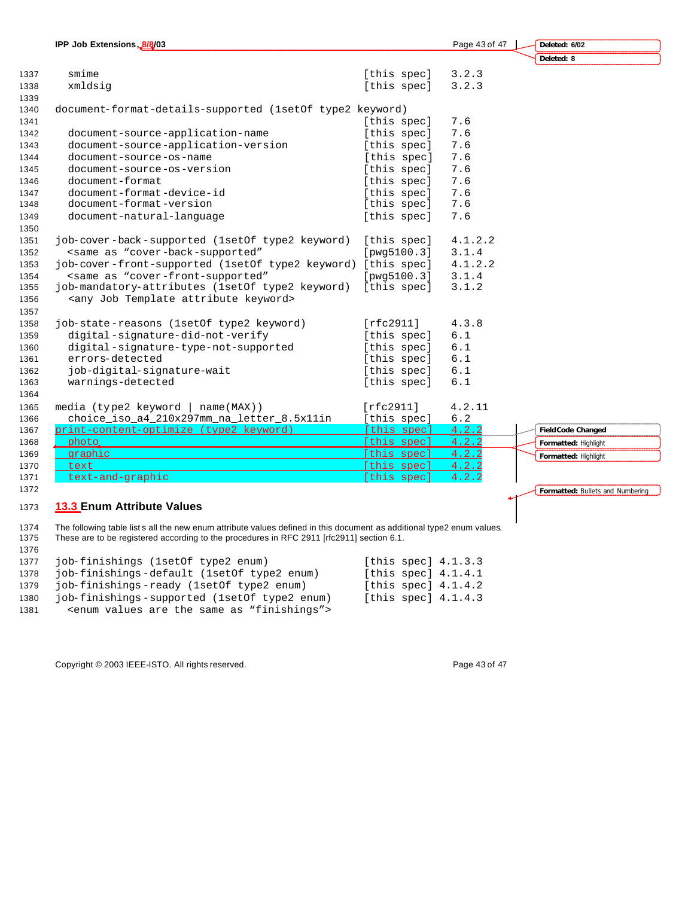```
  smime                                           [this spec]   3.2.3
  xmldsig                                         [this spec]   3.2.3

document-format-details-supported (1setOf type2 keyword)
                                                  [this spec]   7.6
  document-source-application-name                [this spec]   7.6
  document-source-application-version             [this spec]   7.6
  document-source-os-name                         [this spec]   7.6
  document-source-os-version                      [this spec]   7.6
  document-format                                 [this spec]   7.6
  document-format-device-id                       [this spec]   7.6
  document-format-version                         [this spec]   7.6
  document-natural-language                       [this spec]   7.6

job-cover-back-supported (1setOf type2 keyword)   [this spec]   4.1.2.2
  <same as "cover-back-supported"                 [pwg5100.3]   3.1.4
job-cover-front-supported (1setOf type2 keyword)  [this spec]   4.1.2.2
  <same as "cover-front-supported"                [pwg5100.3]   3.1.4
job-mandatory-attributes (1setOf type2 keyword)   [this spec]   3.1.2
  <any Job Template attribute keyword>

job-state-reasons (1setOf type2 keyword)          [rfc2911]     4.3.8
  digital-signature-did-not-verify                [this spec]   6.1
  digital-signature-type-not-supported            [this spec]   6.1
  errors-detected                                 [this spec]   6.1
  job-digital-signature-wait                      [this spec]   6.1
  warnings-detected                               [this spec]   6.1

media (type2 keyword | name(MAX))                 [rfc2911]     4.2.11
  choice_iso_a4_210x297mm_na_letter_8.5x11in      [this spec]   6.2
print-content-optimize (type2 keyword)            [this spec]   4.2.2
  photo                                           [this spec]   4.2.2
  graphic                                         [this spec]   4.2.2
  text                                            [this spec]   4.2.2
  text-and-graphic                                [this spec]   4.2.2
```

## 13.3 Enum Attribute Values

The following table lists all the new enum attribute values defined in this document as additional type2 enum values. These are to be registered according to the procedures in RFC 2911 [rfc2911] section 6.1.

```
job-finishings (1setOf type2 enum)                [this spec] 4.1.3.3
job-finishings-default (1setOf type2 enum)        [this spec] 4.1.4.1
job-finishings-ready (1setOf type2 enum)          [this spec] 4.1.4.2
job-finishings-supported (1setOf type2 enum)      [this spec] 4.1.4.3
  <enum values are the same as "finishings">
```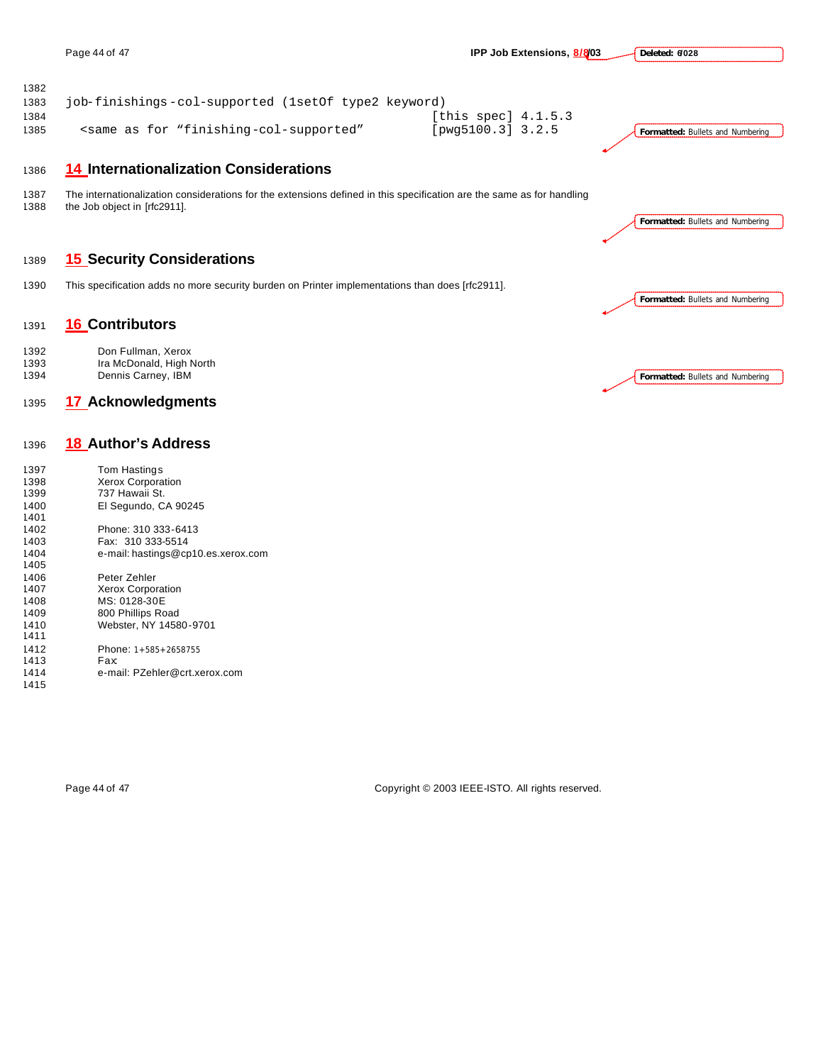```
job-finishings-col-supported (1setOf type2 keyword)
                                              [this spec] 4.1.5.3
  <same as for "finishing-col-supported"      [pwg5100.3] 3.2.5
```

# 14 Internationalization Considerations

The internationalization considerations for the extensions defined in this specification are the same as for handling the Job object in [rfc2911].

# 15 Security Considerations

This specification adds no more security burden on Printer implementations than does [rfc2911].

# 16 Contributors

Don Fullman, Xerox
Ira McDonald, High North
Dennis Carney, IBM

# 17 Acknowledgments

# 18 Author's Address

Tom Hastings
Xerox Corporation
737 Hawaii St.
El Segundo, CA 90245

Phone: 310 333-6413
Fax: 310 333-5514
e-mail: hastings@cp10.es.xerox.com

Peter Zehler
Xerox Corporation
MS: 0128-30E
800 Phillips Road
Webster, NY 14580-9701

Phone: 1+585+2658755
Fax:
e-mail: PZehler@crt.xerox.com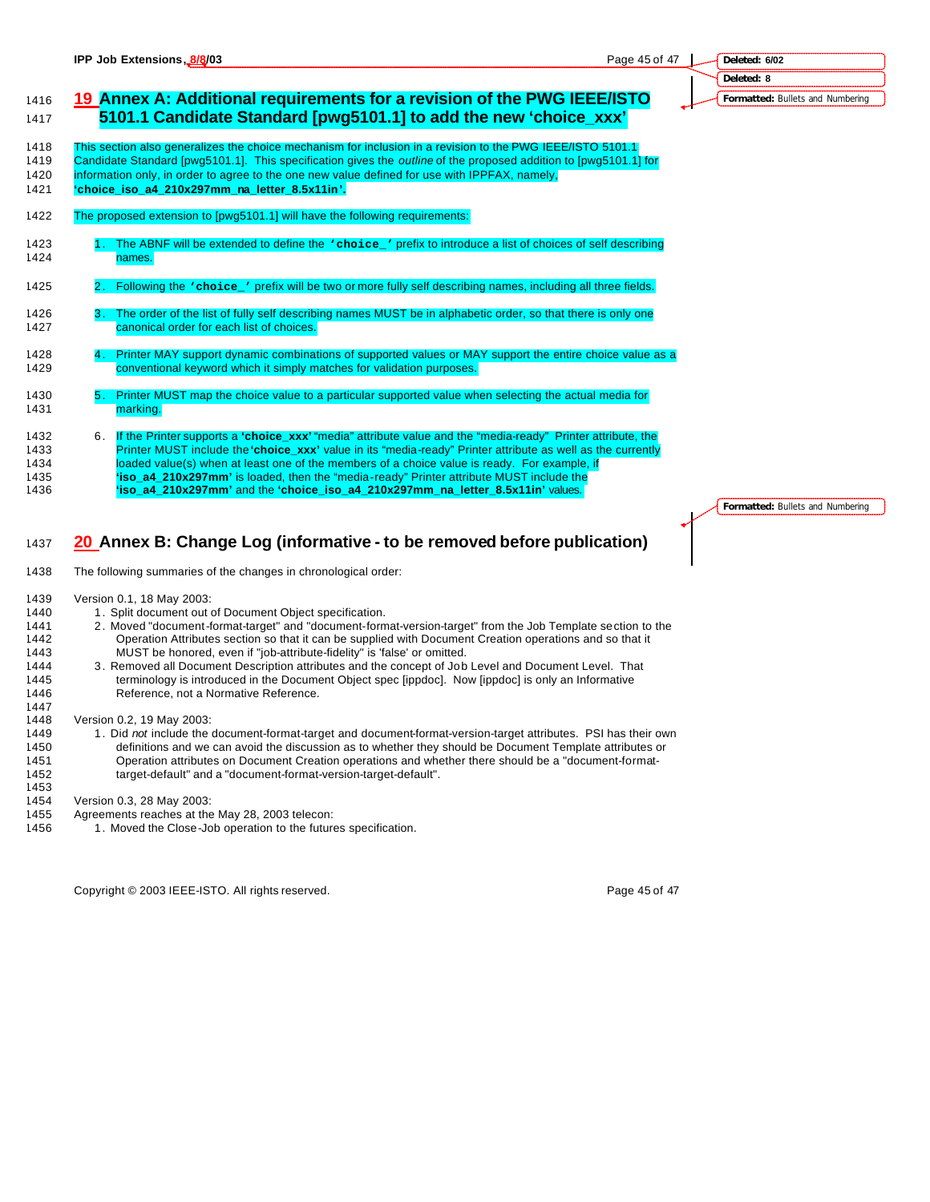# 19 Annex A: Additional requirements for a revision of the PWG IEEE/ISTO 5101.1 Candidate Standard [pwg5101.1] to add the new 'choice_xxx'

This section also generalizes the choice mechanism for inclusion in a revision to the PWG IEEE/ISTO 5101.1 Candidate Standard [pwg5101.1]. This specification gives the *outline* of the proposed addition to [pwg5101.1] for information only, in order to agree to the one new value defined for use with IPPFAX, namely, **'choice_iso_a4_210x297mm_na_letter_8.5x11in'.**

The proposed extension to [pwg5101.1] will have the following requirements:

1. The ABNF will be extended to define the **'choice_'** prefix to introduce a list of choices of self describing names.
2. Following the **'choice_'** prefix will be two or more fully self describing names, including all three fields.
3. The order of the list of fully self describing names MUST be in alphabetic order, so that there is only one canonical order for each list of choices.
4. Printer MAY support dynamic combinations of supported values or MAY support the entire choice value as a conventional keyword which it simply matches for validation purposes.
5. Printer MUST map the choice value to a particular supported value when selecting the actual media for marking.
6. If the Printer supports a **'choice_xxx'** "media" attribute value and the "media-ready" Printer attribute, the Printer MUST include the **'choice_xxx'** value in its "media-ready" Printer attribute as well as the currently loaded value(s) when at least one of the members of a choice value is ready. For example, if **'iso_a4_210x297mm'** is loaded, then the "media-ready" Printer attribute MUST include the **'iso_a4_210x297mm'** and the **'choice_iso_a4_210x297mm_na_letter_8.5x11in'** values.

# 20 Annex B: Change Log (informative - to be removed before publication)

The following summaries of the changes in chronological order:

Version 0.1, 18 May 2003:

1. Split document out of Document Object specification.
2. Moved "document-format-target" and "document-format-version-target" from the Job Template section to the Operation Attributes section so that it can be supplied with Document Creation operations and so that it MUST be honored, even if "job-attribute-fidelity" is 'false' or omitted.
3. Removed all Document Description attributes and the concept of Job Level and Document Level. That terminology is introduced in the Document Object spec [ippdoc]. Now [ippdoc] is only an Informative Reference, not a Normative Reference.

Version 0.2, 19 May 2003:

1. Did *not* include the document-format-target and document-format-version-target attributes. PSI has their own definitions and we can avoid the discussion as to whether they should be Document Template attributes or Operation attributes on Document Creation operations and whether there should be a "document-format-target-default" and a "document-format-version-target-default".

Version 0.3, 28 May 2003:

Agreements reaches at the May 28, 2003 telecon:

1. Moved the Close-Job operation to the futures specification.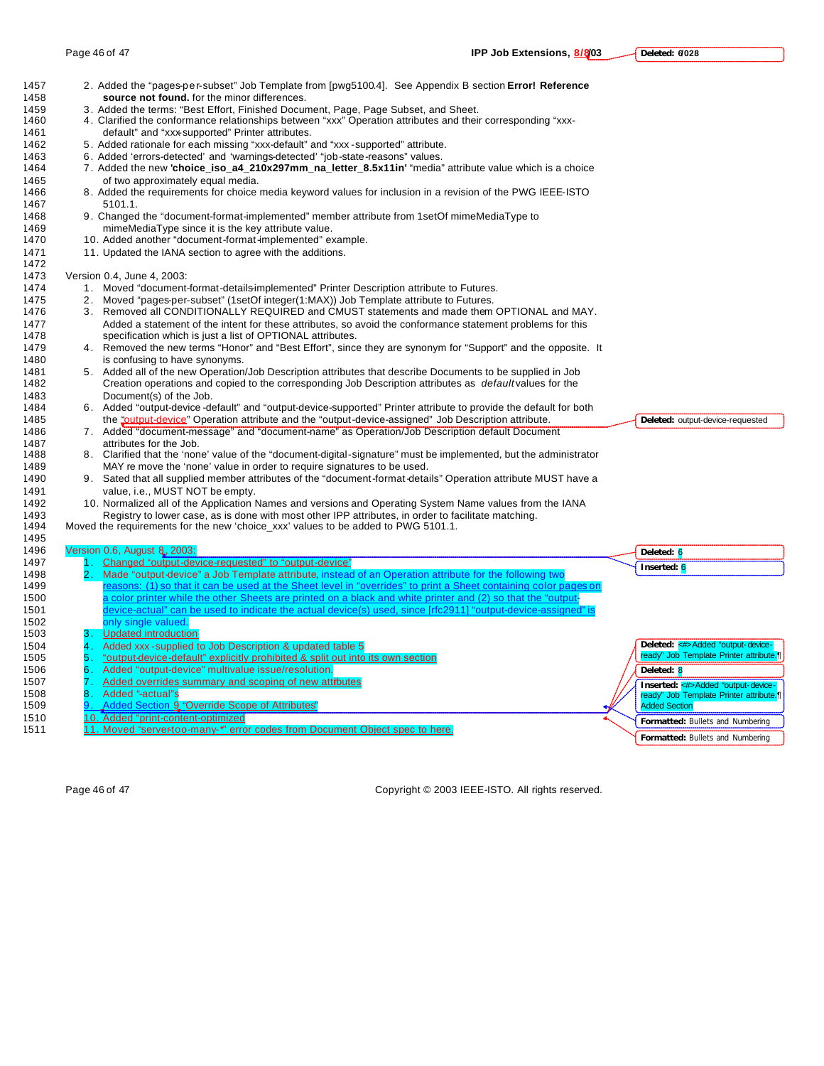2. Added the "pages-per-subset" Job Template from [pwg5100.4]. See Appendix B section **Error! Reference source not found.** for the minor differences.
3. Added the terms: "Best Effort, Finished Document, Page, Page Subset, and Sheet.
4. Clarified the conformance relationships between "xxx" Operation attributes and their corresponding "xxx-default" and "xxx-supported" Printer attributes.
5. Added rationale for each missing "xxx-default" and "xxx-supported" attribute.
6. Added 'errors-detected' and 'warnings-detected' "job-state-reasons" values.
7. Added the new **'choice_iso_a4_210x297mm_na_letter_8.5x11in'** "media" attribute value which is a choice of two approximately equal media.
8. Added the requirements for choice media keyword values for inclusion in a revision of the PWG IEEE-ISTO 5101.1.
9. Changed the "document-format-implemented" member attribute from 1setOf mimeMediaType to mimeMediaType since it is the key attribute value.
10. Added another "document-format-implemented" example.
11. Updated the IANA section to agree with the additions.

Version 0.4, June 4, 2003:

1. Moved "document-format-details-implemented" Printer Description attribute to Futures.
2. Moved "pages-per-subset" (1setOf integer(1:MAX)) Job Template attribute to Futures.
3. Removed all CONDITIONALLY REQUIRED and CMUST statements and made them OPTIONAL and MAY. Added a statement of the intent for these attributes, so avoid the conformance statement problems for this specification which is just a list of OPTIONAL attributes.
4. Removed the new terms "Honor" and "Best Effort", since they are synonym for "Support" and the opposite. It is confusing to have synonyms.
5. Added all of the new Operation/Job Description attributes that describe Documents to be supplied in Job Creation operations and copied to the corresponding Job Description attributes as *default* values for the Document(s) of the Job.
6. Added "output-device-default" and "output-device-supported" Printer attribute to provide the default for both the "output-device" Operation attribute and the "output-device-assigned" Job Description attribute.
7. Added "document-message" and "document-name" as Operation/Job Description default Document attributes for the Job.
8. Clarified that the 'none' value of the "document-digital-signature" must be implemented, but the administrator MAY re move the 'none' value in order to require signatures to be used.
9. Sated that all supplied member attributes of the "document-format-details" Operation attribute MUST have a value, i.e., MUST NOT be empty.
10. Normalized all of the Application Names and versions and Operating System Name values from the IANA Registry to lower case, as is done with most other IPP attributes, in order to facilitate matching.

Moved the requirements for the new 'choice_xxx' values to be added to PWG 5101.1.

Version 0.6, August 8, 2003:

1. Changed "output-device-requested" to "output-device"
2. Made "output-device" a Job Template attribute, instead of an Operation attribute for the following two reasons: (1) so that it can be used at the Sheet level in "overrides" to print a Sheet containing color pages on a color printer while the other Sheets are printed on a black and white printer and (2) so that the "output-device-actual" can be used to indicate the actual device(s) used, since [rfc2911] "output-device-assigned" is only single valued.
3. Updated introduction
4. Added xxx-supplied to Job Description & updated table 5
5. "output-device-default" explicitly prohibited & split out into its own section
6. Added "output-device" multivalue issue/resolution.
7. Added overrides summary and scoping of new attributes
8. Added "-actual"s
9. Added Section 9 "Override Scope of Attributes"
10. Added "print-content-optimized
11. Moved "server-too-many-*" error codes from Document Object spec to here.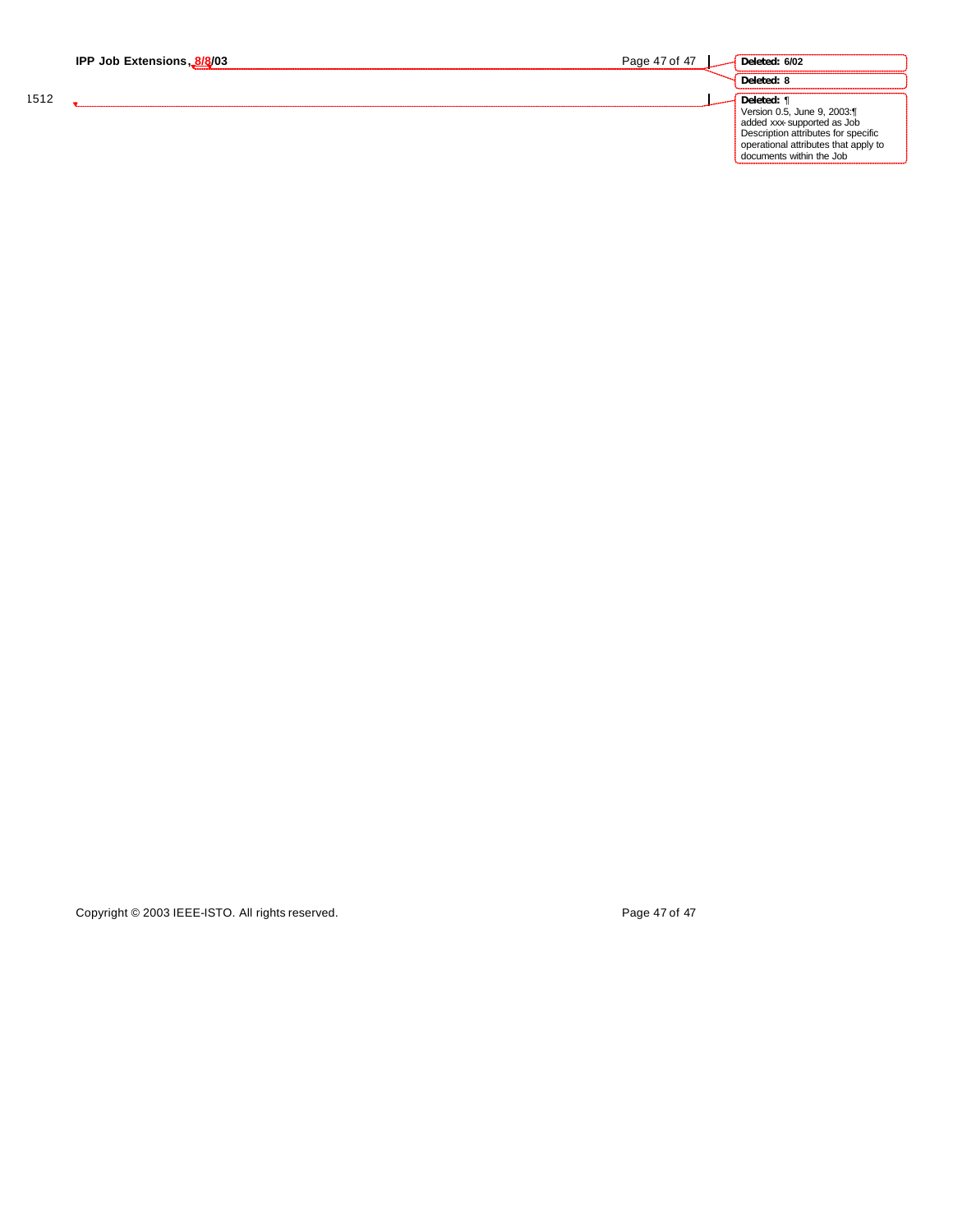Deleted: 6/02

Deleted: 8

Deleted: ¶
Version 0.5, June 9, 2003:¶
added xxx-supported as Job Description attributes for specific operational attributes that apply to documents within the Job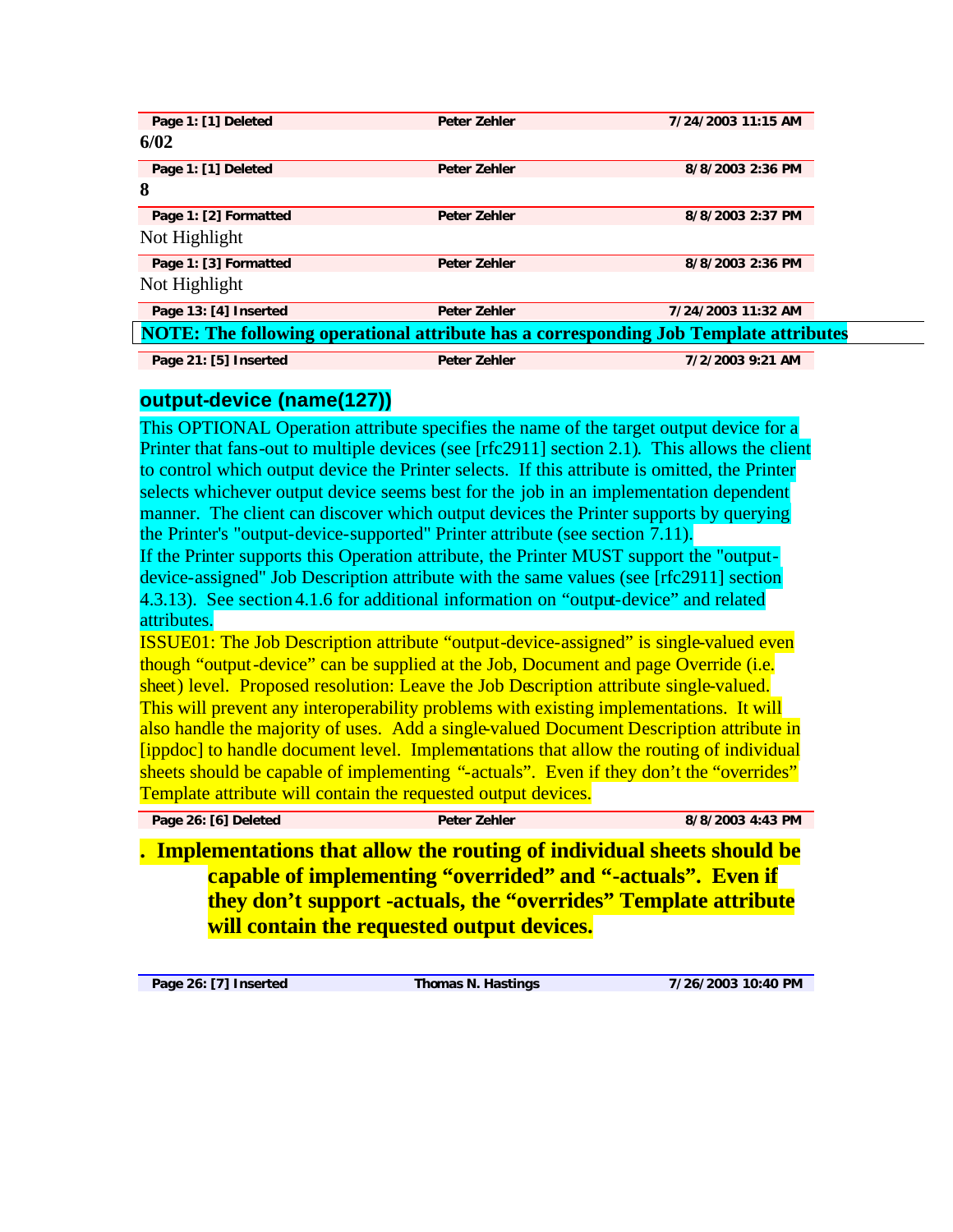| Page 1: [1] Deleted | Peter Zehler | 7/24/2003 11:15 AM |
|---|---|---|

**6/02**

| Page 1: [1] Deleted | Peter Zehler | 8/8/2003 2:36 PM |
|---|---|---|

**8**

| Page 1: [2] Formatted | Peter Zehler | 8/8/2003 2:37 PM |
|---|---|---|

Not Highlight

| Page 1: [3] Formatted | Peter Zehler | 8/8/2003 2:36 PM |
|---|---|---|

Not Highlight

| Page 13: [4] Inserted | Peter Zehler | 7/24/2003 11:32 AM |
|---|---|---|

**NOTE: The following operational attribute has a corresponding Job Template attributes**

| Page 21: [5] Inserted | Peter Zehler | 7/2/2003 9:21 AM |
|---|---|---|

### output-device (name(127))

This OPTIONAL Operation attribute specifies the name of the target output device for a Printer that fans-out to multiple devices (see [rfc2911] section 2.1). This allows the client to control which output device the Printer selects. If this attribute is omitted, the Printer selects whichever output device seems best for the job in an implementation dependent manner. The client can discover which output devices the Printer supports by querying the Printer's "output-device-supported" Printer attribute (see section 7.11).

If the Printer supports this Operation attribute, the Printer MUST support the "output-device-assigned" Job Description attribute with the same values (see [rfc2911] section 4.3.13). See section 4.1.6 for additional information on “output-device” and related attributes.

ISSUE01: The Job Description attribute “output-device-assigned” is single-valued even though “output-device” can be supplied at the Job, Document and page Override (i.e. sheet) level. Proposed resolution: Leave the Job Description attribute single-valued. This will prevent any interoperability problems with existing implementations. It will also handle the majority of uses. Add a single-valued Document Description attribute in [ippdoc] to handle document level. Implementations that allow the routing of individual sheets should be capable of implementing “-actuals”. Even if they don’t the “overrides” Template attribute will contain the requested output devices.

| Page 26: [6] Deleted | Peter Zehler | 8/8/2003 4:43 PM |
|---|---|---|

**. Implementations that allow the routing of individual sheets should be capable of implementing “overrided” and “-actuals”. Even if they don’t support -actuals, the “overrides” Template attribute will contain the requested output devices.**

| Page 26: [7] Inserted | Thomas N. Hastings | 7/26/2003 10:40 PM |
|---|---|---|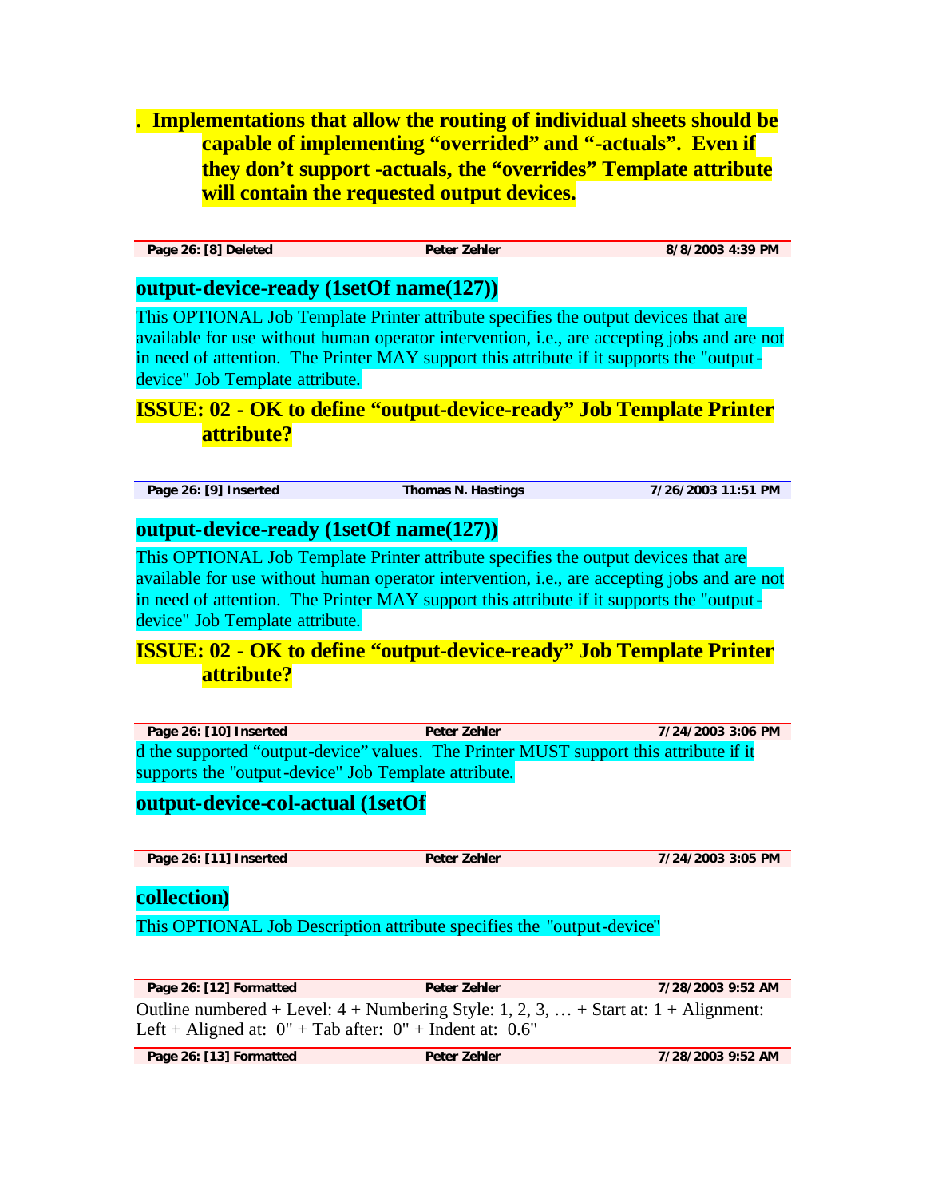**. Implementations that allow the routing of individual sheets should be capable of implementing “overrided” and “-actuals”. Even if they don’t support -actuals, the “overrides” Template attribute will contain the requested output devices.**

| Page 26: [8] Deleted | Peter Zehler | 8/8/2003 4:39 PM |
|---|---|---|

**output-device-ready (1setOf name(127))**

This OPTIONAL Job Template Printer attribute specifies the output devices that are available for use without human operator intervention, i.e., are accepting jobs and are not in need of attention. The Printer MAY support this attribute if it supports the "output-device" Job Template attribute.

**ISSUE: 02 - OK to define “output-device-ready” Job Template Printer attribute?**

| Page 26: [9] Inserted | Thomas N. Hastings | 7/26/2003 11:51 PM |
|---|---|---|

**output-device-ready (1setOf name(127))**

This OPTIONAL Job Template Printer attribute specifies the output devices that are available for use without human operator intervention, i.e., are accepting jobs and are not in need of attention. The Printer MAY support this attribute if it supports the "output-device" Job Template attribute.

**ISSUE: 02 - OK to define “output-device-ready” Job Template Printer attribute?**

| Page 26: [10] Inserted | Peter Zehler | 7/24/2003 3:06 PM |
|---|---|---|

d the supported “output-device” values. The Printer MUST support this attribute if it supports the "output-device" Job Template attribute.

**output-device-col-actual (1setOf**

| Page 26: [11] Inserted | Peter Zehler | 7/24/2003 3:05 PM |
|---|---|---|

**collection)**

This OPTIONAL Job Description attribute specifies the "output-device"

| Page 26: [12] Formatted | Peter Zehler | 7/28/2003 9:52 AM |
|---|---|---|

Outline numbered + Level: 4 + Numbering Style: 1, 2, 3, … + Start at: 1 + Alignment: Left + Aligned at: 0" + Tab after: 0" + Indent at: 0.6"

| Page 26: [13] Formatted | Peter Zehler | 7/28/2003 9:52 AM |
|---|---|---|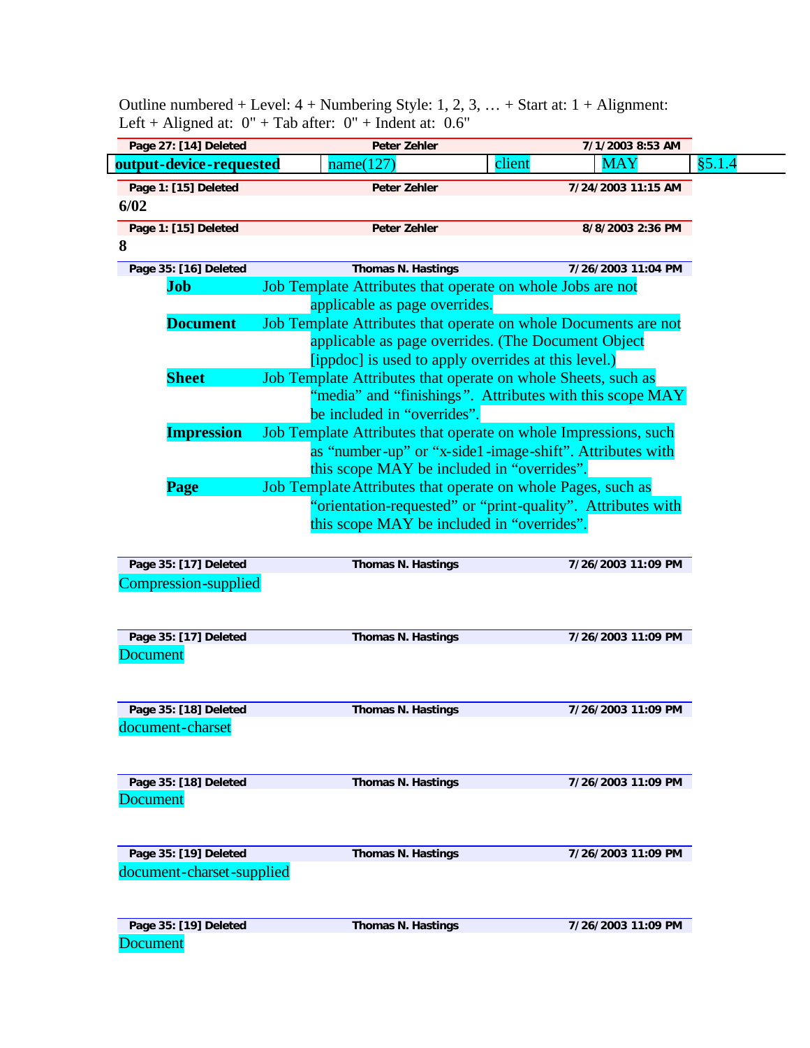Outline numbered + Level: 4 + Numbering Style: 1, 2, 3, … + Start at: 1 + Alignment: Left + Aligned at: 0" + Tab after: 0" + Indent at: 0.6"

| Page 27: [14] Deleted | Peter Zehler | 7/1/2003 8:53 AM |
|---|---|---|

| **output-device-requested** | name(127) | client | MAY | §5.1.4 |
|---|---|---|---|---|

| Page 1: [15] Deleted | Peter Zehler | 7/24/2003 11:15 AM |
|---|---|---|

**6/02**

| Page 1: [15] Deleted | Peter Zehler | 8/8/2003 2:36 PM |
|---|---|---|

**8**

| Page 35: [16] Deleted | Thomas N. Hastings | 7/26/2003 11:04 PM |
|---|---|---|

**Job** Job Template Attributes that operate on whole Jobs are not applicable as page overrides.

**Document** Job Template Attributes that operate on whole Documents are not applicable as page overrides. (The Document Object [ippdoc] is used to apply overrides at this level.)

**Sheet** Job Template Attributes that operate on whole Sheets, such as "media" and "finishings". Attributes with this scope MAY be included in "overrides".

**Impression** Job Template Attributes that operate on whole Impressions, such as "number-up" or "x-side1-image-shift". Attributes with this scope MAY be included in "overrides".

**Page** Job Template Attributes that operate on whole Pages, such as "orientation-requested" or "print-quality". Attributes with this scope MAY be included in "overrides".

| Page 35: [17] Deleted | Thomas N. Hastings | 7/26/2003 11:09 PM |
|---|---|---|

Compression-supplied

| Page 35: [17] Deleted | Thomas N. Hastings | 7/26/2003 11:09 PM |
|---|---|---|

Document

| Page 35: [18] Deleted | Thomas N. Hastings | 7/26/2003 11:09 PM |
|---|---|---|

document-charset

| Page 35: [18] Deleted | Thomas N. Hastings | 7/26/2003 11:09 PM |
|---|---|---|

Document

| Page 35: [19] Deleted | Thomas N. Hastings | 7/26/2003 11:09 PM |
|---|---|---|

document-charset-supplied

| Page 35: [19] Deleted | Thomas N. Hastings | 7/26/2003 11:09 PM |
|---|---|---|

Document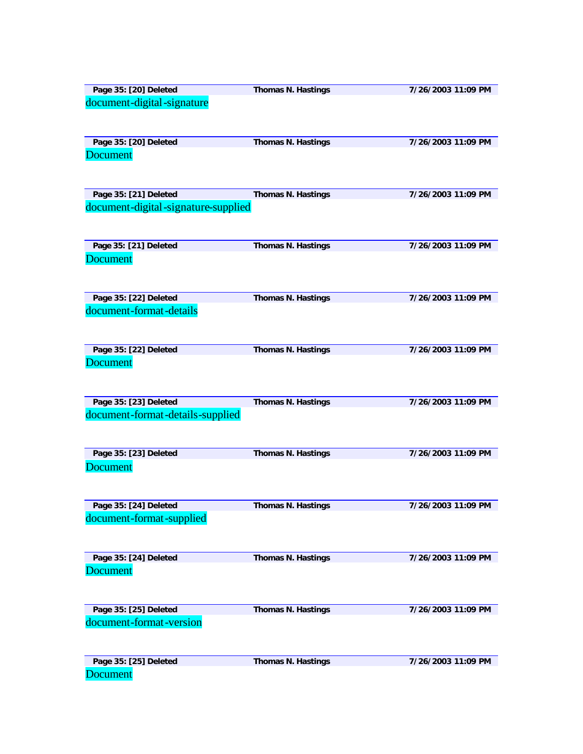| Page 35: [20] Deleted | Thomas N. Hastings | 7/26/2003 11:09 PM |
|---|---|---|

document-digital-signature

| Page 35: [20] Deleted | Thomas N. Hastings | 7/26/2003 11:09 PM |
|---|---|---|

Document

| Page 35: [21] Deleted | Thomas N. Hastings | 7/26/2003 11:09 PM |
|---|---|---|

document-digital-signature-supplied

| Page 35: [21] Deleted | Thomas N. Hastings | 7/26/2003 11:09 PM |
|---|---|---|

Document

| Page 35: [22] Deleted | Thomas N. Hastings | 7/26/2003 11:09 PM |
|---|---|---|

document-format-details

| Page 35: [22] Deleted | Thomas N. Hastings | 7/26/2003 11:09 PM |
|---|---|---|

Document

| Page 35: [23] Deleted | Thomas N. Hastings | 7/26/2003 11:09 PM |
|---|---|---|

document-format-details-supplied

| Page 35: [23] Deleted | Thomas N. Hastings | 7/26/2003 11:09 PM |
|---|---|---|

Document

| Page 35: [24] Deleted | Thomas N. Hastings | 7/26/2003 11:09 PM |
|---|---|---|

document-format-supplied

| Page 35: [24] Deleted | Thomas N. Hastings | 7/26/2003 11:09 PM |
|---|---|---|

Document

| Page 35: [25] Deleted | Thomas N. Hastings | 7/26/2003 11:09 PM |
|---|---|---|

document-format-version

| Page 35: [25] Deleted | Thomas N. Hastings | 7/26/2003 11:09 PM |
|---|---|---|

Document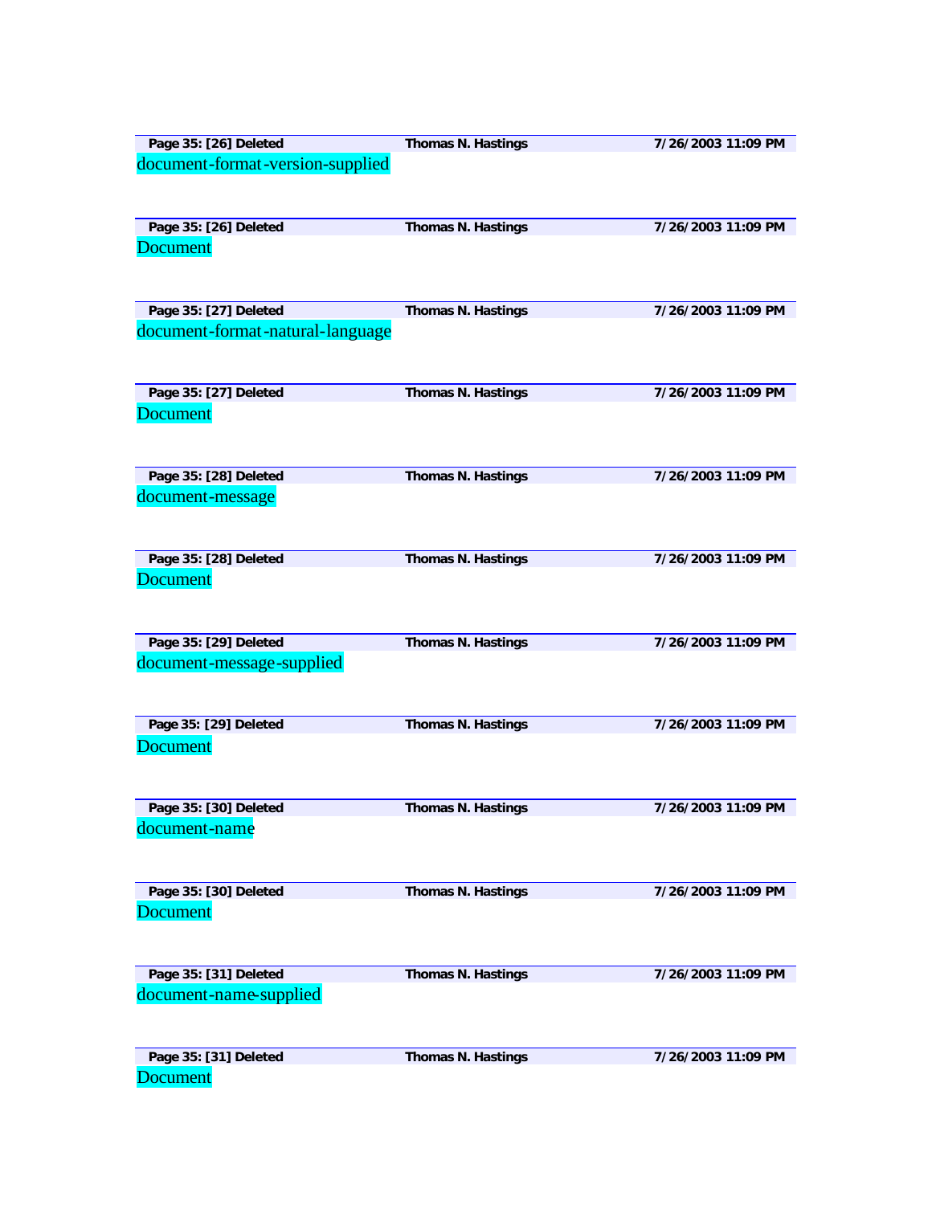| Page 35: [26] Deleted | Thomas N. Hastings | 7/26/2003 11:09 PM |
|---|---|---|

document-format-version-supplied

| Page 35: [26] Deleted | Thomas N. Hastings | 7/26/2003 11:09 PM |
|---|---|---|

Document

| Page 35: [27] Deleted | Thomas N. Hastings | 7/26/2003 11:09 PM |
|---|---|---|

document-format-natural-language

| Page 35: [27] Deleted | Thomas N. Hastings | 7/26/2003 11:09 PM |
|---|---|---|

Document

| Page 35: [28] Deleted | Thomas N. Hastings | 7/26/2003 11:09 PM |
|---|---|---|

document-message

| Page 35: [28] Deleted | Thomas N. Hastings | 7/26/2003 11:09 PM |
|---|---|---|

Document

| Page 35: [29] Deleted | Thomas N. Hastings | 7/26/2003 11:09 PM |
|---|---|---|

document-message-supplied

| Page 35: [29] Deleted | Thomas N. Hastings | 7/26/2003 11:09 PM |
|---|---|---|

Document

| Page 35: [30] Deleted | Thomas N. Hastings | 7/26/2003 11:09 PM |
|---|---|---|

document-name

| Page 35: [30] Deleted | Thomas N. Hastings | 7/26/2003 11:09 PM |
|---|---|---|

Document

| Page 35: [31] Deleted | Thomas N. Hastings | 7/26/2003 11:09 PM |
|---|---|---|

document-name-supplied

| Page 35: [31] Deleted | Thomas N. Hastings | 7/26/2003 11:09 PM |
|---|---|---|

Document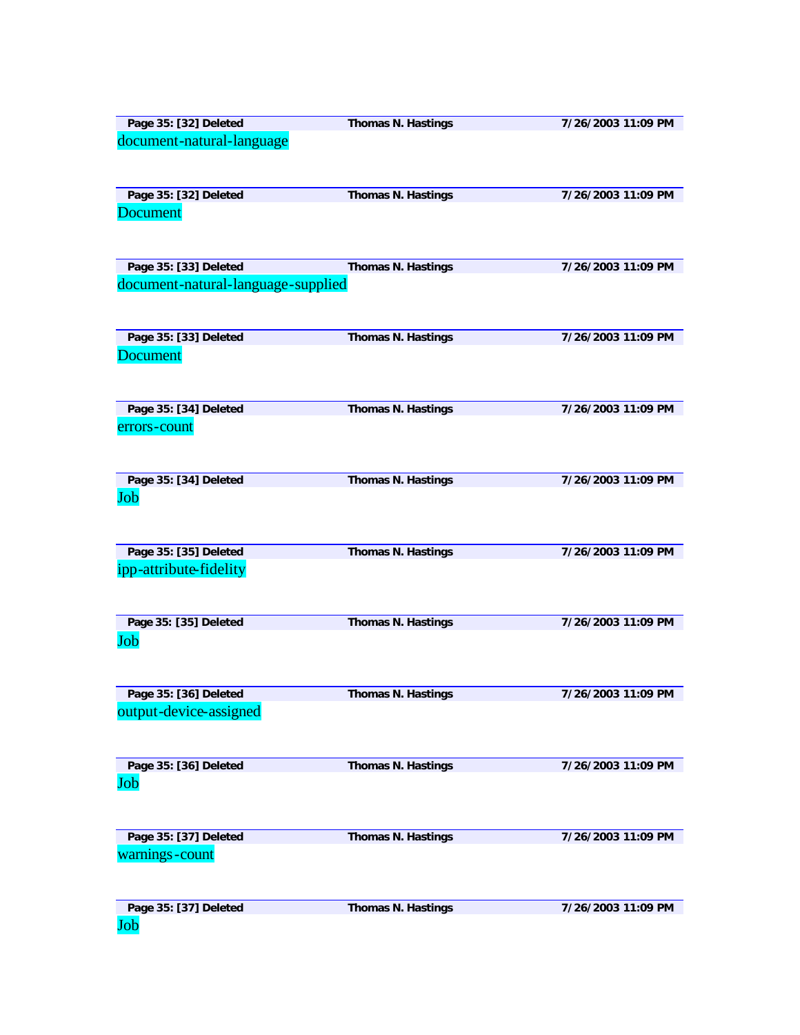**Page 35: [32] Deleted** **Thomas N. Hastings** **7/26/2003 11:09 PM**

document-natural-language

**Page 35: [32] Deleted** **Thomas N. Hastings** **7/26/2003 11:09 PM**

Document

**Page 35: [33] Deleted** **Thomas N. Hastings** **7/26/2003 11:09 PM**

document-natural-language-supplied

**Page 35: [33] Deleted** **Thomas N. Hastings** **7/26/2003 11:09 PM**

Document

**Page 35: [34] Deleted** **Thomas N. Hastings** **7/26/2003 11:09 PM**

errors-count

**Page 35: [34] Deleted** **Thomas N. Hastings** **7/26/2003 11:09 PM**

Job

**Page 35: [35] Deleted** **Thomas N. Hastings** **7/26/2003 11:09 PM**

ipp-attribute-fidelity

**Page 35: [35] Deleted** **Thomas N. Hastings** **7/26/2003 11:09 PM**

Job

**Page 35: [36] Deleted** **Thomas N. Hastings** **7/26/2003 11:09 PM**

output-device-assigned

**Page 35: [36] Deleted** **Thomas N. Hastings** **7/26/2003 11:09 PM**

Job

**Page 35: [37] Deleted** **Thomas N. Hastings** **7/26/2003 11:09 PM**

warnings-count

**Page 35: [37] Deleted** **Thomas N. Hastings** **7/26/2003 11:09 PM**

Job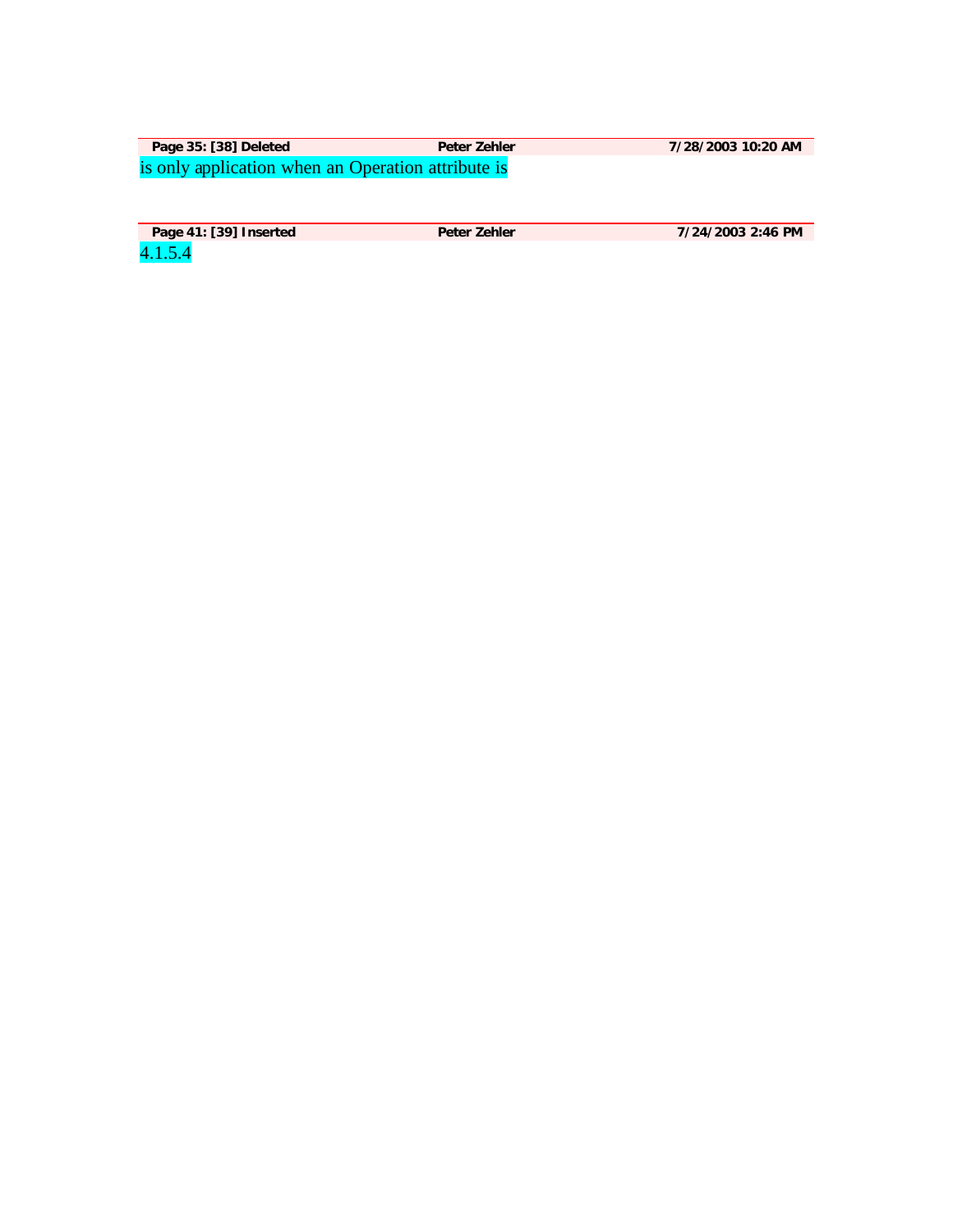**Page 35: [38] Deleted** **Peter Zehler** **7/28/2003 10:20 AM**

is only application when an Operation attribute is

**Page 41: [39] Inserted** **Peter Zehler** **7/24/2003 2:46 PM**

4.1.5.4